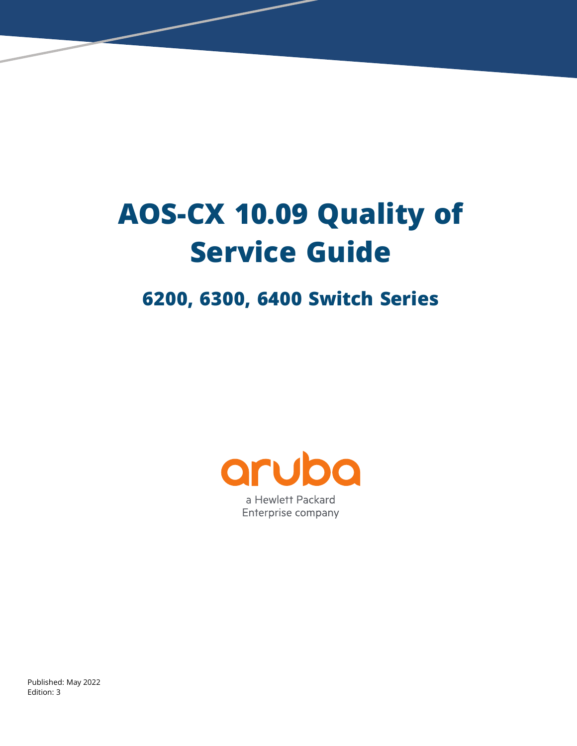# AOS-CX 10.09 Quality of Service Guide

## 6200, 6300, 6400 Switch Series

aruba

a Hewlett Packard Enterprise company

Published: May 2022
Edition: 3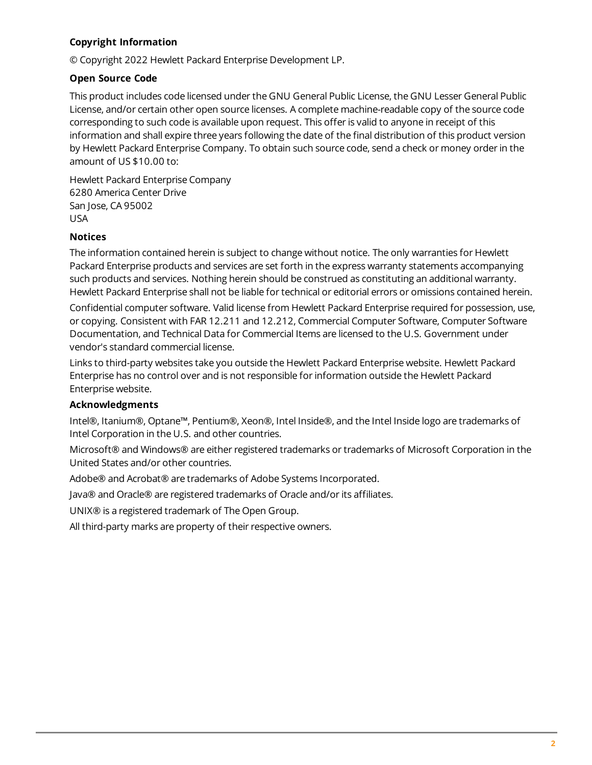## Copyright Information

© Copyright 2022 Hewlett Packard Enterprise Development LP.

## Open Source Code

This product includes code licensed under the GNU General Public License, the GNU Lesser General Public License, and/or certain other open source licenses. A complete machine-readable copy of the source code corresponding to such code is available upon request. This offer is valid to anyone in receipt of this information and shall expire three years following the date of the final distribution of this product version by Hewlett Packard Enterprise Company. To obtain such source code, send a check or money order in the amount of US $10.00 to:

Hewlett Packard Enterprise Company
6280 America Center Drive
San Jose, CA 95002
USA

## Notices

The information contained herein is subject to change without notice. The only warranties for Hewlett Packard Enterprise products and services are set forth in the express warranty statements accompanying such products and services. Nothing herein should be construed as constituting an additional warranty. Hewlett Packard Enterprise shall not be liable for technical or editorial errors or omissions contained herein.

Confidential computer software. Valid license from Hewlett Packard Enterprise required for possession, use, or copying. Consistent with FAR 12.211 and 12.212, Commercial Computer Software, Computer Software Documentation, and Technical Data for Commercial Items are licensed to the U.S. Government under vendor's standard commercial license.

Links to third-party websites take you outside the Hewlett Packard Enterprise website. Hewlett Packard Enterprise has no control over and is not responsible for information outside the Hewlett Packard Enterprise website.

## Acknowledgments

Intel®, Itanium®, Optane™, Pentium®, Xeon®, Intel Inside®, and the Intel Inside logo are trademarks of Intel Corporation in the U.S. and other countries.

Microsoft® and Windows® are either registered trademarks or trademarks of Microsoft Corporation in the United States and/or other countries.

Adobe® and Acrobat® are trademarks of Adobe Systems Incorporated.

Java® and Oracle® are registered trademarks of Oracle and/or its affiliates.

UNIX® is a registered trademark of The Open Group.

All third-party marks are property of their respective owners.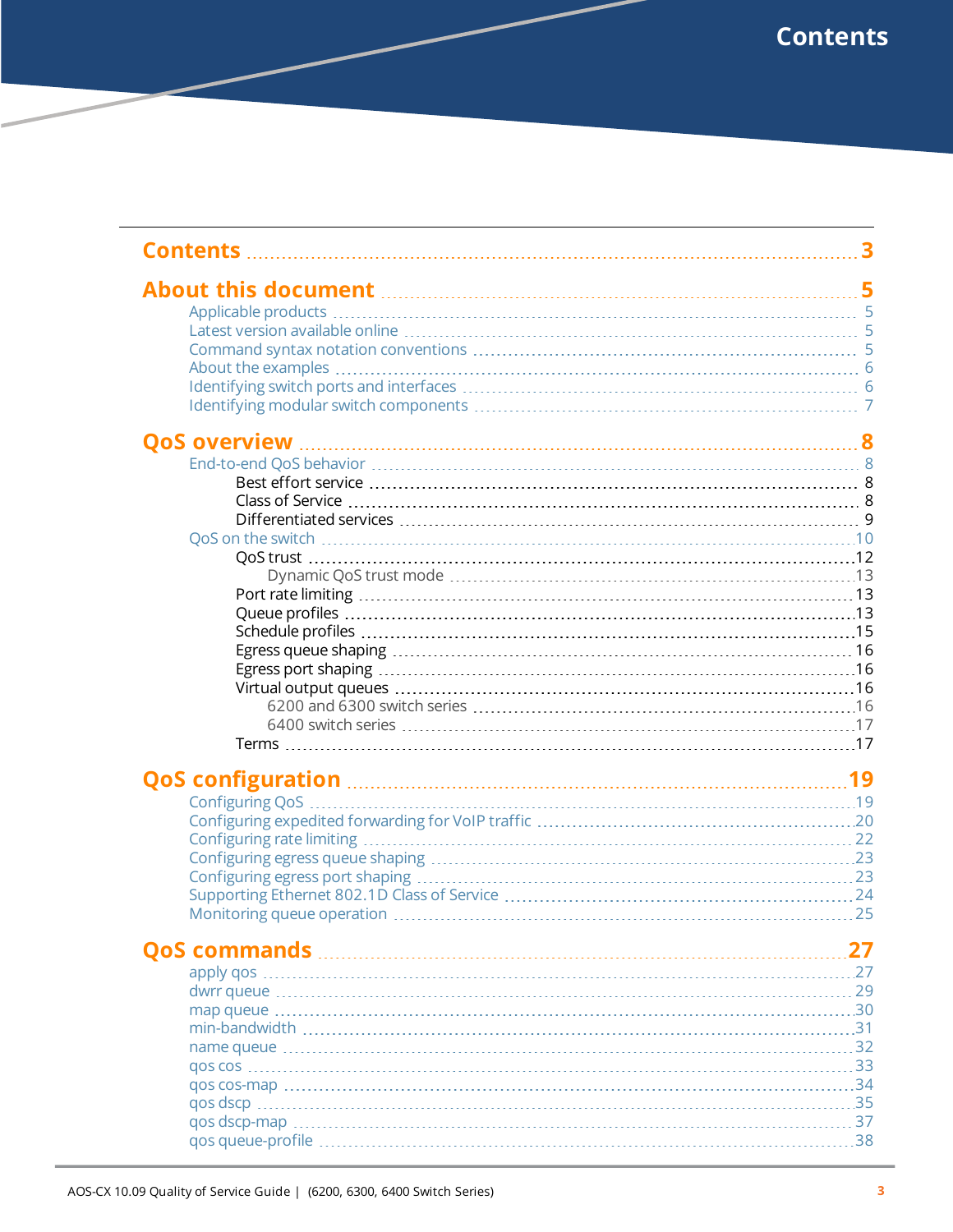# Contents

**Contents** 3

**About this document** 5
- Applicable products 5
- Latest version available online 5
- Command syntax notation conventions 5
- About the examples 6
- Identifying switch ports and interfaces 6
- Identifying modular switch components 7

**QoS overview** 8
- End-to-end QoS behavior 8
  - Best effort service 8
  - Class of Service 8
  - Differentiated services 9
- QoS on the switch 10
  - QoS trust 12
    - Dynamic QoS trust mode 13
  - Port rate limiting 13
  - Queue profiles 13
  - Schedule profiles 15
  - Egress queue shaping 16
  - Egress port shaping 16
  - Virtual output queues 16
    - 6200 and 6300 switch series 16
    - 6400 switch series 17
  - Terms 17

**QoS configuration** 19
- Configuring QoS 19
- Configuring expedited forwarding for VoIP traffic 20
- Configuring rate limiting 22
- Configuring egress queue shaping 23
- Configuring egress port shaping 23
- Supporting Ethernet 802.1D Class of Service 24
- Monitoring queue operation 25

**QoS commands** 27
- apply qos 27
- dwrr queue 29
- map queue 30
- min-bandwidth 31
- name queue 32
- qos cos 33
- qos cos-map 34
- qos dscp 35
- qos dscp-map 37
- qos queue-profile 38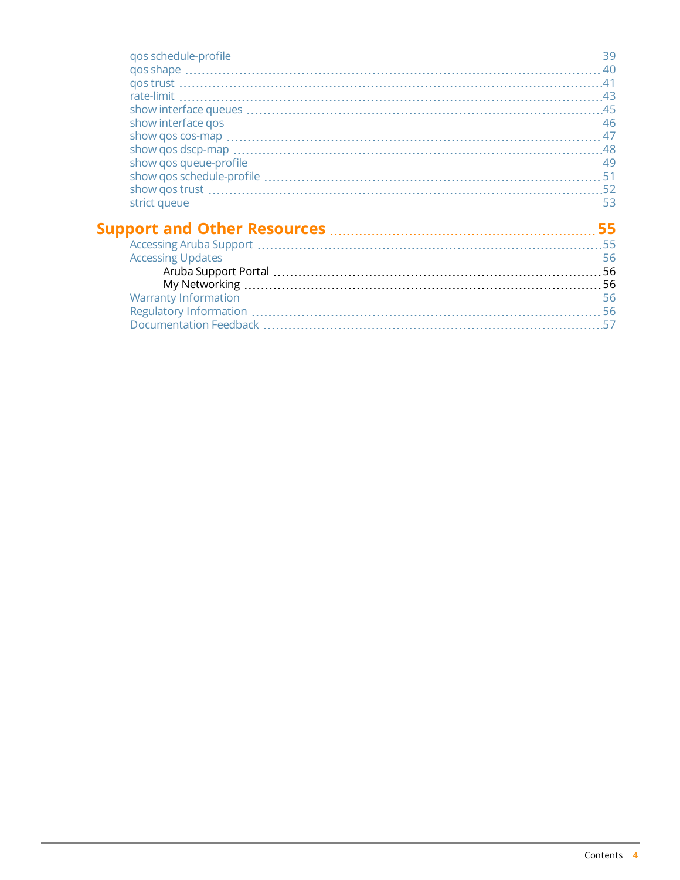qos schedule-profile ..... 39
qos shape ..... 40
qos trust ..... 41
rate-limit ..... 43
show interface queues ..... 45
show interface qos ..... 46
show qos cos-map ..... 47
show qos dscp-map ..... 48
show qos queue-profile ..... 49
show qos schedule-profile ..... 51
show qos trust ..... 52
strict queue ..... 53

**Support and Other Resources ..... 55**

Accessing Aruba Support ..... 55
Accessing Updates ..... 56
- Aruba Support Portal ..... 56
- My Networking ..... 56

Warranty Information ..... 56
Regulatory Information ..... 56
Documentation Feedback ..... 57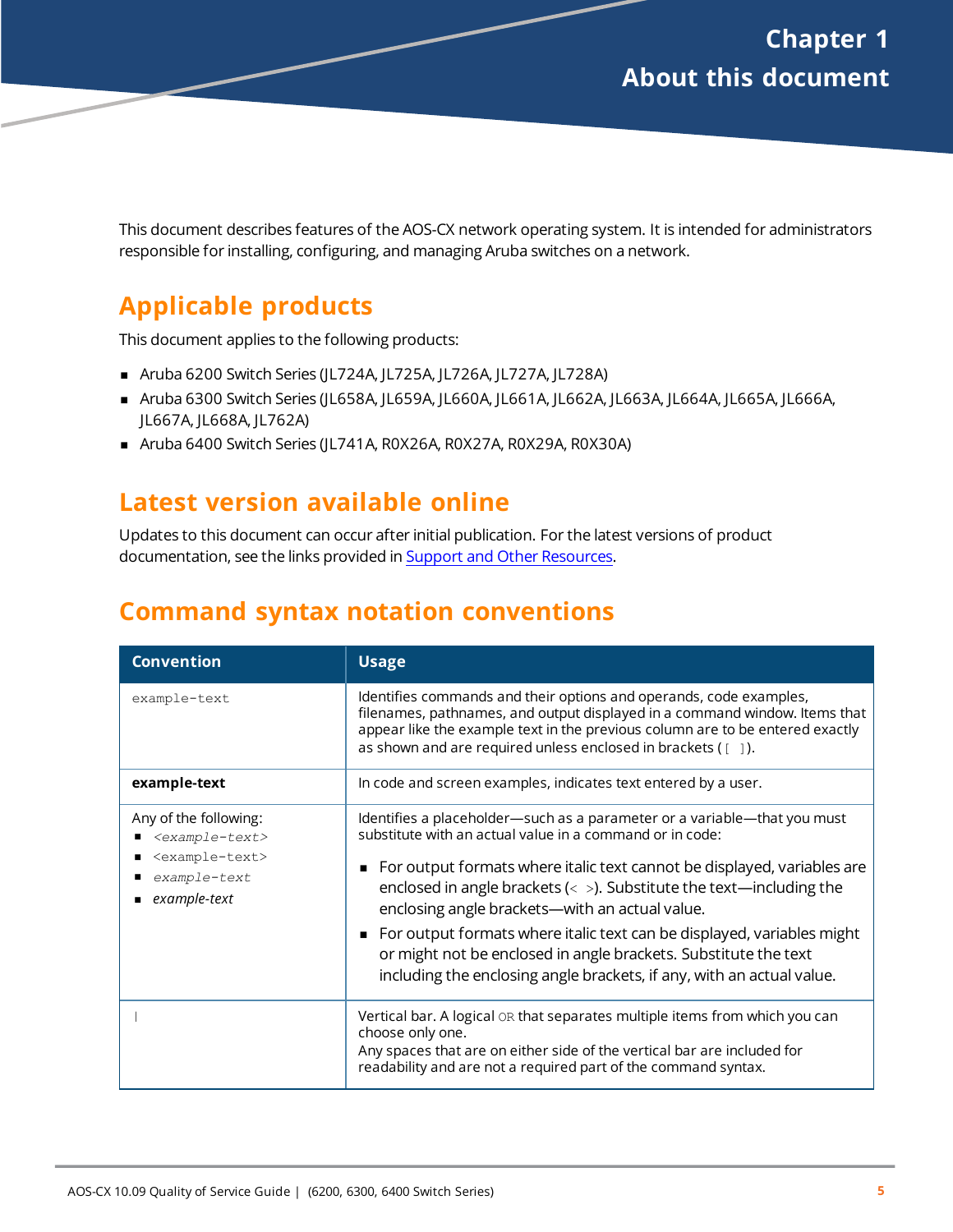# Chapter 1 About this document

This document describes features of the AOS-CX network operating system. It is intended for administrators responsible for installing, configuring, and managing Aruba switches on a network.

## Applicable products

This document applies to the following products:

- Aruba 6200 Switch Series (JL724A, JL725A, JL726A, JL727A, JL728A)
- Aruba 6300 Switch Series (JL658A, JL659A, JL660A, JL661A, JL662A, JL663A, JL664A, JL665A, JL666A, JL667A, JL668A, JL762A)
- Aruba 6400 Switch Series (JL741A, R0X26A, R0X27A, R0X29A, R0X30A)

## Latest version available online

Updates to this document can occur after initial publication. For the latest versions of product documentation, see the links provided in Support and Other Resources.

## Command syntax notation conventions

| Convention | Usage |
| --- | --- |
| `example-text` | Identifies commands and their options and operands, code examples, filenames, pathnames, and output displayed in a command window. Items that appear like the example text in the previous column are to be entered exactly as shown and are required unless enclosed in brackets (`[ ]`). |
| **example-text** | In code and screen examples, indicates text entered by a user. |
| Any of the following:<br>- *`<example-text>`*<br>- `<example-text>`<br>- *`example-text`*<br>- *example-text* | Identifies a placeholder—such as a parameter or a variable—that you must substitute with an actual value in a command or in code:<br>- For output formats where italic text cannot be displayed, variables are enclosed in angle brackets (`< >`). Substitute the text—including the enclosing angle brackets—with an actual value.<br>- For output formats where italic text can be displayed, variables might or might not be enclosed in angle brackets. Substitute the text including the enclosing angle brackets, if any, with an actual value. |
| `\|` | Vertical bar. A logical `OR` that separates multiple items from which you can choose only one.<br>Any spaces that are on either side of the vertical bar are included for readability and are not a required part of the command syntax. |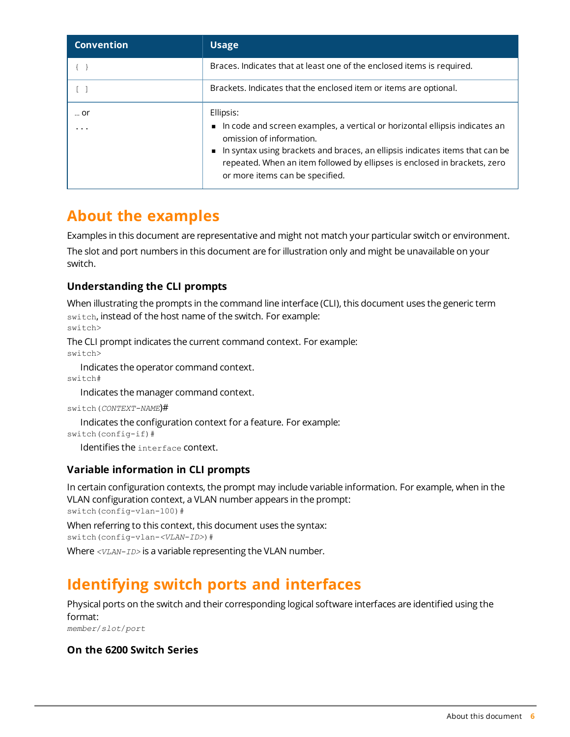| Convention | Usage |
|---|---|
| `{ }` | Braces. Indicates that at least one of the enclosed items is required. |
| `[ ]` | Brackets. Indicates that the enclosed item or items are optional. |
| … or<br>. . . | Ellipsis:<br>▪ In code and screen examples, a vertical or horizontal ellipsis indicates an omission of information.<br>▪ In syntax using brackets and braces, an ellipsis indicates items that can be repeated. When an item followed by ellipses is enclosed in brackets, zero or more items can be specified. |

# About the examples

Examples in this document are representative and might not match your particular switch or environment.

The slot and port numbers in this document are for illustration only and might be unavailable on your switch.

## Understanding the CLI prompts

When illustrating the prompts in the command line interface (CLI), this document uses the generic term `switch`, instead of the host name of the switch. For example:

```
switch>
```

The CLI prompt indicates the current command context. For example:

```
switch>
```

Indicates the operator command context.

```
switch#
```

Indicates the manager command context.

`switch(`*`CONTEXT-NAME`*`)#`

Indicates the configuration context for a feature. For example:

```
switch(config-if)#
```

Identifies the `interface` context.

## Variable information in CLI prompts

In certain configuration contexts, the prompt may include variable information. For example, when in the VLAN configuration context, a VLAN number appears in the prompt:

```
switch(config-vlan-100)#
```

When referring to this context, this document uses the syntax:

`switch(config-vlan-`*`<VLAN-ID>`*`)#`

Where *`<VLAN-ID>`* is a variable representing the VLAN number.

# Identifying switch ports and interfaces

Physical ports on the switch and their corresponding logical software interfaces are identified using the format:

*`member/slot/port`*

## On the 6200 Switch Series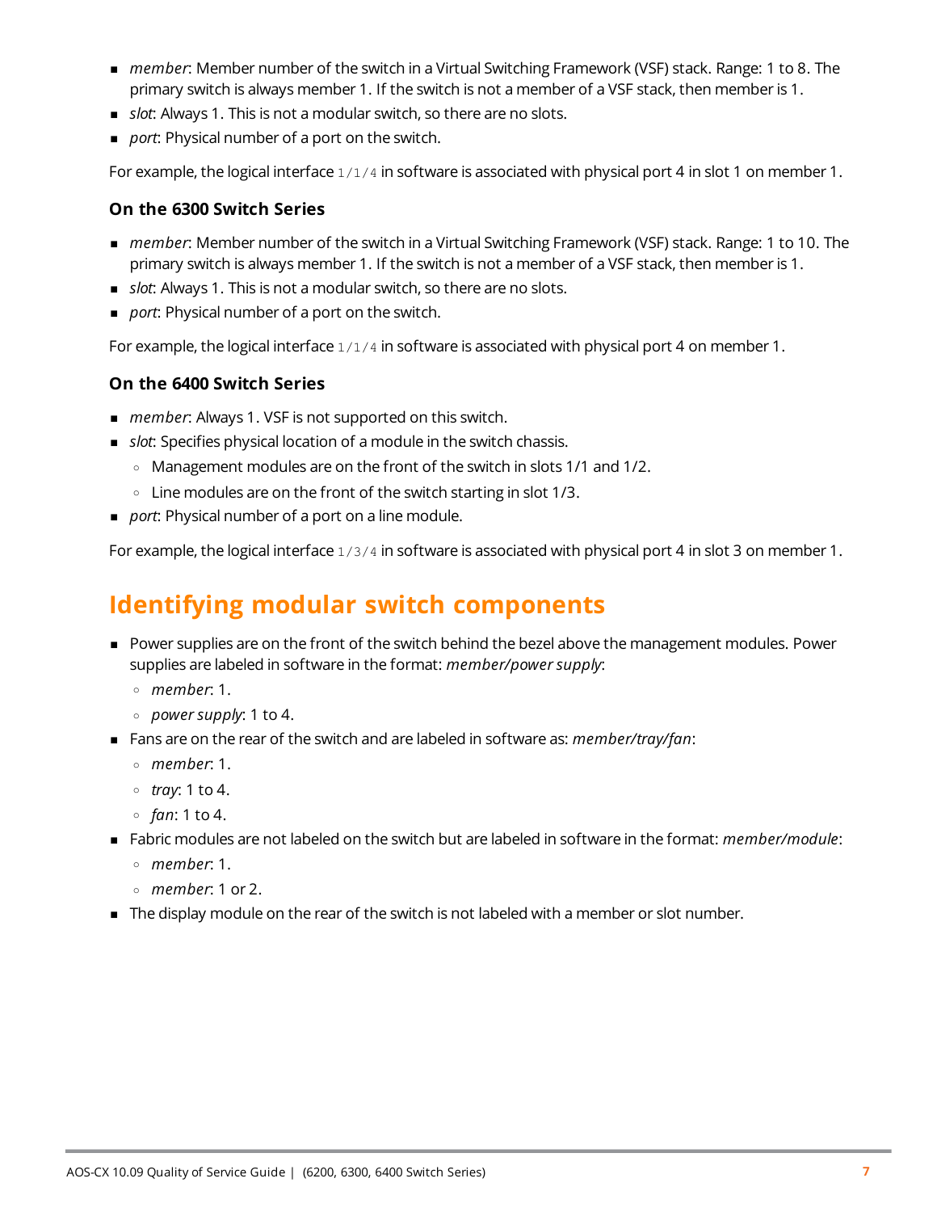- *member*: Member number of the switch in a Virtual Switching Framework (VSF) stack. Range: 1 to 8. The primary switch is always member 1. If the switch is not a member of a VSF stack, then member is 1.
- *slot*: Always 1. This is not a modular switch, so there are no slots.
- *port*: Physical number of a port on the switch.

For example, the logical interface `1/1/4` in software is associated with physical port 4 in slot 1 on member 1.

### On the 6300 Switch Series

- *member*: Member number of the switch in a Virtual Switching Framework (VSF) stack. Range: 1 to 10. The primary switch is always member 1. If the switch is not a member of a VSF stack, then member is 1.
- *slot*: Always 1. This is not a modular switch, so there are no slots.
- *port*: Physical number of a port on the switch.

For example, the logical interface `1/1/4` in software is associated with physical port 4 on member 1.

### On the 6400 Switch Series

- *member*: Always 1. VSF is not supported on this switch.
- *slot*: Specifies physical location of a module in the switch chassis.
  - Management modules are on the front of the switch in slots 1/1 and 1/2.
  - Line modules are on the front of the switch starting in slot 1/3.
- *port*: Physical number of a port on a line module.

For example, the logical interface `1/3/4` in software is associated with physical port 4 in slot 3 on member 1.

## Identifying modular switch components

- Power supplies are on the front of the switch behind the bezel above the management modules. Power supplies are labeled in software in the format: *member/power supply*:
  - *member*: 1.
  - *power supply*: 1 to 4.
- Fans are on the rear of the switch and are labeled in software as: *member/tray/fan*:
  - *member*: 1.
  - *tray*: 1 to 4.
  - *fan*: 1 to 4.
- Fabric modules are not labeled on the switch but are labeled in software in the format: *member/module*:
  - *member*: 1.
  - *member*: 1 or 2.
- The display module on the rear of the switch is not labeled with a member or slot number.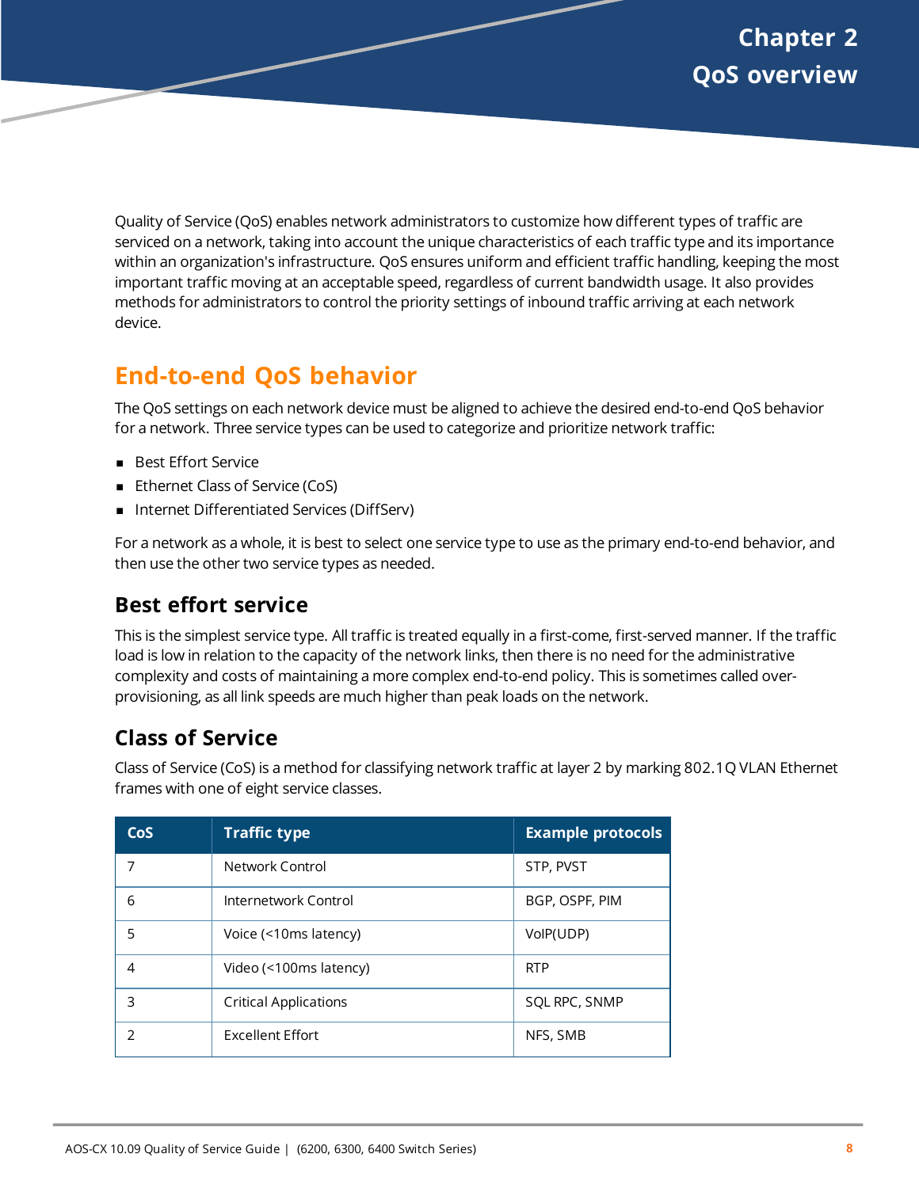# Chapter 2 QoS overview

Quality of Service (QoS) enables network administrators to customize how different types of traffic are serviced on a network, taking into account the unique characteristics of each traffic type and its importance within an organization's infrastructure. QoS ensures uniform and efficient traffic handling, keeping the most important traffic moving at an acceptable speed, regardless of current bandwidth usage. It also provides methods for administrators to control the priority settings of inbound traffic arriving at each network device.

## End-to-end QoS behavior

The QoS settings on each network device must be aligned to achieve the desired end-to-end QoS behavior for a network. Three service types can be used to categorize and prioritize network traffic:

- Best Effort Service
- Ethernet Class of Service (CoS)
- Internet Differentiated Services (DiffServ)

For a network as a whole, it is best to select one service type to use as the primary end-to-end behavior, and then use the other two service types as needed.

### Best effort service

This is the simplest service type. All traffic is treated equally in a first-come, first-served manner. If the traffic load is low in relation to the capacity of the network links, then there is no need for the administrative complexity and costs of maintaining a more complex end-to-end policy. This is sometimes called over-provisioning, as all link speeds are much higher than peak loads on the network.

### Class of Service

Class of Service (CoS) is a method for classifying network traffic at layer 2 by marking 802.1Q VLAN Ethernet frames with one of eight service classes.

| CoS | Traffic type | Example protocols |
|---|---|---|
| 7 | Network Control | STP, PVST |
| 6 | Internetwork Control | BGP, OSPF, PIM |
| 5 | Voice (<10ms latency) | VoIP(UDP) |
| 4 | Video (<100ms latency) | RTP |
| 3 | Critical Applications | SQL RPC, SNMP |
| 2 | Excellent Effort | NFS, SMB |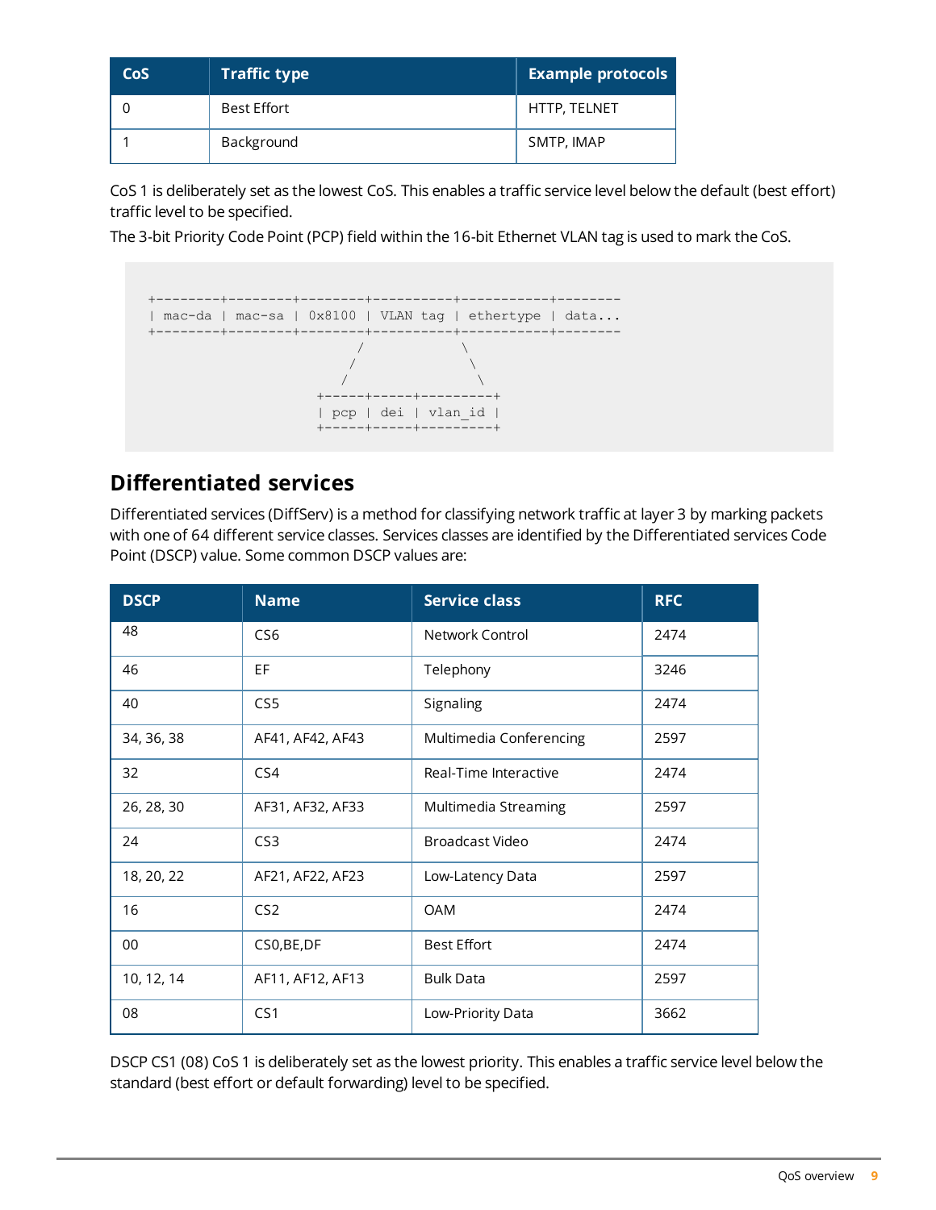| CoS | Traffic type | Example protocols |
|---|---|---|
| 0 | Best Effort | HTTP, TELNET |
| 1 | Background | SMTP, IMAP |

CoS 1 is deliberately set as the lowest CoS. This enables a traffic service level below the default (best effort) traffic level to be specified.

The 3-bit Priority Code Point (PCP) field within the 16-bit Ethernet VLAN tag is used to mark the CoS.

```
+--------+--------+--------+----------+-----------+--------
| mac-da | mac-sa | 0x8100 | VLAN tag | ethertype | data...
+--------+--------+--------+----------+-----------+--------
                          /            \
                         /              \
                        /                \
                    +-----+-----+---------+
                    | pcp | dei | vlan_id |
                    +-----+-----+---------+
```

## Differentiated services

Differentiated services (DiffServ) is a method for classifying network traffic at layer 3 by marking packets with one of 64 different service classes. Services classes are identified by the Differentiated services Code Point (DSCP) value. Some common DSCP values are:

| DSCP | Name | Service class | RFC |
|---|---|---|---|
| 48 | CS6 | Network Control | 2474 |
| 46 | EF | Telephony | 3246 |
| 40 | CS5 | Signaling | 2474 |
| 34, 36, 38 | AF41, AF42, AF43 | Multimedia Conferencing | 2597 |
| 32 | CS4 | Real-Time Interactive | 2474 |
| 26, 28, 30 | AF31, AF32, AF33 | Multimedia Streaming | 2597 |
| 24 | CS3 | Broadcast Video | 2474 |
| 18, 20, 22 | AF21, AF22, AF23 | Low-Latency Data | 2597 |
| 16 | CS2 | OAM | 2474 |
| 00 | CS0,BE,DF | Best Effort | 2474 |
| 10, 12, 14 | AF11, AF12, AF13 | Bulk Data | 2597 |
| 08 | CS1 | Low-Priority Data | 3662 |

DSCP CS1 (08) CoS 1 is deliberately set as the lowest priority. This enables a traffic service level below the standard (best effort or default forwarding) level to be specified.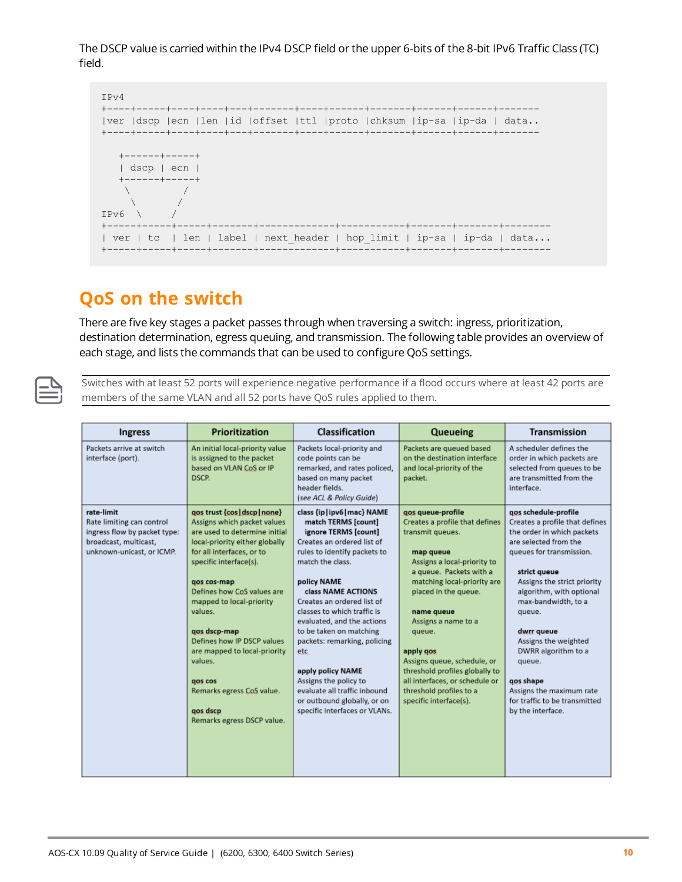The DSCP value is carried within the IPv4 DSCP field or the upper 6-bits of the 8-bit IPv6 Traffic Class (TC) field.

```
IPv4
+----+-----+----+----+---+-------+----+------+-------+------+------+-------
|ver |dscp |ecn |len |id |offset |ttl |proto |chksum |ip-sa |ip-da | data..
+----+-----+----+----+---+-------+----+------+-------+------+------+-------

   +------+-----+
   | dscp | ecn |
   +------+-----+
    \         /
     \       /
IPv6  \     /
+-----+-----+-----+-------+-------------+-----------+-------+-------+--------
| ver | tc   | len | label | next_header | hop_limit | ip-sa | ip-da | data...
+-----+-----+-----+-------+-------------+-----------+-------+-------+--------
```

## QoS on the switch

There are five key stages a packet passes through when traversing a switch: ingress, prioritization, destination determination, egress queuing, and transmission. The following table provides an overview of each stage, and lists the commands that can be used to configure QoS settings.

Switches with at least 52 ports will experience negative performance if a flood occurs where at least 42 ports are members of the same VLAN and all 52 ports have QoS rules applied to them.

| Ingress | Prioritization | Classification | Queueing | Transmission |
|---|---|---|---|---|
| Packets arrive at switch interface (port). | An initial local-priority value is assigned to the packet based on VLAN CoS or IP DSCP. | Packets local-priority and code points can be remarked, and rates policed, based on many packet header fields. (*see ACL & Policy Guide*) | Packets are queued based on the destination interface and local-priority of the packet. | A scheduler defines the order in which packets are selected from queues to be are transmitted from the interface. |
| **rate-limit**<br>Rate limiting can control ingress flow by packet type: broadcast, multicast, unknown-unicast, or ICMP. | **qos trust {cos\|dscp\|none}**<br>Assigns which packet values are used to determine initial local-priority either globally for all interfaces, or to specific interface(s).<br><br>**qos cos-map**<br>Defines how CoS values are mapped to local-priority values.<br><br>**qos dscp-map**<br>Defines how IP DSCP values are mapped to local-priority values.<br><br>**qos cos**<br>Remarks egress CoS value.<br><br>**qos dscp**<br>Remarks egress DSCP value. | **class {ip\|ipv6\|mac} NAME**<br>**match TERMS [count]**<br>**ignore TERMS [count]**<br>Creates an ordered list of rules to identify packets to match the class.<br><br>**policy NAME**<br>**class NAME ACTIONS**<br>Creates an ordered list of classes to which traffic is evaluated, and the actions to be taken on matching packets: remarking, policing etc<br><br>**apply policy NAME**<br>Assigns the policy to evaluate all traffic inbound or outbound globally, or on specific interfaces or VLANs. | **qos queue-profile**<br>Creates a profile that defines transmit queues.<br><br>**map queue**<br>Assigns a local-priority to a queue. Packets with a matching local-priority are placed in the queue.<br><br>**name queue**<br>Assigns a name to a queue.<br><br>**apply qos**<br>Assigns queue, schedule, or threshold profiles globally to all interfaces, or schedule or threshold profiles to a specific interface(s). | **qos schedule-profile**<br>Creates a profile that defines the order in which packets are selected from the queues for transmission.<br><br>**strict queue**<br>Assigns the strict priority algorithm, with optional max-bandwidth, to a queue.<br><br>**dwrr queue**<br>Assigns the weighted DWRR algorithm to a queue.<br><br>**qos shape**<br>Assigns the maximum rate for traffic to be transmitted by the interface. |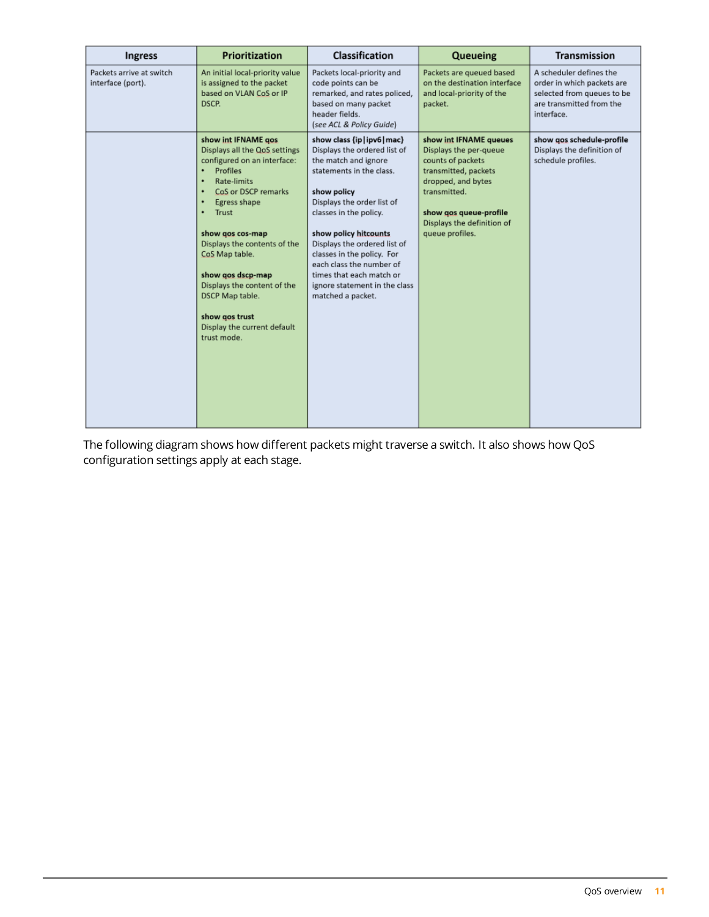| Ingress | Prioritization | Classification | Queueing | Transmission |
|---|---|---|---|---|
| Packets arrive at switch interface (port). | An initial local-priority value is assigned to the packet based on VLAN CoS or IP DSCP. | Packets local-priority and code points can be remarked, and rates policed, based on many packet header fields. (*see ACL & Policy Guide*) | Packets are queued based on the destination interface and local-priority of the packet. | A scheduler defines the order in which packets are selected from queues to be are transmitted from the interface. |
| | **show int IFNAME qos**<br>Displays all the QoS settings configured on an interface:<br>• Profiles<br>• Rate-limits<br>• CoS or DSCP remarks<br>• Egress shape<br>• Trust<br><br>**show qos cos-map**<br>Displays the contents of the CoS Map table.<br><br>**show qos dscp-map**<br>Displays the content of the DSCP Map table.<br><br>**show qos trust**<br>Display the current default trust mode. | **show class {ip\|ipv6\|mac}**<br>Displays the ordered list of the match and ignore statements in the class.<br><br>**show policy**<br>Displays the order list of classes in the policy.<br><br>**show policy hitcounts**<br>Displays the ordered list of classes in the policy. For each class the number of times that each match or ignore statement in the class matched a packet. | **show int IFNAME queues**<br>Displays the per-queue counts of packets transmitted, packets dropped, and bytes transmitted.<br><br>**show qos queue-profile**<br>Displays the definition of queue profiles. | **show qos schedule-profile**<br>Displays the definition of schedule profiles. |

The following diagram shows how different packets might traverse a switch. It also shows how QoS configuration settings apply at each stage.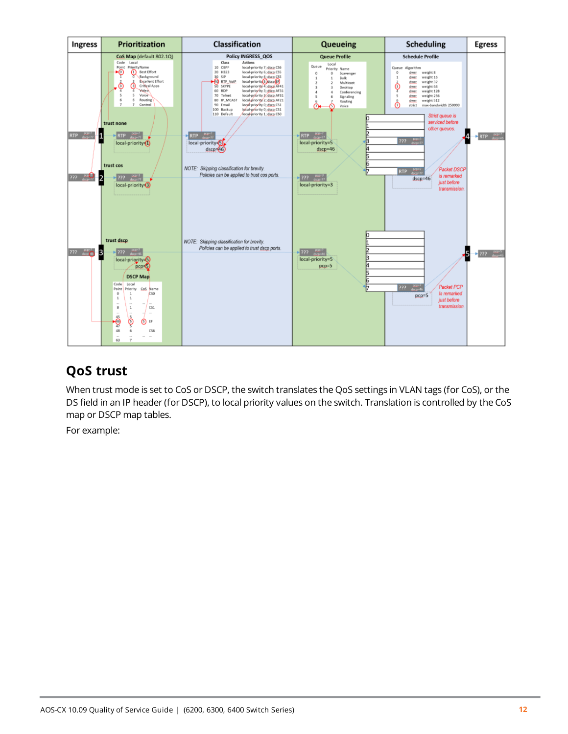## QoS trust

When trust mode is set to CoS or DSCP, the switch translates the QoS settings in VLAN tags (for CoS), or the DS field in an IP header (for DSCP), to local priority values on the switch. Translation is controlled by the CoS map or DSCP map tables.

For example: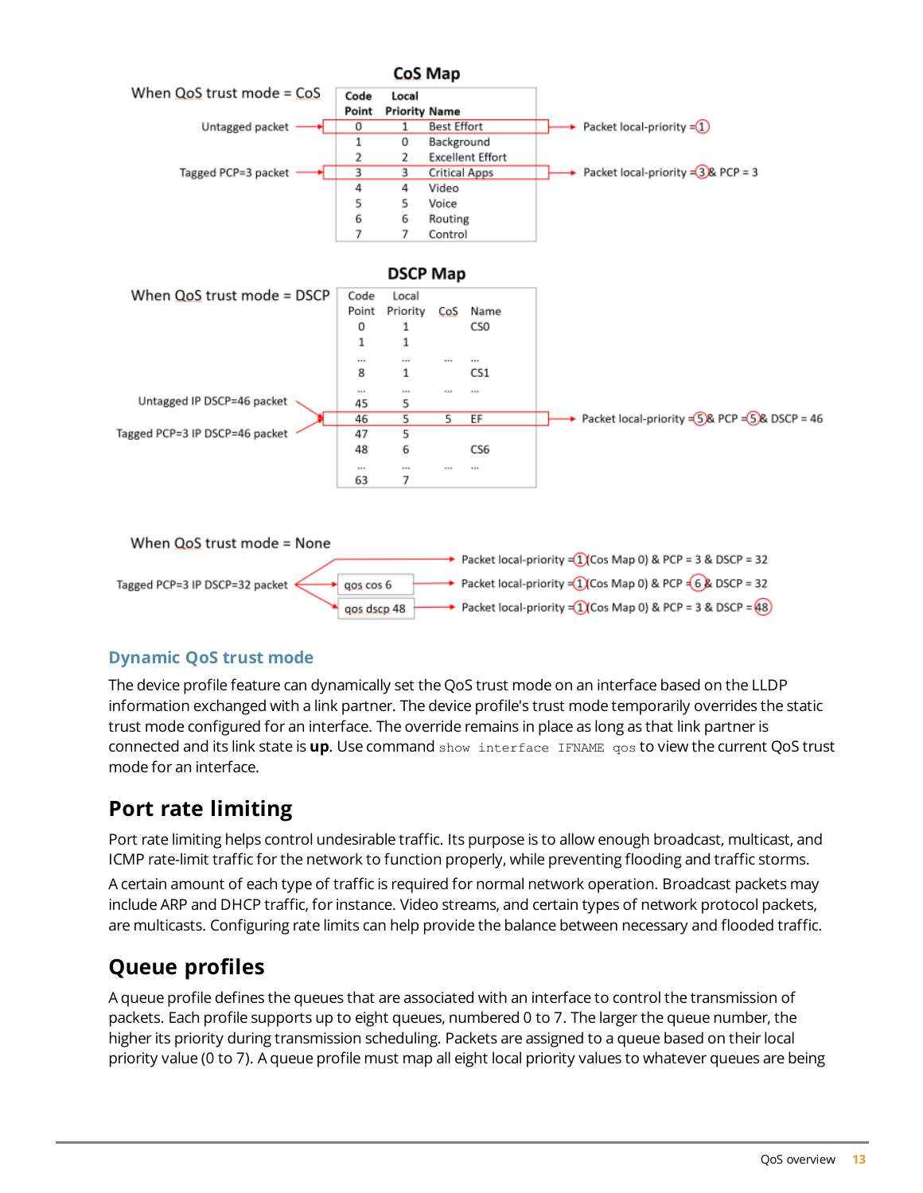**CoS Map**

When QoS trust mode = CoS

| Code Point | Local Priority | Name |
|---|---|---|
| 0 | 1 | Best Effort |
| 1 | 0 | Background |
| 2 | 2 | Excellent Effort |
| 3 | 3 | Critical Apps |
| 4 | 4 | Video |
| 5 | 5 | Voice |
| 6 | 6 | Routing |
| 7 | 7 | Control |

Untagged packet → Packet local-priority = 1

Tagged PCP=3 packet → Packet local-priority = 3 & PCP = 3

**DSCP Map**

When QoS trust mode = DSCP

| Code Point | Local Priority | CoS | Name |
|---|---|---|---|
| 0 | 1 | | CS0 |
| 1 | 1 | | |
| ... | ... | ... | ... |
| 8 | 1 | | CS1 |
| ... | ... | ... | ... |
| 45 | 5 | | |
| 46 | 5 | 5 | EF |
| 47 | 5 | | |
| 48 | 6 | | CS6 |
| ... | ... | ... | ... |
| 63 | 7 | | |

Untagged IP DSCP=46 packet / Tagged PCP=3 IP DSCP=46 packet → Packet local-priority = 5 & PCP = 5 & DSCP = 46

When QoS trust mode = None

Tagged PCP=3 IP DSCP=32 packet →
- Packet local-priority = 1 (Cos Map 0) & PCP = 3 & DSCP = 32
- qos cos 6 → Packet local-priority = 1 (Cos Map 0) & PCP = 6 & DSCP = 32
- qos dscp 48 → Packet local-priority = 1 (Cos Map 0) & PCP = 3 & DSCP = 48

### Dynamic QoS trust mode

The device profile feature can dynamically set the QoS trust mode on an interface based on the LLDP information exchanged with a link partner. The device profile's trust mode temporarily overrides the static trust mode configured for an interface. The override remains in place as long as that link partner is connected and its link state is **up**. Use command `show interface IFNAME qos` to view the current QoS trust mode for an interface.

## Port rate limiting

Port rate limiting helps control undesirable traffic. Its purpose is to allow enough broadcast, multicast, and ICMP rate-limit traffic for the network to function properly, while preventing flooding and traffic storms.

A certain amount of each type of traffic is required for normal network operation. Broadcast packets may include ARP and DHCP traffic, for instance. Video streams, and certain types of network protocol packets, are multicasts. Configuring rate limits can help provide the balance between necessary and flooded traffic.

## Queue profiles

A queue profile defines the queues that are associated with an interface to control the transmission of packets. Each profile supports up to eight queues, numbered 0 to 7. The larger the queue number, the higher its priority during transmission scheduling. Packets are assigned to a queue based on their local priority value (0 to 7). A queue profile must map all eight local priority values to whatever queues are being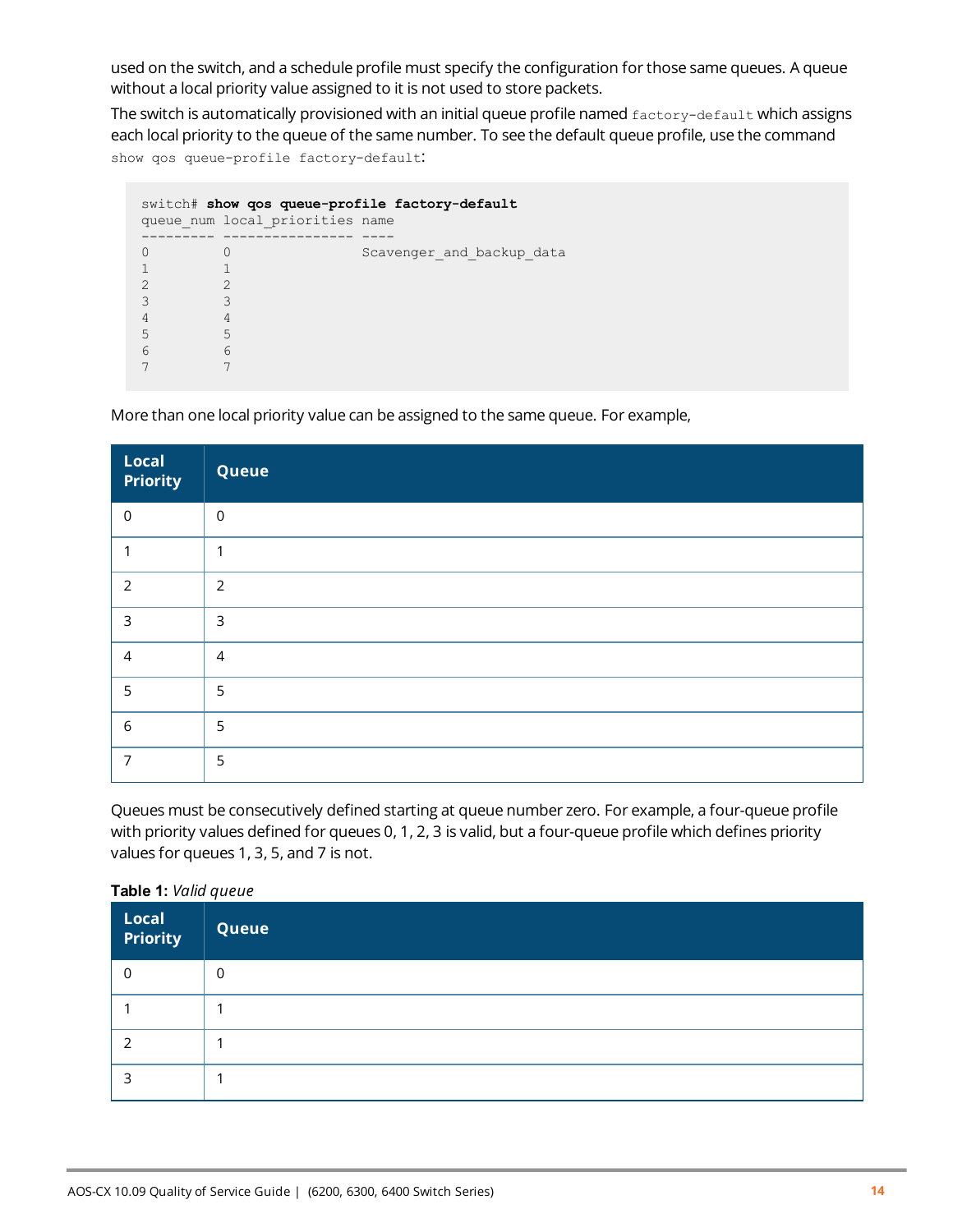used on the switch, and a schedule profile must specify the configuration for those same queues. A queue without a local priority value assigned to it is not used to store packets.

The switch is automatically provisioned with an initial queue profile named `factory-default` which assigns each local priority to the queue of the same number. To see the default queue profile, use the command `show qos queue-profile factory-default`:

```
switch# show qos queue-profile factory-default
queue_num local_priorities name
--------- ---------------- ----
0         0                Scavenger_and_backup_data
1         1
2         2
3         3
4         4
5         5
6         6
7         7
```

More than one local priority value can be assigned to the same queue. For example,

| Local Priority | Queue |
|---|---|
| 0 | 0 |
| 1 | 1 |
| 2 | 2 |
| 3 | 3 |
| 4 | 4 |
| 5 | 5 |
| 6 | 5 |
| 7 | 5 |

Queues must be consecutively defined starting at queue number zero. For example, a four-queue profile with priority values defined for queues 0, 1, 2, 3 is valid, but a four-queue profile which defines priority values for queues 1, 3, 5, and 7 is not.

**Table 1:** *Valid queue*

| Local Priority | Queue |
|---|---|
| 0 | 0 |
| 1 | 1 |
| 2 | 1 |
| 3 | 1 |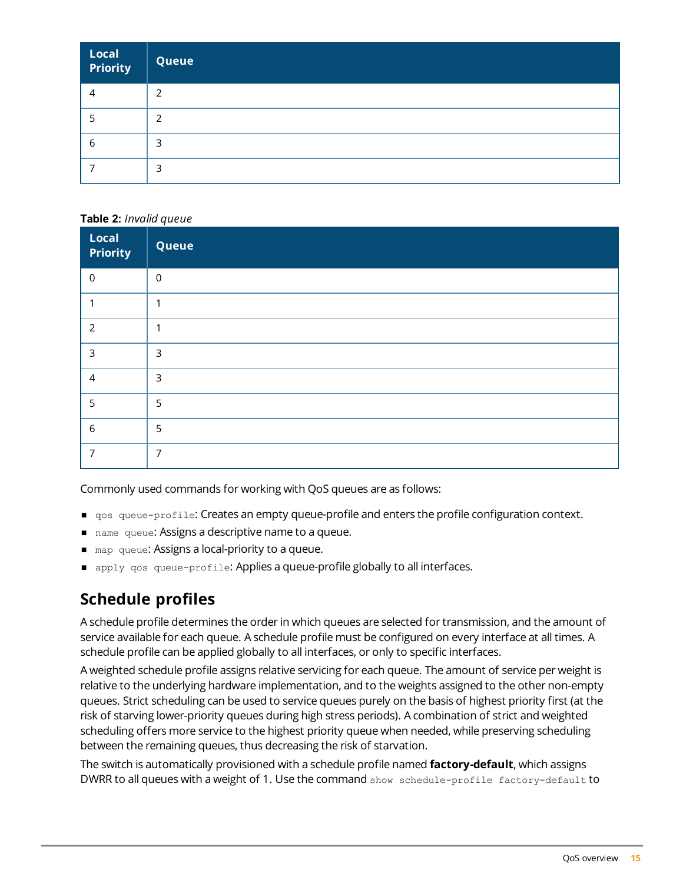| Local Priority | Queue |
|---|---|
| 4 | 2 |
| 5 | 2 |
| 6 | 3 |
| 7 | 3 |

**Table 2:** *Invalid queue*

| Local Priority | Queue |
|---|---|
| 0 | 0 |
| 1 | 1 |
| 2 | 1 |
| 3 | 3 |
| 4 | 3 |
| 5 | 5 |
| 6 | 5 |
| 7 | 7 |

Commonly used commands for working with QoS queues are as follows:

- `qos queue-profile`: Creates an empty queue-profile and enters the profile configuration context.
- `name queue`: Assigns a descriptive name to a queue.
- `map queue`: Assigns a local-priority to a queue.
- `apply qos queue-profile`: Applies a queue-profile globally to all interfaces.

## Schedule profiles

A schedule profile determines the order in which queues are selected for transmission, and the amount of service available for each queue. A schedule profile must be configured on every interface at all times. A schedule profile can be applied globally to all interfaces, or only to specific interfaces.

A weighted schedule profile assigns relative servicing for each queue. The amount of service per weight is relative to the underlying hardware implementation, and to the weights assigned to the other non-empty queues. Strict scheduling can be used to service queues purely on the basis of highest priority first (at the risk of starving lower-priority queues during high stress periods). A combination of strict and weighted scheduling offers more service to the highest priority queue when needed, while preserving scheduling between the remaining queues, thus decreasing the risk of starvation.

The switch is automatically provisioned with a schedule profile named **factory-default**, which assigns DWRR to all queues with a weight of 1. Use the command `show schedule-profile factory-default` to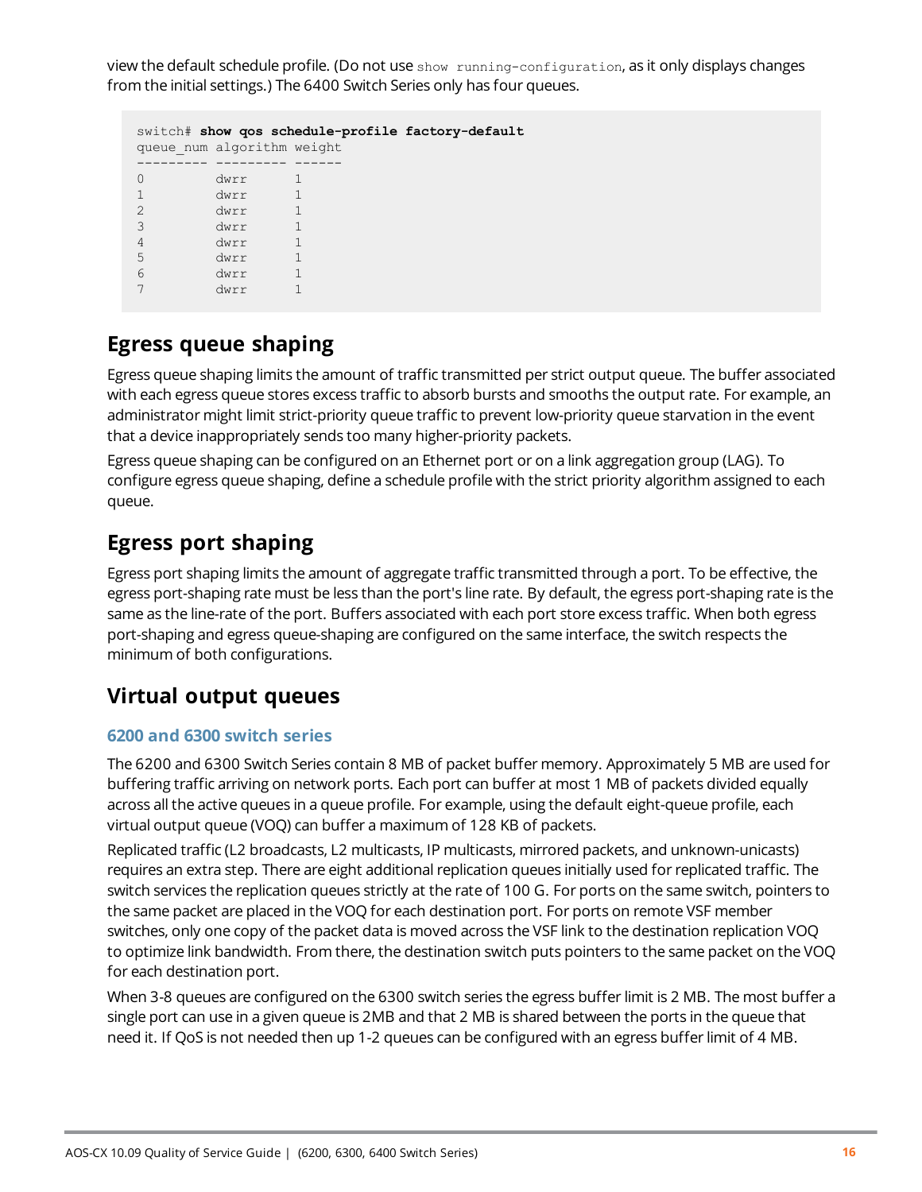view the default schedule profile. (Do not use `show running-configuration`, as it only displays changes from the initial settings.) The 6400 Switch Series only has four queues.

```
switch# show qos schedule-profile factory-default
queue_num algorithm weight
--------- --------- ------
0         dwrr      1
1         dwrr      1
2         dwrr      1
3         dwrr      1
4         dwrr      1
5         dwrr      1
6         dwrr      1
7         dwrr      1
```

## Egress queue shaping

Egress queue shaping limits the amount of traffic transmitted per strict output queue. The buffer associated with each egress queue stores excess traffic to absorb bursts and smooths the output rate. For example, an administrator might limit strict-priority queue traffic to prevent low-priority queue starvation in the event that a device inappropriately sends too many higher-priority packets.

Egress queue shaping can be configured on an Ethernet port or on a link aggregation group (LAG). To configure egress queue shaping, define a schedule profile with the strict priority algorithm assigned to each queue.

## Egress port shaping

Egress port shaping limits the amount of aggregate traffic transmitted through a port. To be effective, the egress port-shaping rate must be less than the port's line rate. By default, the egress port-shaping rate is the same as the line-rate of the port. Buffers associated with each port store excess traffic. When both egress port-shaping and egress queue-shaping are configured on the same interface, the switch respects the minimum of both configurations.

## Virtual output queues

### 6200 and 6300 switch series

The 6200 and 6300 Switch Series contain 8 MB of packet buffer memory. Approximately 5 MB are used for buffering traffic arriving on network ports. Each port can buffer at most 1 MB of packets divided equally across all the active queues in a queue profile. For example, using the default eight-queue profile, each virtual output queue (VOQ) can buffer a maximum of 128 KB of packets.

Replicated traffic (L2 broadcasts, L2 multicasts, IP multicasts, mirrored packets, and unknown-unicasts) requires an extra step. There are eight additional replication queues initially used for replicated traffic. The switch services the replication queues strictly at the rate of 100 G. For ports on the same switch, pointers to the same packet are placed in the VOQ for each destination port. For ports on remote VSF member switches, only one copy of the packet data is moved across the VSF link to the destination replication VOQ to optimize link bandwidth. From there, the destination switch puts pointers to the same packet on the VOQ for each destination port.

When 3-8 queues are configured on the 6300 switch series the egress buffer limit is 2 MB. The most buffer a single port can use in a given queue is 2MB and that 2 MB is shared between the ports in the queue that need it. If QoS is not needed then up 1-2 queues can be configured with an egress buffer limit of 4 MB.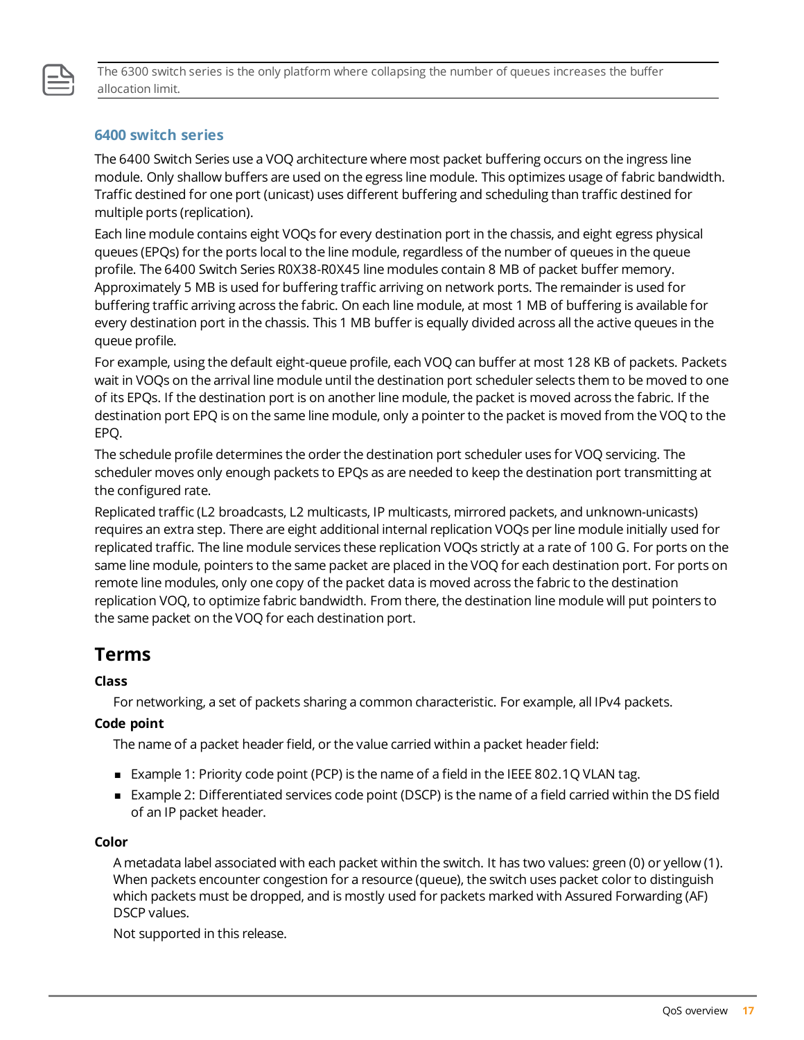> The 6300 switch series is the only platform where collapsing the number of queues increases the buffer allocation limit.

### 6400 switch series

The 6400 Switch Series use a VOQ architecture where most packet buffering occurs on the ingress line module. Only shallow buffers are used on the egress line module. This optimizes usage of fabric bandwidth. Traffic destined for one port (unicast) uses different buffering and scheduling than traffic destined for multiple ports (replication).

Each line module contains eight VOQs for every destination port in the chassis, and eight egress physical queues (EPQs) for the ports local to the line module, regardless of the number of queues in the queue profile. The 6400 Switch Series R0X38-R0X45 line modules contain 8 MB of packet buffer memory. Approximately 5 MB is used for buffering traffic arriving on network ports. The remainder is used for buffering traffic arriving across the fabric. On each line module, at most 1 MB of buffering is available for every destination port in the chassis. This 1 MB buffer is equally divided across all the active queues in the queue profile.

For example, using the default eight-queue profile, each VOQ can buffer at most 128 KB of packets. Packets wait in VOQs on the arrival line module until the destination port scheduler selects them to be moved to one of its EPQs. If the destination port is on another line module, the packet is moved across the fabric. If the destination port EPQ is on the same line module, only a pointer to the packet is moved from the VOQ to the EPQ.

The schedule profile determines the order the destination port scheduler uses for VOQ servicing. The scheduler moves only enough packets to EPQs as are needed to keep the destination port transmitting at the configured rate.

Replicated traffic (L2 broadcasts, L2 multicasts, IP multicasts, mirrored packets, and unknown-unicasts) requires an extra step. There are eight additional internal replication VOQs per line module initially used for replicated traffic. The line module services these replication VOQs strictly at a rate of 100 G. For ports on the same line module, pointers to the same packet are placed in the VOQ for each destination port. For ports on remote line modules, only one copy of the packet data is moved across the fabric to the destination replication VOQ, to optimize fabric bandwidth. From there, the destination line module will put pointers to the same packet on the VOQ for each destination port.

## Terms

**Class**

For networking, a set of packets sharing a common characteristic. For example, all IPv4 packets.

**Code point**

The name of a packet header field, or the value carried within a packet header field:

- Example 1: Priority code point (PCP) is the name of a field in the IEEE 802.1Q VLAN tag.
- Example 2: Differentiated services code point (DSCP) is the name of a field carried within the DS field of an IP packet header.

**Color**

A metadata label associated with each packet within the switch. It has two values: green (0) or yellow (1). When packets encounter congestion for a resource (queue), the switch uses packet color to distinguish which packets must be dropped, and is mostly used for packets marked with Assured Forwarding (AF) DSCP values.

Not supported in this release.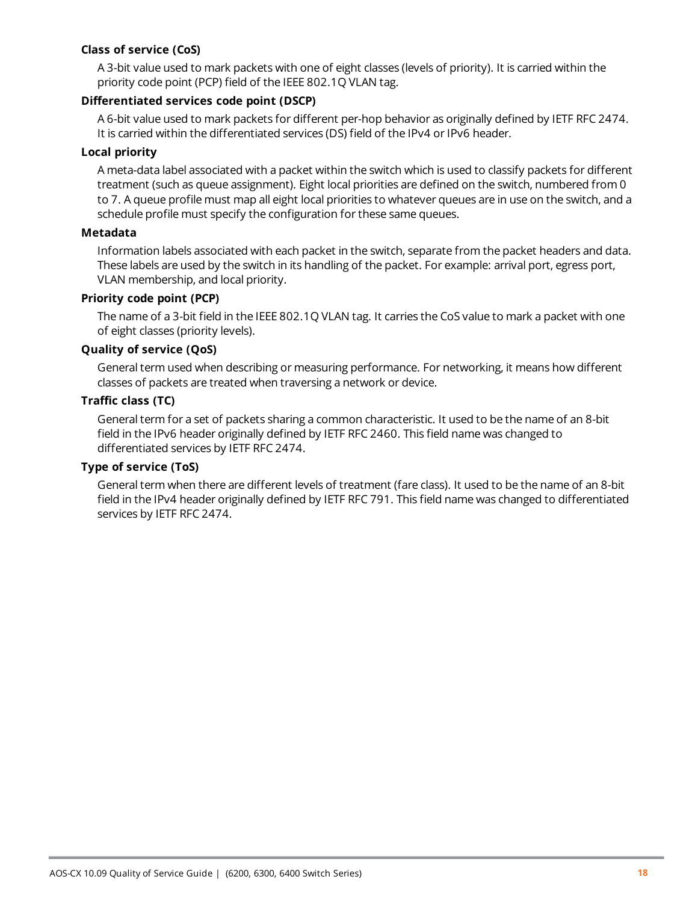**Class of service (CoS)**

A 3-bit value used to mark packets with one of eight classes (levels of priority). It is carried within the priority code point (PCP) field of the IEEE 802.1Q VLAN tag.

**Differentiated services code point (DSCP)**

A 6-bit value used to mark packets for different per-hop behavior as originally defined by IETF RFC 2474. It is carried within the differentiated services (DS) field of the IPv4 or IPv6 header.

**Local priority**

A meta-data label associated with a packet within the switch which is used to classify packets for different treatment (such as queue assignment). Eight local priorities are defined on the switch, numbered from 0 to 7. A queue profile must map all eight local priorities to whatever queues are in use on the switch, and a schedule profile must specify the configuration for these same queues.

**Metadata**

Information labels associated with each packet in the switch, separate from the packet headers and data. These labels are used by the switch in its handling of the packet. For example: arrival port, egress port, VLAN membership, and local priority.

**Priority code point (PCP)**

The name of a 3-bit field in the IEEE 802.1Q VLAN tag. It carries the CoS value to mark a packet with one of eight classes (priority levels).

**Quality of service (QoS)**

General term used when describing or measuring performance. For networking, it means how different classes of packets are treated when traversing a network or device.

**Traffic class (TC)**

General term for a set of packets sharing a common characteristic. It used to be the name of an 8-bit field in the IPv6 header originally defined by IETF RFC 2460. This field name was changed to differentiated services by IETF RFC 2474.

**Type of service (ToS)**

General term when there are different levels of treatment (fare class). It used to be the name of an 8-bit field in the IPv4 header originally defined by IETF RFC 791. This field name was changed to differentiated services by IETF RFC 2474.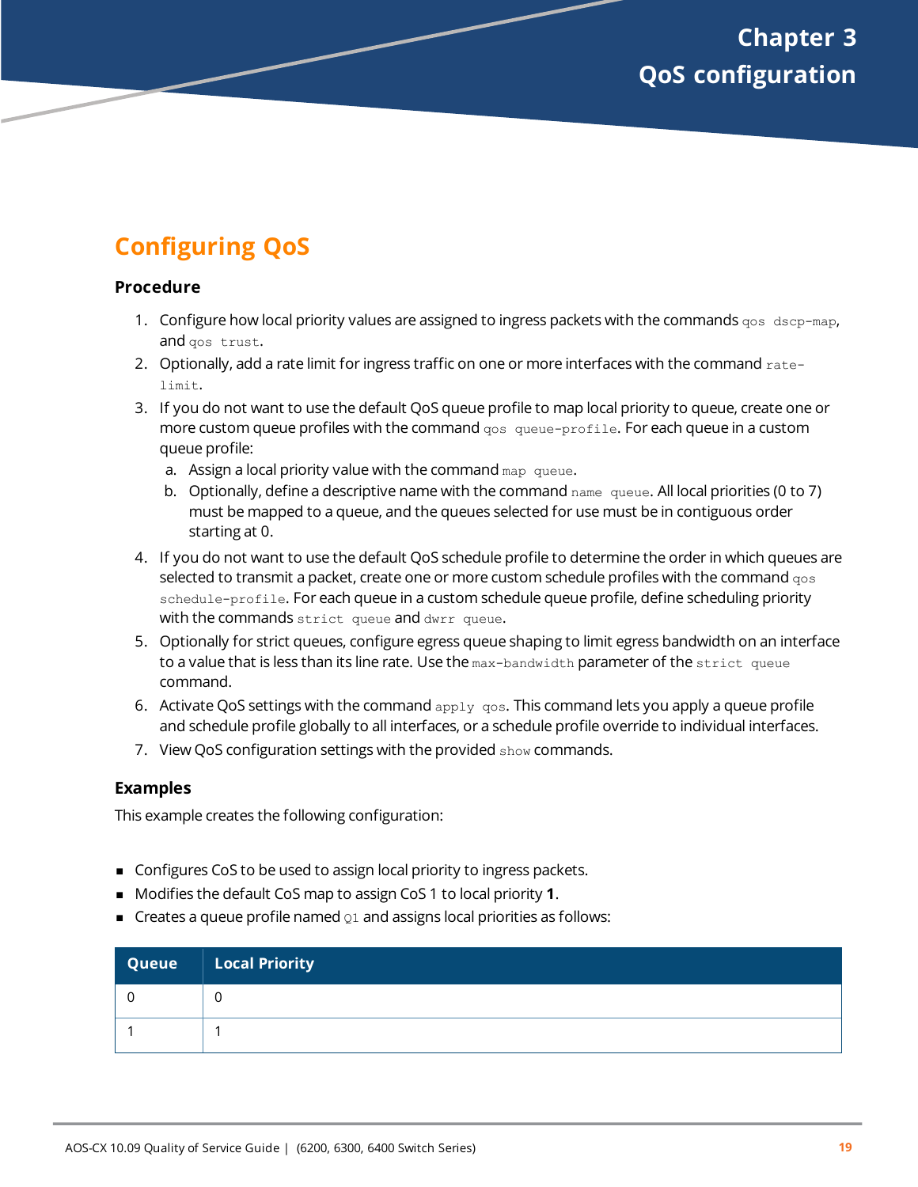# Chapter 3 QoS configuration

## Configuring QoS

### Procedure

1. Configure how local priority values are assigned to ingress packets with the commands `qos dscp-map`, and `qos trust`.
2. Optionally, add a rate limit for ingress traffic on one or more interfaces with the command `rate-limit`.
3. If you do not want to use the default QoS queue profile to map local priority to queue, create one or more custom queue profiles with the command `qos queue-profile`. For each queue in a custom queue profile:
   a. Assign a local priority value with the command `map queue`.
   b. Optionally, define a descriptive name with the command `name queue`. All local priorities (0 to 7) must be mapped to a queue, and the queues selected for use must be in contiguous order starting at 0.
4. If you do not want to use the default QoS schedule profile to determine the order in which queues are selected to transmit a packet, create one or more custom schedule profiles with the command `qos schedule-profile`. For each queue in a custom schedule queue profile, define scheduling priority with the commands `strict queue` and `dwrr queue`.
5. Optionally for strict queues, configure egress queue shaping to limit egress bandwidth on an interface to a value that is less than its line rate. Use the `max-bandwidth` parameter of the `strict queue` command.
6. Activate QoS settings with the command `apply qos`. This command lets you apply a queue profile and schedule profile globally to all interfaces, or a schedule profile override to individual interfaces.
7. View QoS configuration settings with the provided `show` commands.

### Examples

This example creates the following configuration:

- Configures CoS to be used to assign local priority to ingress packets.
- Modifies the default CoS map to assign CoS 1 to local priority **1**.
- Creates a queue profile named `Q1` and assigns local priorities as follows:

| Queue | Local Priority |
|---|---|
| 0 | 0 |
| 1 | 1 |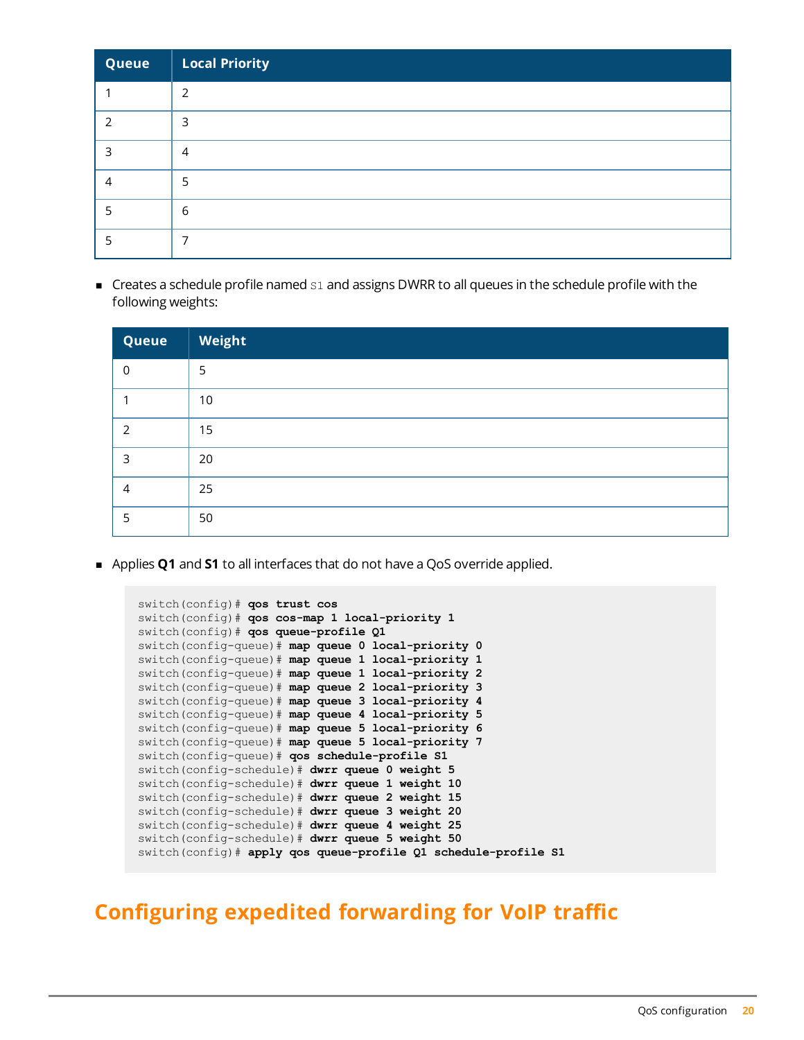| Queue | Local Priority |
| --- | --- |
| 1 | 2 |
| 2 | 3 |
| 3 | 4 |
| 4 | 5 |
| 5 | 6 |
| 5 | 7 |

- Creates a schedule profile named `S1` and assigns DWRR to all queues in the schedule profile with the following weights:

| Queue | Weight |
| --- | --- |
| 0 | 5 |
| 1 | 10 |
| 2 | 15 |
| 3 | 20 |
| 4 | 25 |
| 5 | 50 |

- Applies **Q1** and **S1** to all interfaces that do not have a QoS override applied.

```
switch(config)# qos trust cos
switch(config)# qos cos-map 1 local-priority 1
switch(config)# qos queue-profile Q1
switch(config-queue)# map queue 0 local-priority 0
switch(config-queue)# map queue 1 local-priority 1
switch(config-queue)# map queue 1 local-priority 2
switch(config-queue)# map queue 2 local-priority 3
switch(config-queue)# map queue 3 local-priority 4
switch(config-queue)# map queue 4 local-priority 5
switch(config-queue)# map queue 5 local-priority 6
switch(config-queue)# map queue 5 local-priority 7
switch(config-queue)# qos schedule-profile S1
switch(config-schedule)# dwrr queue 0 weight 5
switch(config-schedule)# dwrr queue 1 weight 10
switch(config-schedule)# dwrr queue 2 weight 15
switch(config-schedule)# dwrr queue 3 weight 20
switch(config-schedule)# dwrr queue 4 weight 25
switch(config-schedule)# dwrr queue 5 weight 50
switch(config)# apply qos queue-profile Q1 schedule-profile S1
```

## Configuring expedited forwarding for VoIP traffic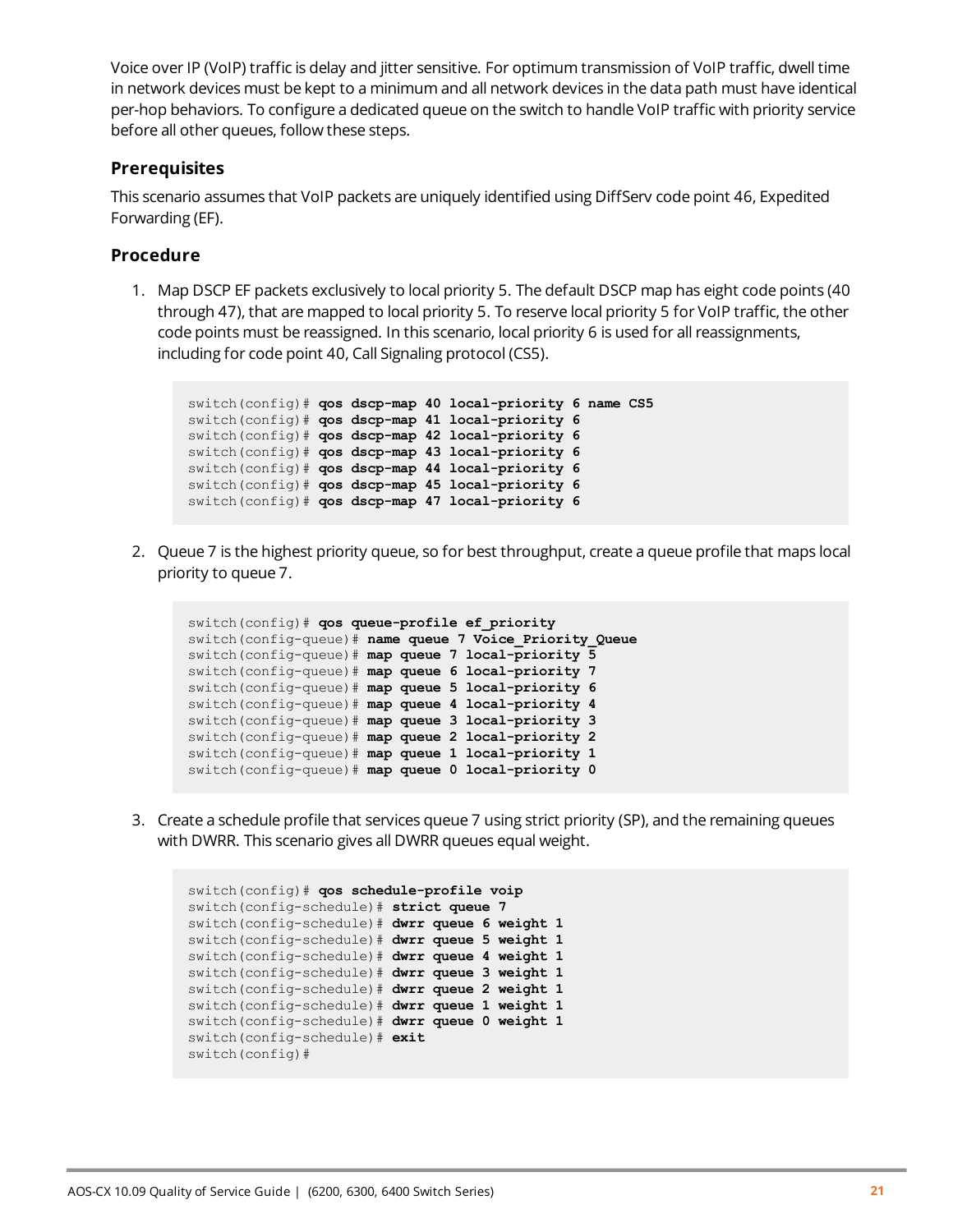Voice over IP (VoIP) traffic is delay and jitter sensitive. For optimum transmission of VoIP traffic, dwell time in network devices must be kept to a minimum and all network devices in the data path must have identical per-hop behaviors. To configure a dedicated queue on the switch to handle VoIP traffic with priority service before all other queues, follow these steps.

### Prerequisites

This scenario assumes that VoIP packets are uniquely identified using DiffServ code point 46, Expedited Forwarding (EF).

### Procedure

1. Map DSCP EF packets exclusively to local priority 5. The default DSCP map has eight code points (40 through 47), that are mapped to local priority 5. To reserve local priority 5 for VoIP traffic, the other code points must be reassigned. In this scenario, local priority 6 is used for all reassignments, including for code point 40, Call Signaling protocol (CS5).

```
switch(config)# qos dscp-map 40 local-priority 6 name CS5
switch(config)# qos dscp-map 41 local-priority 6
switch(config)# qos dscp-map 42 local-priority 6
switch(config)# qos dscp-map 43 local-priority 6
switch(config)# qos dscp-map 44 local-priority 6
switch(config)# qos dscp-map 45 local-priority 6
switch(config)# qos dscp-map 47 local-priority 6
```

2. Queue 7 is the highest priority queue, so for best throughput, create a queue profile that maps local priority to queue 7.

```
switch(config)# qos queue-profile ef_priority
switch(config-queue)# name queue 7 Voice_Priority_Queue
switch(config-queue)# map queue 7 local-priority 5
switch(config-queue)# map queue 6 local-priority 7
switch(config-queue)# map queue 5 local-priority 6
switch(config-queue)# map queue 4 local-priority 4
switch(config-queue)# map queue 3 local-priority 3
switch(config-queue)# map queue 2 local-priority 2
switch(config-queue)# map queue 1 local-priority 1
switch(config-queue)# map queue 0 local-priority 0
```

3. Create a schedule profile that services queue 7 using strict priority (SP), and the remaining queues with DWRR. This scenario gives all DWRR queues equal weight.

```
switch(config)# qos schedule-profile voip
switch(config-schedule)# strict queue 7
switch(config-schedule)# dwrr queue 6 weight 1
switch(config-schedule)# dwrr queue 5 weight 1
switch(config-schedule)# dwrr queue 4 weight 1
switch(config-schedule)# dwrr queue 3 weight 1
switch(config-schedule)# dwrr queue 2 weight 1
switch(config-schedule)# dwrr queue 1 weight 1
switch(config-schedule)# dwrr queue 0 weight 1
switch(config-schedule)# exit
switch(config)#
```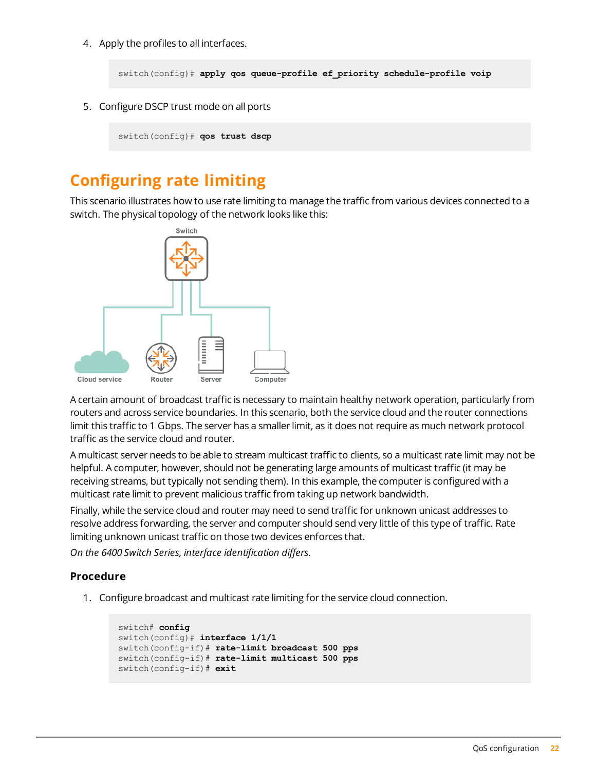4. Apply the profiles to all interfaces.

```
switch(config)# apply qos queue-profile ef_priority schedule-profile voip
```

5. Configure DSCP trust mode on all ports

```
switch(config)# qos trust dscp
```

## Configuring rate limiting

This scenario illustrates how to use rate limiting to manage the traffic from various devices connected to a switch. The physical topology of the network looks like this:

A certain amount of broadcast traffic is necessary to maintain healthy network operation, particularly from routers and across service boundaries. In this scenario, both the service cloud and the router connections limit this traffic to 1 Gbps. The server has a smaller limit, as it does not require as much network protocol traffic as the service cloud and router.

A multicast server needs to be able to stream multicast traffic to clients, so a multicast rate limit may not be helpful. A computer, however, should not be generating large amounts of multicast traffic (it may be receiving streams, but typically not sending them). In this example, the computer is configured with a multicast rate limit to prevent malicious traffic from taking up network bandwidth.

Finally, while the service cloud and router may need to send traffic for unknown unicast addresses to resolve address forwarding, the server and computer should send very little of this type of traffic. Rate limiting unknown unicast traffic on those two devices enforces that.

*On the 6400 Switch Series, interface identification differs.*

### Procedure

1. Configure broadcast and multicast rate limiting for the service cloud connection.

```
switch# config
switch(config)# interface 1/1/1
switch(config-if)# rate-limit broadcast 500 pps
switch(config-if)# rate-limit multicast 500 pps
switch(config-if)# exit
```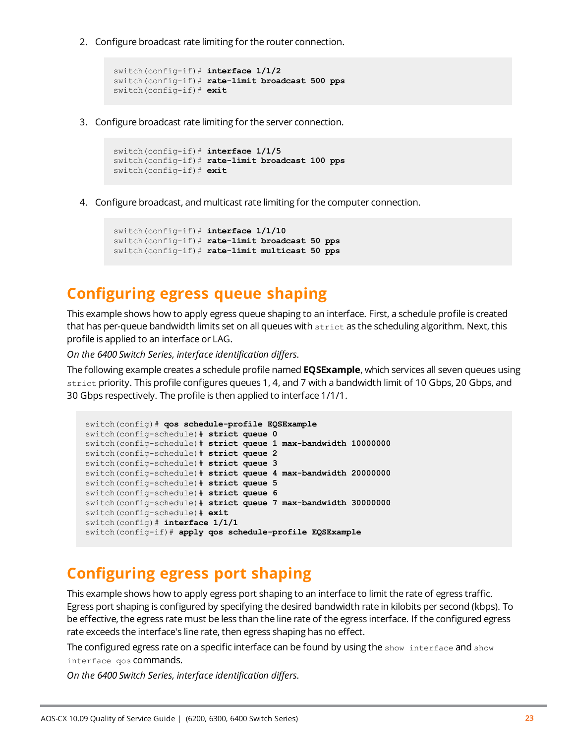2. Configure broadcast rate limiting for the router connection.

```
switch(config-if)# interface 1/1/2
switch(config-if)# rate-limit broadcast 500 pps
switch(config-if)# exit
```

3. Configure broadcast rate limiting for the server connection.

```
switch(config-if)# interface 1/1/5
switch(config-if)# rate-limit broadcast 100 pps
switch(config-if)# exit
```

4. Configure broadcast, and multicast rate limiting for the computer connection.

```
switch(config-if)# interface 1/1/10
switch(config-if)# rate-limit broadcast 50 pps
switch(config-if)# rate-limit multicast 50 pps
```

## Configuring egress queue shaping

This example shows how to apply egress queue shaping to an interface. First, a schedule profile is created that has per-queue bandwidth limits set on all queues with `strict` as the scheduling algorithm. Next, this profile is applied to an interface or LAG.

*On the 6400 Switch Series, interface identification differs.*

The following example creates a schedule profile named **EQSExample**, which services all seven queues using `strict` priority. This profile configures queues 1, 4, and 7 with a bandwidth limit of 10 Gbps, 20 Gbps, and 30 Gbps respectively. The profile is then applied to interface 1/1/1.

```
switch(config)# qos schedule-profile EQSExample
switch(config-schedule)# strict queue 0
switch(config-schedule)# strict queue 1 max-bandwidth 10000000
switch(config-schedule)# strict queue 2
switch(config-schedule)# strict queue 3
switch(config-schedule)# strict queue 4 max-bandwidth 20000000
switch(config-schedule)# strict queue 5
switch(config-schedule)# strict queue 6
switch(config-schedule)# strict queue 7 max-bandwidth 30000000
switch(config-schedule)# exit
switch(config)# interface 1/1/1
switch(config-if)# apply qos schedule-profile EQSExample
```

## Configuring egress port shaping

This example shows how to apply egress port shaping to an interface to limit the rate of egress traffic. Egress port shaping is configured by specifying the desired bandwidth rate in kilobits per second (kbps). To be effective, the egress rate must be less than the line rate of the egress interface. If the configured egress rate exceeds the interface's line rate, then egress shaping has no effect.

The configured egress rate on a specific interface can be found by using the `show interface` and `show interface qos` commands.

*On the 6400 Switch Series, interface identification differs.*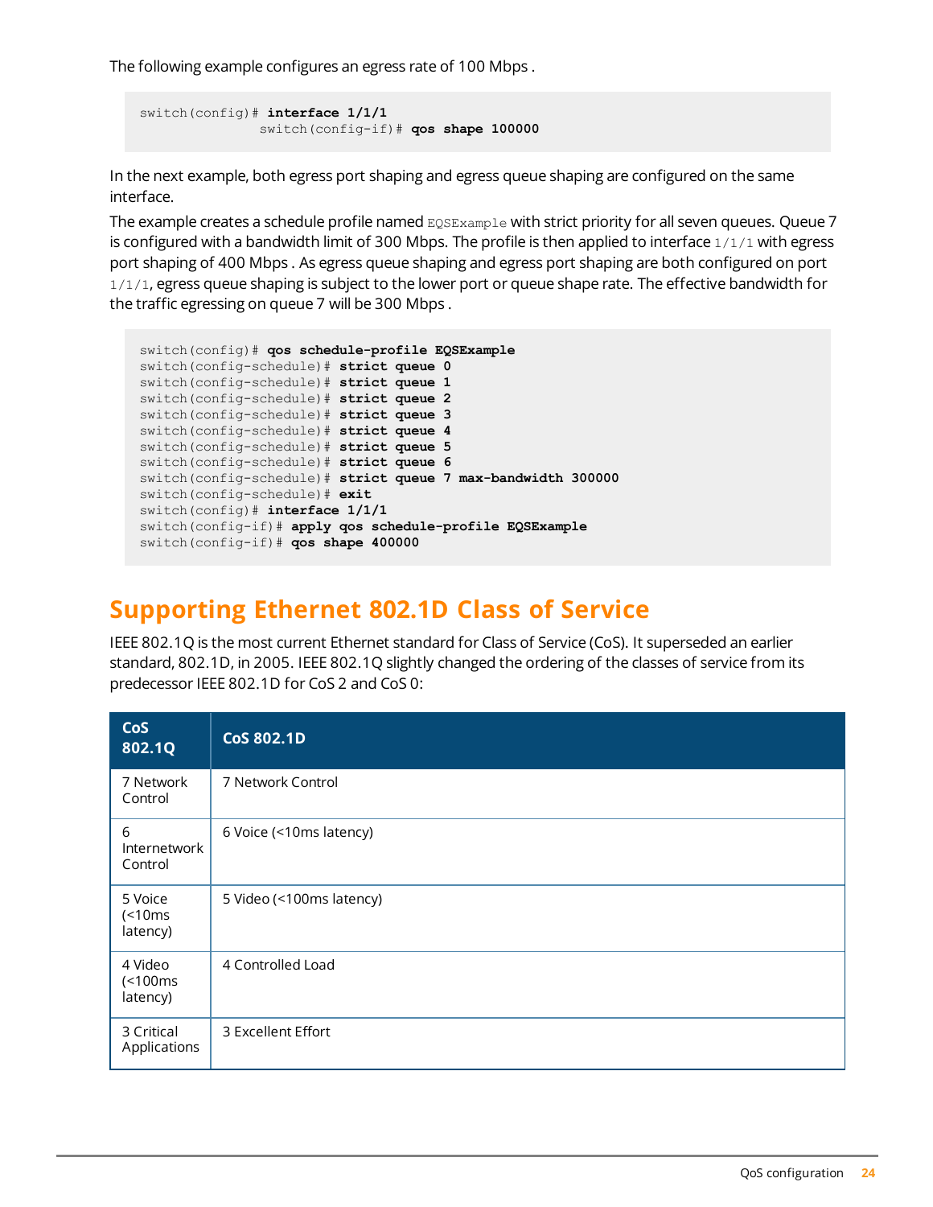The following example configures an egress rate of 100 Mbps .

```
switch(config)# interface 1/1/1
               switch(config-if)# qos shape 100000
```

In the next example, both egress port shaping and egress queue shaping are configured on the same interface.

The example creates a schedule profile named `EQSExample` with strict priority for all seven queues. Queue 7 is configured with a bandwidth limit of 300 Mbps. The profile is then applied to interface `1/1/1` with egress port shaping of 400 Mbps . As egress queue shaping and egress port shaping are both configured on port `1/1/1`, egress queue shaping is subject to the lower port or queue shape rate. The effective bandwidth for the traffic egressing on queue 7 will be 300 Mbps .

```
switch(config)# qos schedule-profile EQSExample
switch(config-schedule)# strict queue 0
switch(config-schedule)# strict queue 1
switch(config-schedule)# strict queue 2
switch(config-schedule)# strict queue 3
switch(config-schedule)# strict queue 4
switch(config-schedule)# strict queue 5
switch(config-schedule)# strict queue 6
switch(config-schedule)# strict queue 7 max-bandwidth 300000
switch(config-schedule)# exit
switch(config)# interface 1/1/1
switch(config-if)# apply qos schedule-profile EQSExample
switch(config-if)# qos shape 400000
```

## Supporting Ethernet 802.1D Class of Service

IEEE 802.1Q is the most current Ethernet standard for Class of Service (CoS). It superseded an earlier standard, 802.1D, in 2005. IEEE 802.1Q slightly changed the ordering of the classes of service from its predecessor IEEE 802.1D for CoS 2 and CoS 0:

| CoS 802.1Q | CoS 802.1D |
| --- | --- |
| 7 Network Control | 7 Network Control |
| 6 Internetwork Control | 6 Voice (<10ms latency) |
| 5 Voice (<10ms latency) | 5 Video (<100ms latency) |
| 4 Video (<100ms latency) | 4 Controlled Load |
| 3 Critical Applications | 3 Excellent Effort |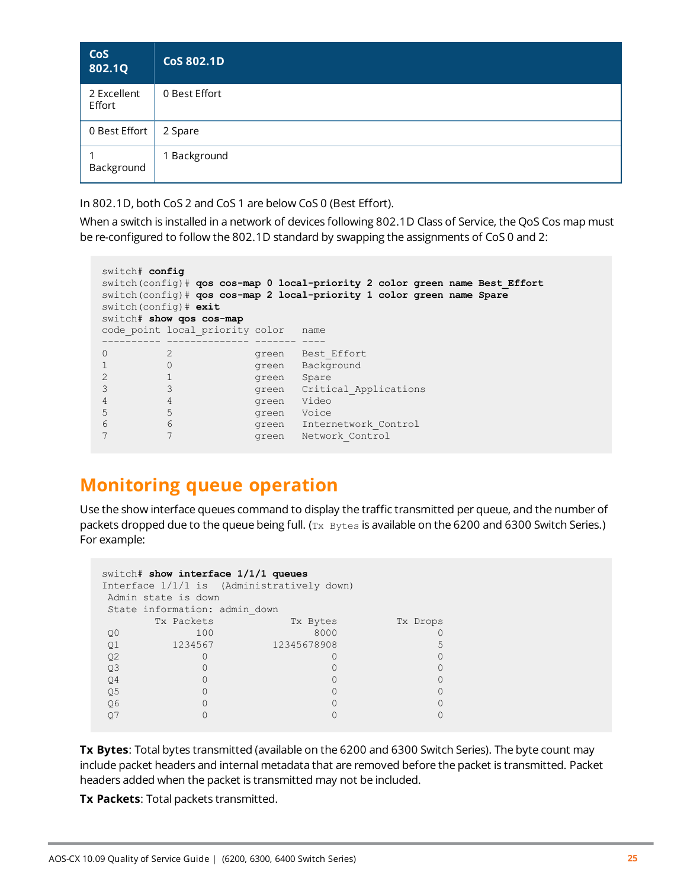| CoS 802.1Q | CoS 802.1D |
|---|---|
| 2 Excellent Effort | 0 Best Effort |
| 0 Best Effort | 2 Spare |
| 1 Background | 1 Background |

In 802.1D, both CoS 2 and CoS 1 are below CoS 0 (Best Effort).

When a switch is installed in a network of devices following 802.1D Class of Service, the QoS Cos map must be re-configured to follow the 802.1D standard by swapping the assignments of CoS 0 and 2:

```
switch# config
switch(config)# qos cos-map 0 local-priority 2 color green name Best_Effort
switch(config)# qos cos-map 2 local-priority 1 color green name Spare
switch(config)# exit
switch# show qos cos-map
code_point local_priority color   name
---------- -------------- ------- ----
0          2              green   Best_Effort
1          0              green   Background
2          1              green   Spare
3          3              green   Critical_Applications
4          4              green   Video
5          5              green   Voice
6          6              green   Internetwork_Control
7          7              green   Network_Control
```

# Monitoring queue operation

Use the show interface queues command to display the traffic transmitted per queue, and the number of packets dropped due to the queue being full. (`Tx Bytes` is available on the 6200 and 6300 Switch Series.) For example:

```
switch# show interface 1/1/1 queues
Interface 1/1/1 is  (Administratively down)
 Admin state is down
 State information: admin_down
         Tx Packets             Tx Bytes           Tx Drops
 Q0             100                 8000                  0
 Q1         1234567          12345678908                  5
 Q2               0                    0                  0
 Q3               0                    0                  0
 Q4               0                    0                  0
 Q5               0                    0                  0
 Q6               0                    0                  0
 Q7               0                    0                  0
```

**Tx Bytes**: Total bytes transmitted (available on the 6200 and 6300 Switch Series). The byte count may include packet headers and internal metadata that are removed before the packet is transmitted. Packet headers added when the packet is transmitted may not be included.

**Tx Packets**: Total packets transmitted.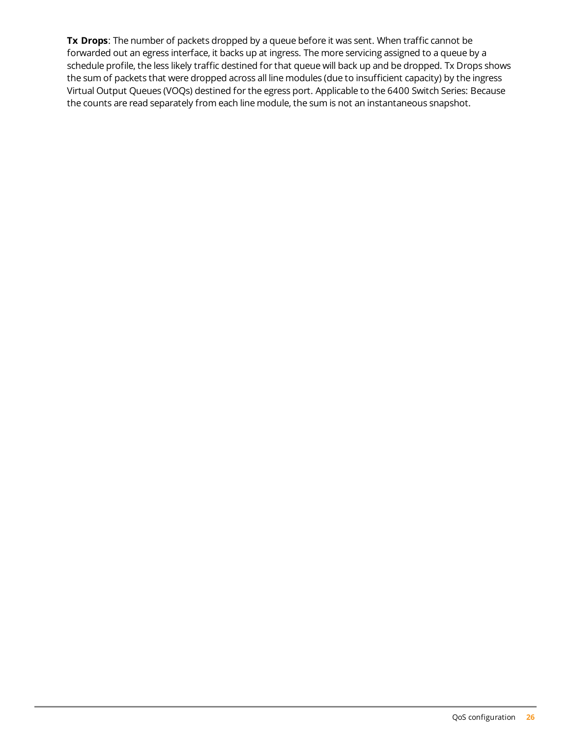**Tx Drops**: The number of packets dropped by a queue before it was sent. When traffic cannot be forwarded out an egress interface, it backs up at ingress. The more servicing assigned to a queue by a schedule profile, the less likely traffic destined for that queue will back up and be dropped. Tx Drops shows the sum of packets that were dropped across all line modules (due to insufficient capacity) by the ingress Virtual Output Queues (VOQs) destined for the egress port. Applicable to the 6400 Switch Series: Because the counts are read separately from each line module, the sum is not an instantaneous snapshot.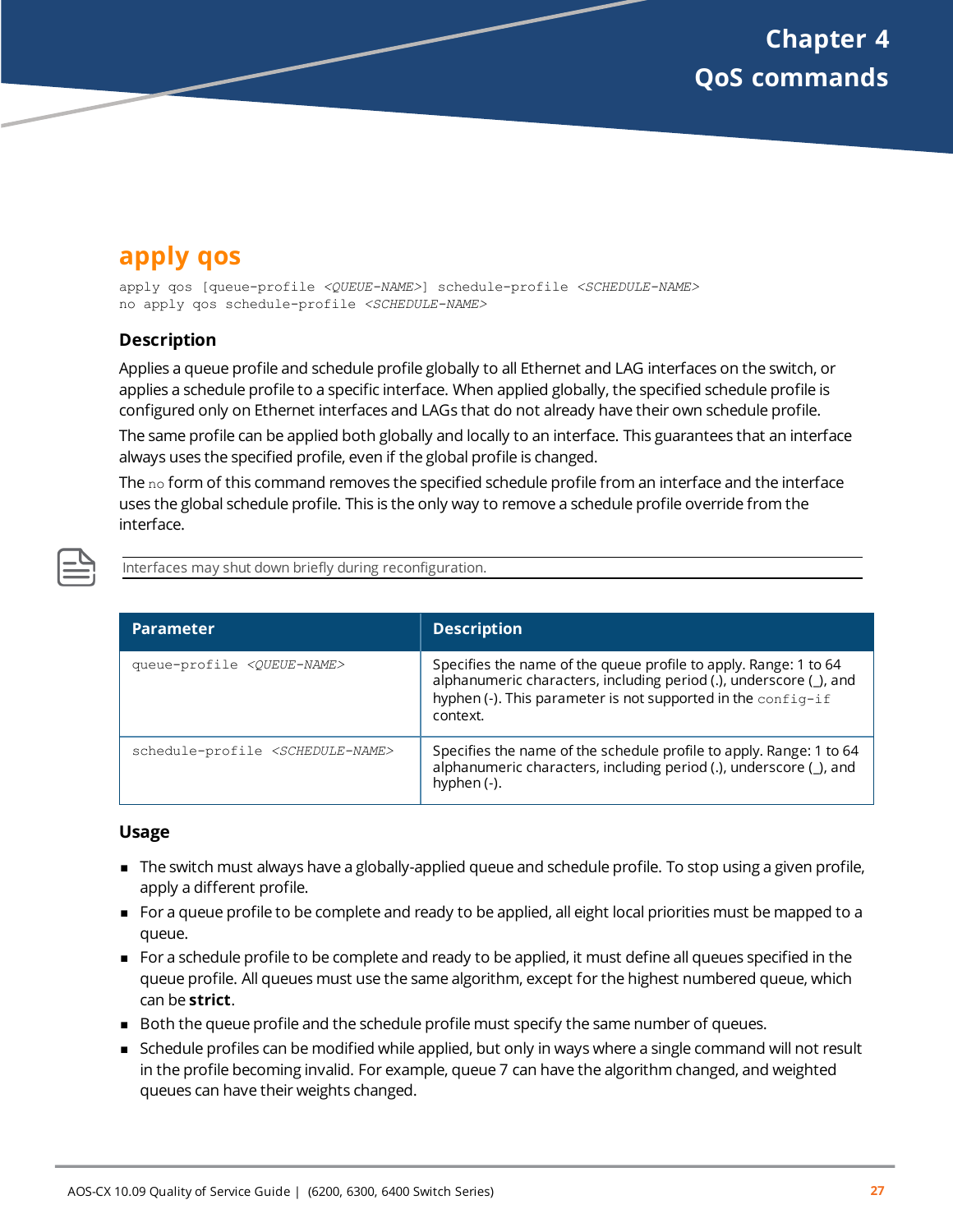# Chapter 4 QoS commands

## apply qos

```
apply qos [queue-profile <QUEUE-NAME>] schedule-profile <SCHEDULE-NAME>
no apply qos schedule-profile <SCHEDULE-NAME>
```

### Description

Applies a queue profile and schedule profile globally to all Ethernet and LAG interfaces on the switch, or applies a schedule profile to a specific interface. When applied globally, the specified schedule profile is configured only on Ethernet interfaces and LAGs that do not already have their own schedule profile.

The same profile can be applied both globally and locally to an interface. This guarantees that an interface always uses the specified profile, even if the global profile is changed.

The `no` form of this command removes the specified schedule profile from an interface and the interface uses the global schedule profile. This is the only way to remove a schedule profile override from the interface.

Interfaces may shut down briefly during reconfiguration.

| Parameter | Description |
|---|---|
| `queue-profile <QUEUE-NAME>` | Specifies the name of the queue profile to apply. Range: 1 to 64 alphanumeric characters, including period (.), underscore (_), and hyphen (-). This parameter is not supported in the `config-if` context. |
| `schedule-profile <SCHEDULE-NAME>` | Specifies the name of the schedule profile to apply. Range: 1 to 64 alphanumeric characters, including period (.), underscore (_), and hyphen (-). |

### Usage

- The switch must always have a globally-applied queue and schedule profile. To stop using a given profile, apply a different profile.
- For a queue profile to be complete and ready to be applied, all eight local priorities must be mapped to a queue.
- For a schedule profile to be complete and ready to be applied, it must define all queues specified in the queue profile. All queues must use the same algorithm, except for the highest numbered queue, which can be **strict**.
- Both the queue profile and the schedule profile must specify the same number of queues.
- Schedule profiles can be modified while applied, but only in ways where a single command will not result in the profile becoming invalid. For example, queue 7 can have the algorithm changed, and weighted queues can have their weights changed.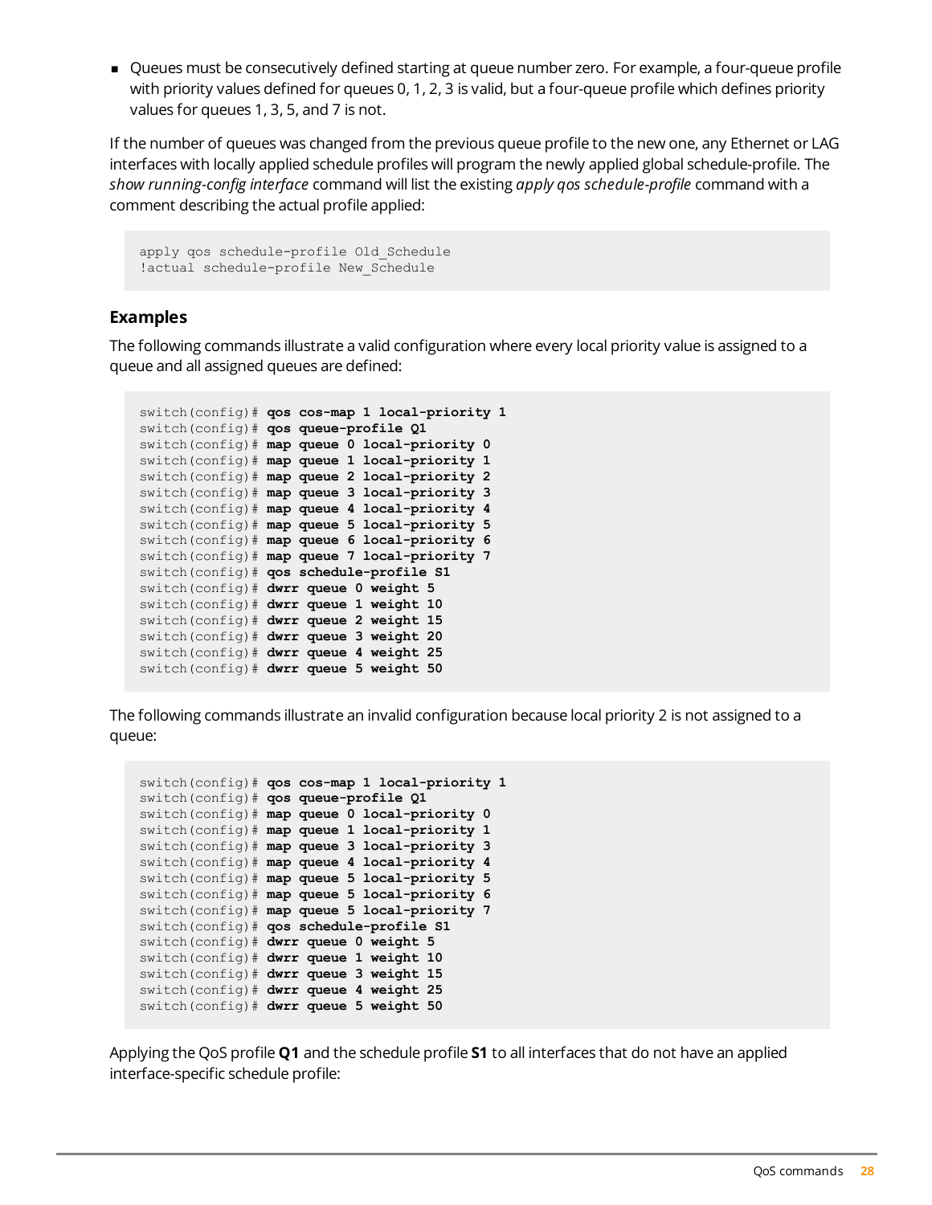- Queues must be consecutively defined starting at queue number zero. For example, a four-queue profile with priority values defined for queues 0, 1, 2, 3 is valid, but a four-queue profile which defines priority values for queues 1, 3, 5, and 7 is not.

If the number of queues was changed from the previous queue profile to the new one, any Ethernet or LAG interfaces with locally applied schedule profiles will program the newly applied global schedule-profile. The *show running-config interface* command will list the existing *apply qos schedule-profile* command with a comment describing the actual profile applied:

```
apply qos schedule-profile Old_Schedule
!actual schedule-profile New_Schedule
```

### Examples

The following commands illustrate a valid configuration where every local priority value is assigned to a queue and all assigned queues are defined:

```
switch(config)# qos cos-map 1 local-priority 1
switch(config)# qos queue-profile Q1
switch(config)# map queue 0 local-priority 0
switch(config)# map queue 1 local-priority 1
switch(config)# map queue 2 local-priority 2
switch(config)# map queue 3 local-priority 3
switch(config)# map queue 4 local-priority 4
switch(config)# map queue 5 local-priority 5
switch(config)# map queue 6 local-priority 6
switch(config)# map queue 7 local-priority 7
switch(config)# qos schedule-profile S1
switch(config)# dwrr queue 0 weight 5
switch(config)# dwrr queue 1 weight 10
switch(config)# dwrr queue 2 weight 15
switch(config)# dwrr queue 3 weight 20
switch(config)# dwrr queue 4 weight 25
switch(config)# dwrr queue 5 weight 50
```

The following commands illustrate an invalid configuration because local priority 2 is not assigned to a queue:

```
switch(config)# qos cos-map 1 local-priority 1
switch(config)# qos queue-profile Q1
switch(config)# map queue 0 local-priority 0
switch(config)# map queue 1 local-priority 1
switch(config)# map queue 3 local-priority 3
switch(config)# map queue 4 local-priority 4
switch(config)# map queue 5 local-priority 5
switch(config)# map queue 5 local-priority 6
switch(config)# map queue 5 local-priority 7
switch(config)# qos schedule-profile S1
switch(config)# dwrr queue 0 weight 5
switch(config)# dwrr queue 1 weight 10
switch(config)# dwrr queue 3 weight 15
switch(config)# dwrr queue 4 weight 25
switch(config)# dwrr queue 5 weight 50
```

Applying the QoS profile **Q1** and the schedule profile **S1** to all interfaces that do not have an applied interface-specific schedule profile: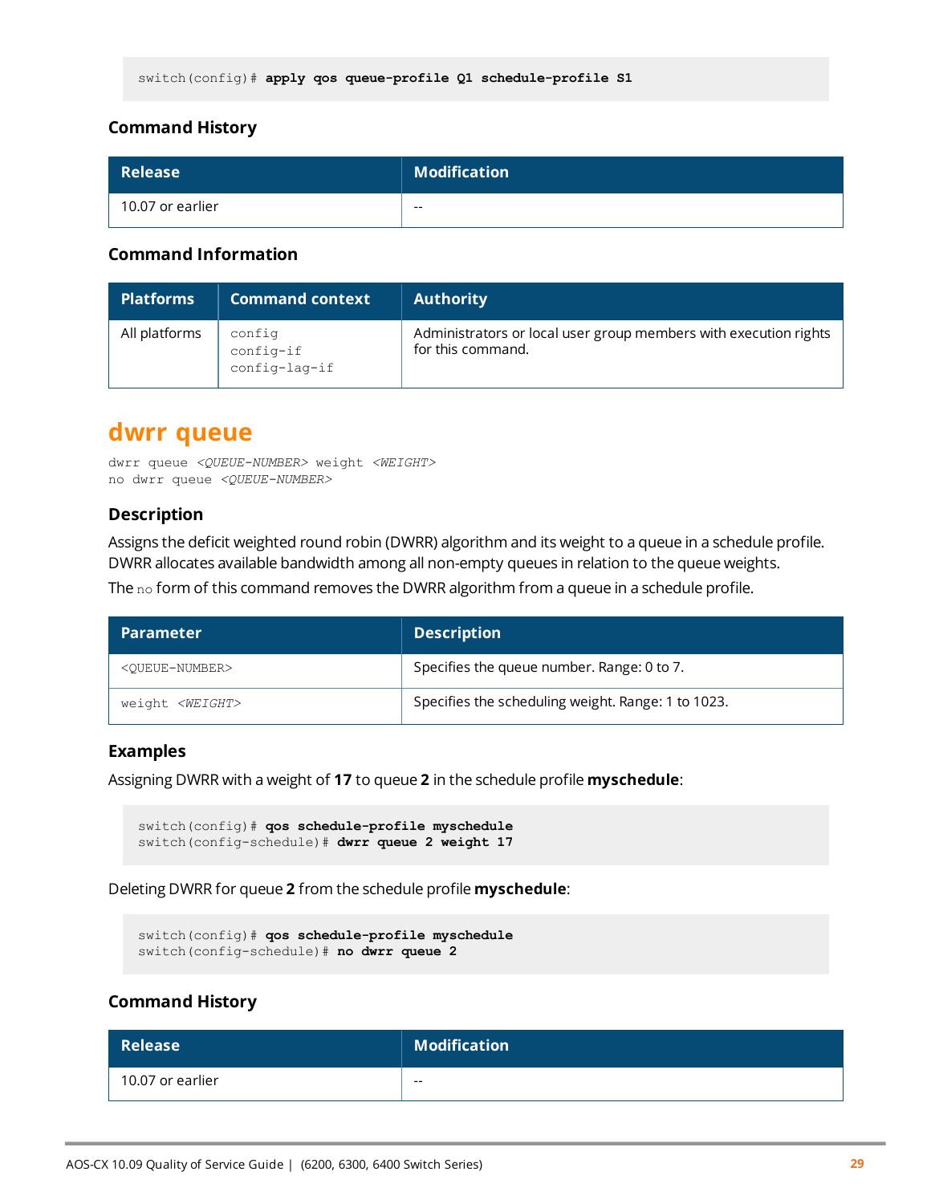```
switch(config)# apply qos queue-profile Q1 schedule-profile S1
```

### Command History

| Release | Modification |
| --- | --- |
| 10.07 or earlier | -- |

### Command Information

| Platforms | Command context | Authority |
| --- | --- | --- |
| All platforms | config<br>config-if<br>config-lag-if | Administrators or local user group members with execution rights for this command. |

## dwrr queue

```
dwrr queue <QUEUE-NUMBER> weight <WEIGHT>
no dwrr queue <QUEUE-NUMBER>
```

### Description

Assigns the deficit weighted round robin (DWRR) algorithm and its weight to a queue in a schedule profile. DWRR allocates available bandwidth among all non-empty queues in relation to the queue weights.

The `no` form of this command removes the DWRR algorithm from a queue in a schedule profile.

| Parameter | Description |
| --- | --- |
| `<QUEUE-NUMBER>` | Specifies the queue number. Range: 0 to 7. |
| `weight <WEIGHT>` | Specifies the scheduling weight. Range: 1 to 1023. |

### Examples

Assigning DWRR with a weight of **17** to queue **2** in the schedule profile **myschedule**:

```
switch(config)# qos schedule-profile myschedule
switch(config-schedule)# dwrr queue 2 weight 17
```

Deleting DWRR for queue **2** from the schedule profile **myschedule**:

```
switch(config)# qos schedule-profile myschedule
switch(config-schedule)# no dwrr queue 2
```

### Command History

| Release | Modification |
| --- | --- |
| 10.07 or earlier | -- |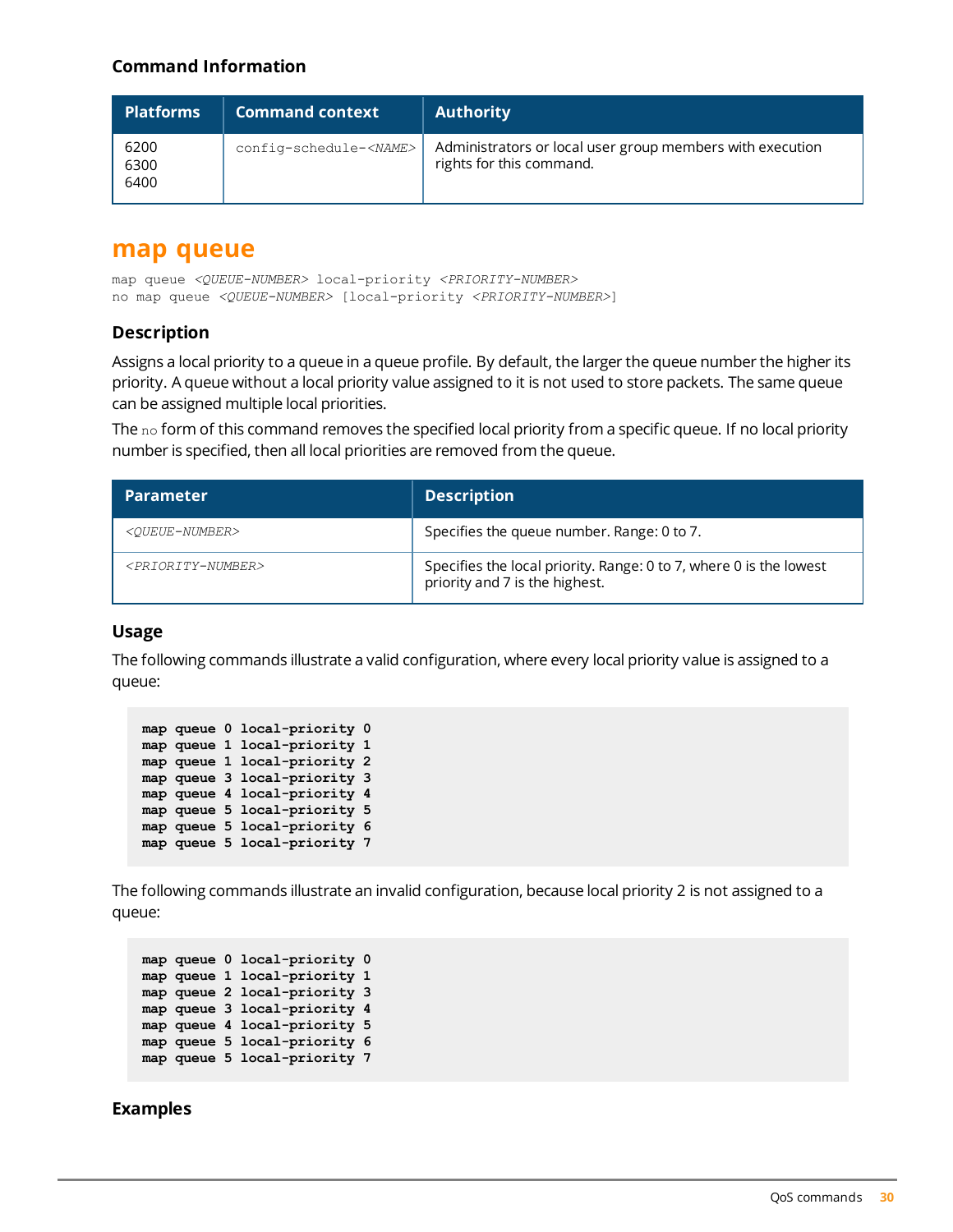### Command Information

| Platforms | Command context | Authority |
|---|---|---|
| 6200<br>6300<br>6400 | config-schedule-<NAME> | Administrators or local user group members with execution rights for this command. |

## map queue

```
map queue <QUEUE-NUMBER> local-priority <PRIORITY-NUMBER>
no map queue <QUEUE-NUMBER> [local-priority <PRIORITY-NUMBER>]
```

### Description

Assigns a local priority to a queue in a queue profile. By default, the larger the queue number the higher its priority. A queue without a local priority value assigned to it is not used to store packets. The same queue can be assigned multiple local priorities.

The `no` form of this command removes the specified local priority from a specific queue. If no local priority number is specified, then all local priorities are removed from the queue.

| Parameter | Description |
|---|---|
| *<QUEUE-NUMBER>* | Specifies the queue number. Range: 0 to 7. |
| *<PRIORITY-NUMBER>* | Specifies the local priority. Range: 0 to 7, where 0 is the lowest priority and 7 is the highest. |

### Usage

The following commands illustrate a valid configuration, where every local priority value is assigned to a queue:

```
map queue 0 local-priority 0
map queue 1 local-priority 1
map queue 1 local-priority 2
map queue 3 local-priority 3
map queue 4 local-priority 4
map queue 5 local-priority 5
map queue 5 local-priority 6
map queue 5 local-priority 7
```

The following commands illustrate an invalid configuration, because local priority 2 is not assigned to a queue:

```
map queue 0 local-priority 0
map queue 1 local-priority 1
map queue 2 local-priority 3
map queue 3 local-priority 4
map queue 4 local-priority 5
map queue 5 local-priority 6
map queue 5 local-priority 7
```

### Examples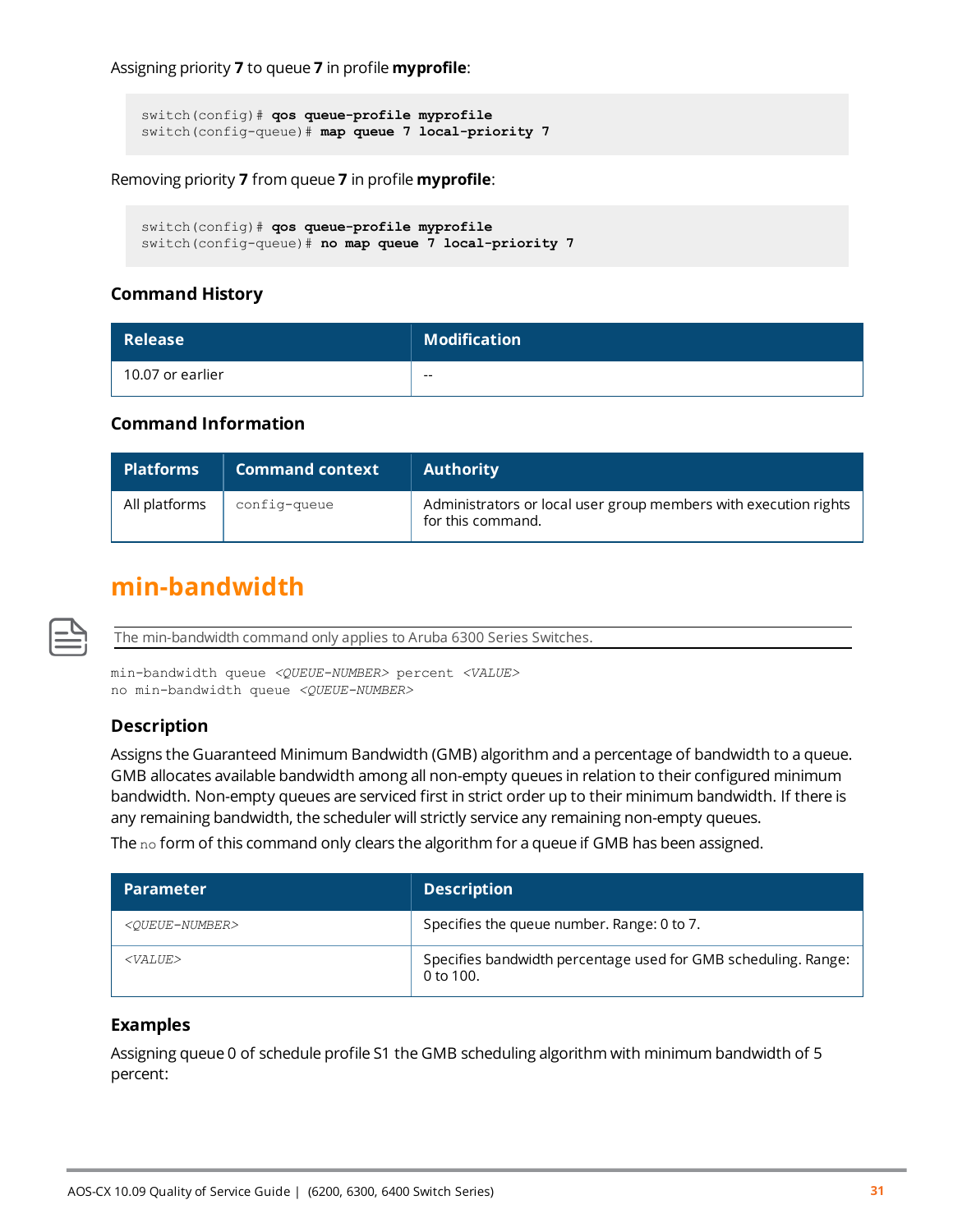Assigning priority **7** to queue **7** in profile **myprofile**:

```
switch(config)# qos queue-profile myprofile
switch(config-queue)# map queue 7 local-priority 7
```

Removing priority **7** from queue **7** in profile **myprofile**:

```
switch(config)# qos queue-profile myprofile
switch(config-queue)# no map queue 7 local-priority 7
```

### Command History

| Release | Modification |
| --- | --- |
| 10.07 or earlier | -- |

### Command Information

| Platforms | Command context | Authority |
| --- | --- | --- |
| All platforms | `config-queue` | Administrators or local user group members with execution rights for this command. |

## min-bandwidth

The min-bandwidth command only applies to Aruba 6300 Series Switches.

```
min-bandwidth queue <QUEUE-NUMBER> percent <VALUE>
no min-bandwidth queue <QUEUE-NUMBER>
```

### Description

Assigns the Guaranteed Minimum Bandwidth (GMB) algorithm and a percentage of bandwidth to a queue. GMB allocates available bandwidth among all non-empty queues in relation to their configured minimum bandwidth. Non-empty queues are serviced first in strict order up to their minimum bandwidth. If there is any remaining bandwidth, the scheduler will strictly service any remaining non-empty queues.

The `no` form of this command only clears the algorithm for a queue if GMB has been assigned.

| Parameter | Description |
| --- | --- |
| *<QUEUE-NUMBER>* | Specifies the queue number. Range: 0 to 7. |
| *<VALUE>* | Specifies bandwidth percentage used for GMB scheduling. Range: 0 to 100. |

### Examples

Assigning queue 0 of schedule profile S1 the GMB scheduling algorithm with minimum bandwidth of 5 percent: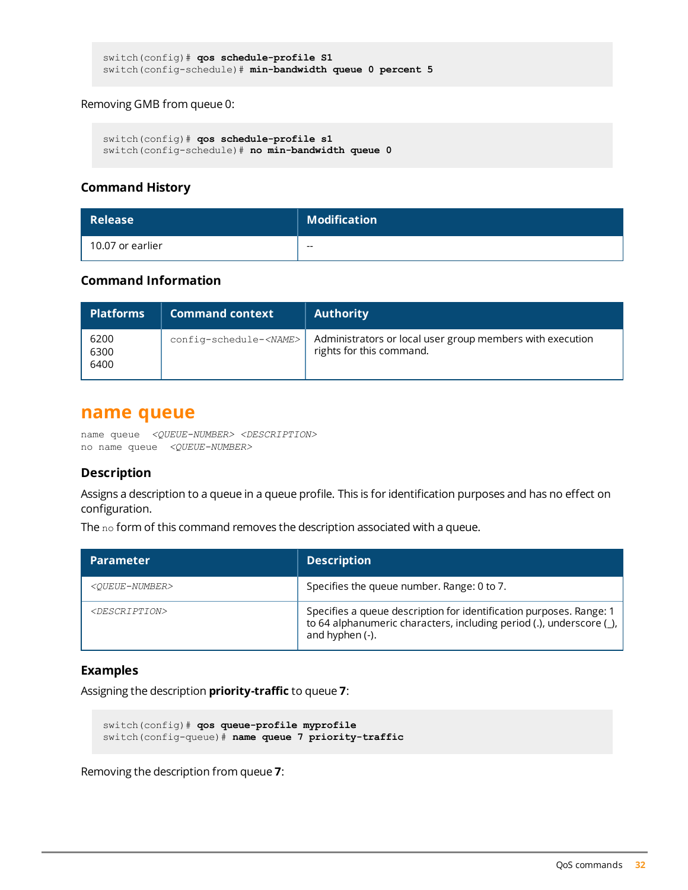```
switch(config)# qos schedule-profile S1
switch(config-schedule)# min-bandwidth queue 0 percent 5
```

Removing GMB from queue 0:

```
switch(config)# qos schedule-profile s1
switch(config-schedule)# no min-bandwidth queue 0
```

### Command History

| Release | Modification |
|---|---|
| 10.07 or earlier | -- |

### Command Information

| Platforms | Command context | Authority |
|---|---|---|
| 6200<br>6300<br>6400 | `config-schedule-<NAME>` | Administrators or local user group members with execution rights for this command. |

## name queue

```
name queue  <QUEUE-NUMBER> <DESCRIPTION>
no name queue  <QUEUE-NUMBER>
```

### Description

Assigns a description to a queue in a queue profile. This is for identification purposes and has no effect on configuration.

The `no` form of this command removes the description associated with a queue.

| Parameter | Description |
|---|---|
| *<QUEUE-NUMBER>* | Specifies the queue number. Range: 0 to 7. |
| *<DESCRIPTION>* | Specifies a queue description for identification purposes. Range: 1 to 64 alphanumeric characters, including period (.), underscore (_), and hyphen (-). |

### Examples

Assigning the description **priority-traffic** to queue **7**:

```
switch(config)# qos queue-profile myprofile
switch(config-queue)# name queue 7 priority-traffic
```

Removing the description from queue **7**: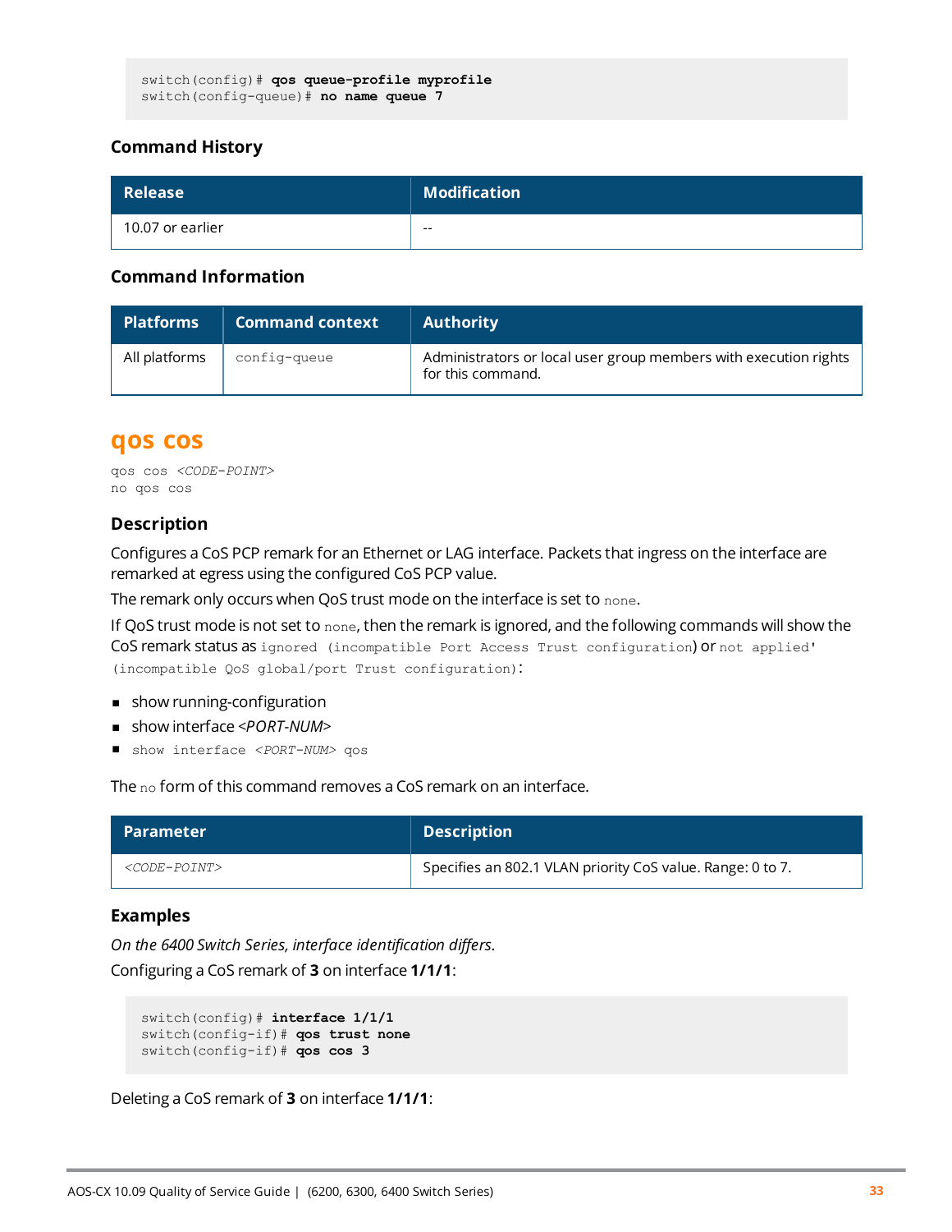```
switch(config)# qos queue-profile myprofile
switch(config-queue)# no name queue 7
```

### Command History

| Release | Modification |
|---|---|
| 10.07 or earlier | -- |

### Command Information

| Platforms | Command context | Authority |
|---|---|---|
| All platforms | `config-queue` | Administrators or local user group members with execution rights for this command. |

## qos cos

```
qos cos <CODE-POINT>
no qos cos
```

### Description

Configures a CoS PCP remark for an Ethernet or LAG interface. Packets that ingress on the interface are remarked at egress using the configured CoS PCP value.

The remark only occurs when QoS trust mode on the interface is set to `none`.

If QoS trust mode is not set to `none`, then the remark is ignored, and the following commands will show the CoS remark status as `ignored (incompatible Port Access Trust configuration)` or `not applied' (incompatible QoS global/port Trust configuration)`:

- show running-configuration
- show interface *<PORT-NUM>*
- `show interface <PORT-NUM> qos`

The `no` form of this command removes a CoS remark on an interface.

| Parameter | Description |
|---|---|
| *<CODE-POINT>* | Specifies an 802.1 VLAN priority CoS value. Range: 0 to 7. |

### Examples

*On the 6400 Switch Series, interface identification differs.*

Configuring a CoS remark of **3** on interface **1/1/1**:

```
switch(config)# interface 1/1/1
switch(config-if)# qos trust none
switch(config-if)# qos cos 3
```

Deleting a CoS remark of **3** on interface **1/1/1**: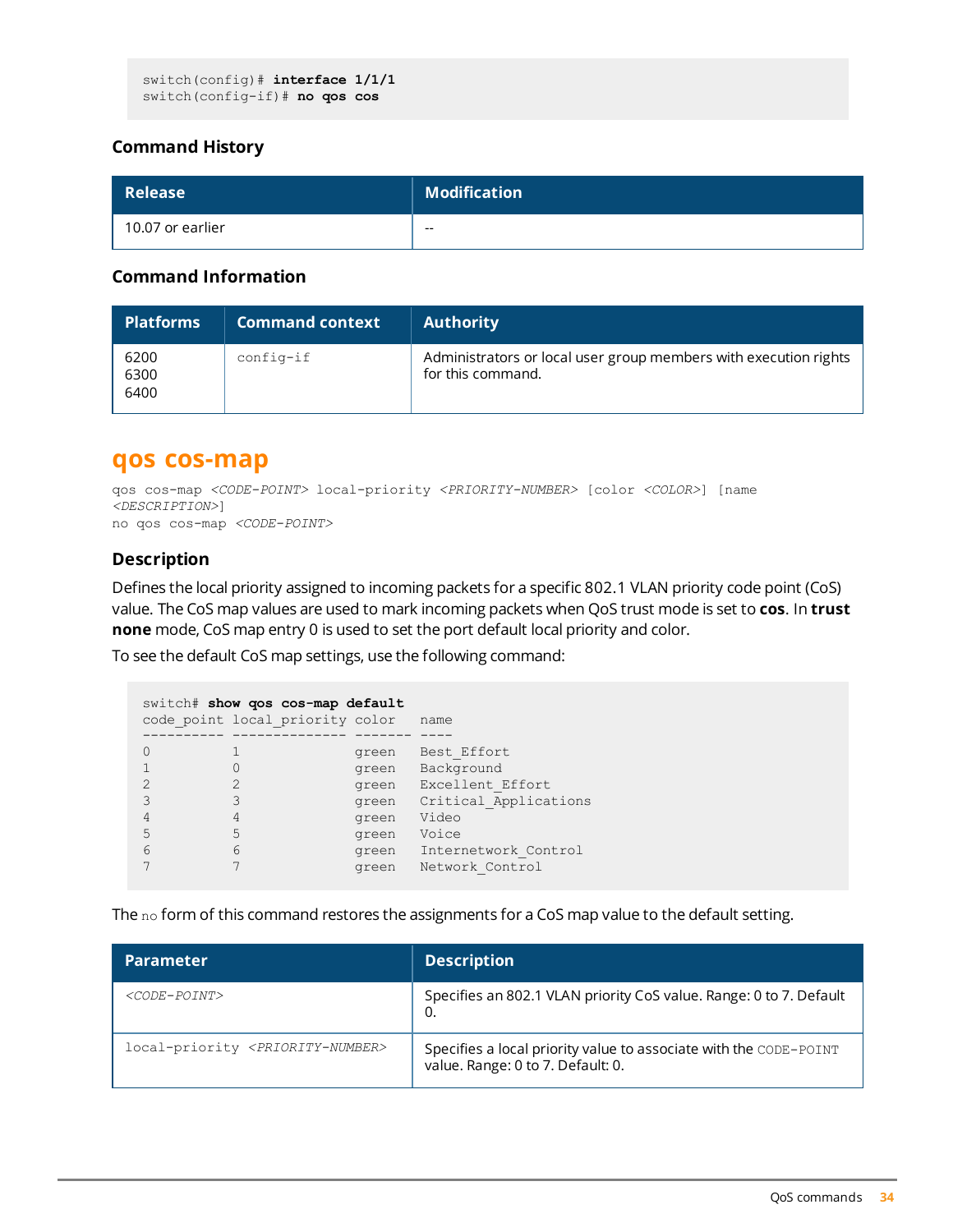```
switch(config)# interface 1/1/1
switch(config-if)# no qos cos
```

### Command History

| Release | Modification |
| --- | --- |
| 10.07 or earlier | -- |

### Command Information

| Platforms | Command context | Authority |
| --- | --- | --- |
| 6200<br>6300<br>6400 | config-if | Administrators or local user group members with execution rights for this command. |

## qos cos-map

```
qos cos-map <CODE-POINT> local-priority <PRIORITY-NUMBER> [color <COLOR>] [name
<DESCRIPTION>]
no qos cos-map <CODE-POINT>
```

### Description

Defines the local priority assigned to incoming packets for a specific 802.1 VLAN priority code point (CoS) value. The CoS map values are used to mark incoming packets when QoS trust mode is set to **cos**. In **trust none** mode, CoS map entry 0 is used to set the port default local priority and color.

To see the default CoS map settings, use the following command:

```
switch# show qos cos-map default
code_point local_priority color   name
---------- -------------- ------- ----
0          1              green   Best_Effort
1          0              green   Background
2          2              green   Excellent_Effort
3          3              green   Critical_Applications
4          4              green   Video
5          5              green   Voice
6          6              green   Internetwork_Control
7          7              green   Network_Control
```

The `no` form of this command restores the assignments for a CoS map value to the default setting.

| Parameter | Description |
| --- | --- |
| <CODE-POINT> | Specifies an 802.1 VLAN priority CoS value. Range: 0 to 7. Default 0. |
| local-priority <PRIORITY-NUMBER> | Specifies a local priority value to associate with the CODE-POINT value. Range: 0 to 7. Default: 0. |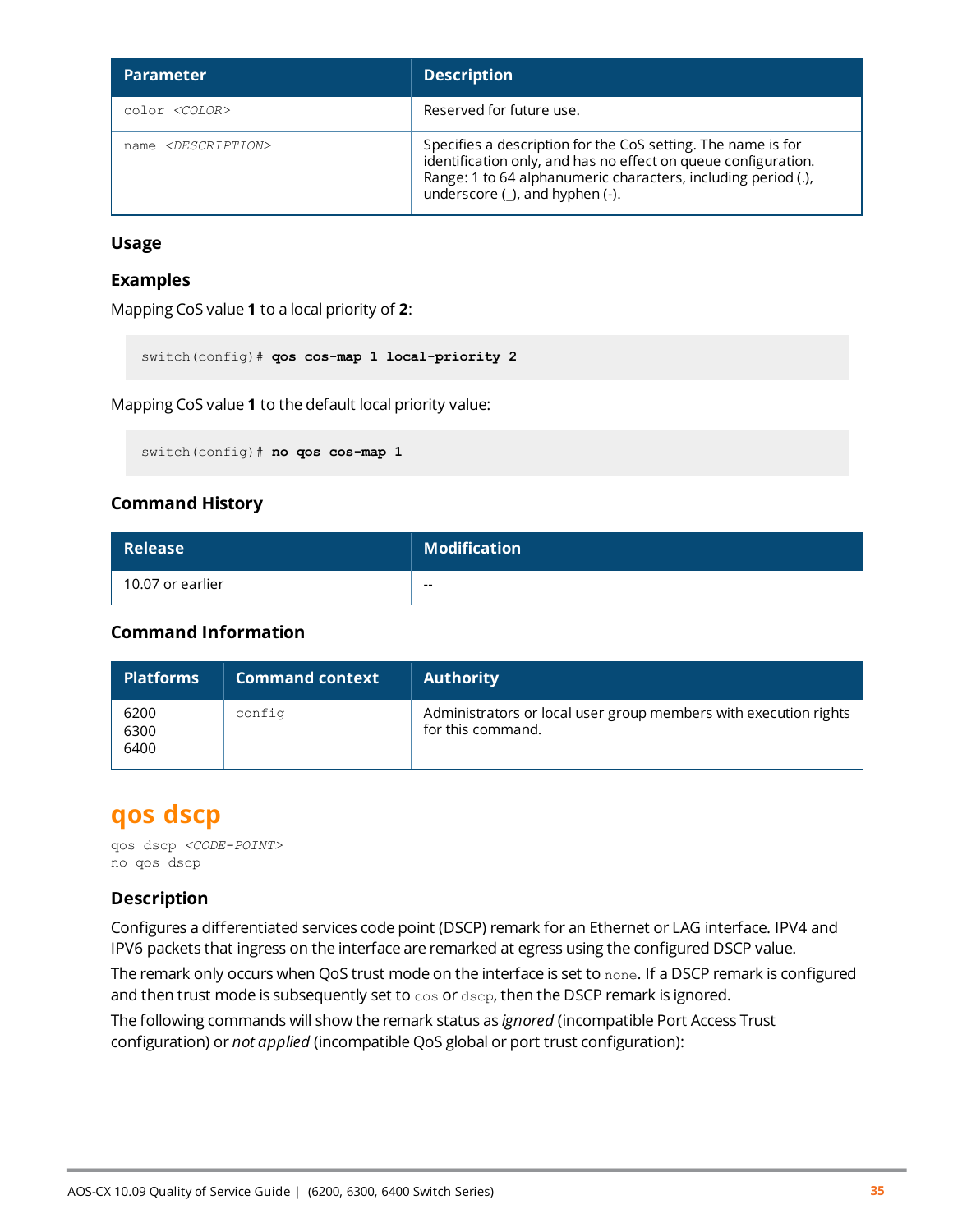| Parameter | Description |
|---|---|
| `color <COLOR>` | Reserved for future use. |
| `name <DESCRIPTION>` | Specifies a description for the CoS setting. The name is for identification only, and has no effect on queue configuration. Range: 1 to 64 alphanumeric characters, including period (.), underscore (_), and hyphen (-). |

### Usage

### Examples

Mapping CoS value **1** to a local priority of **2**:

```
switch(config)# qos cos-map 1 local-priority 2
```

Mapping CoS value **1** to the default local priority value:

```
switch(config)# no qos cos-map 1
```

### Command History

| Release | Modification |
|---|---|
| 10.07 or earlier | -- |

### Command Information

| Platforms | Command context | Authority |
|---|---|---|
| 6200<br>6300<br>6400 | `config` | Administrators or local user group members with execution rights for this command. |

## qos dscp

```
qos dscp <CODE-POINT>
no qos dscp
```

### Description

Configures a differentiated services code point (DSCP) remark for an Ethernet or LAG interface. IPV4 and IPV6 packets that ingress on the interface are remarked at egress using the configured DSCP value.

The remark only occurs when QoS trust mode on the interface is set to `none`. If a DSCP remark is configured and then trust mode is subsequently set to `cos` or `dscp`, then the DSCP remark is ignored.

The following commands will show the remark status as *ignored* (incompatible Port Access Trust configuration) or *not applied* (incompatible QoS global or port trust configuration):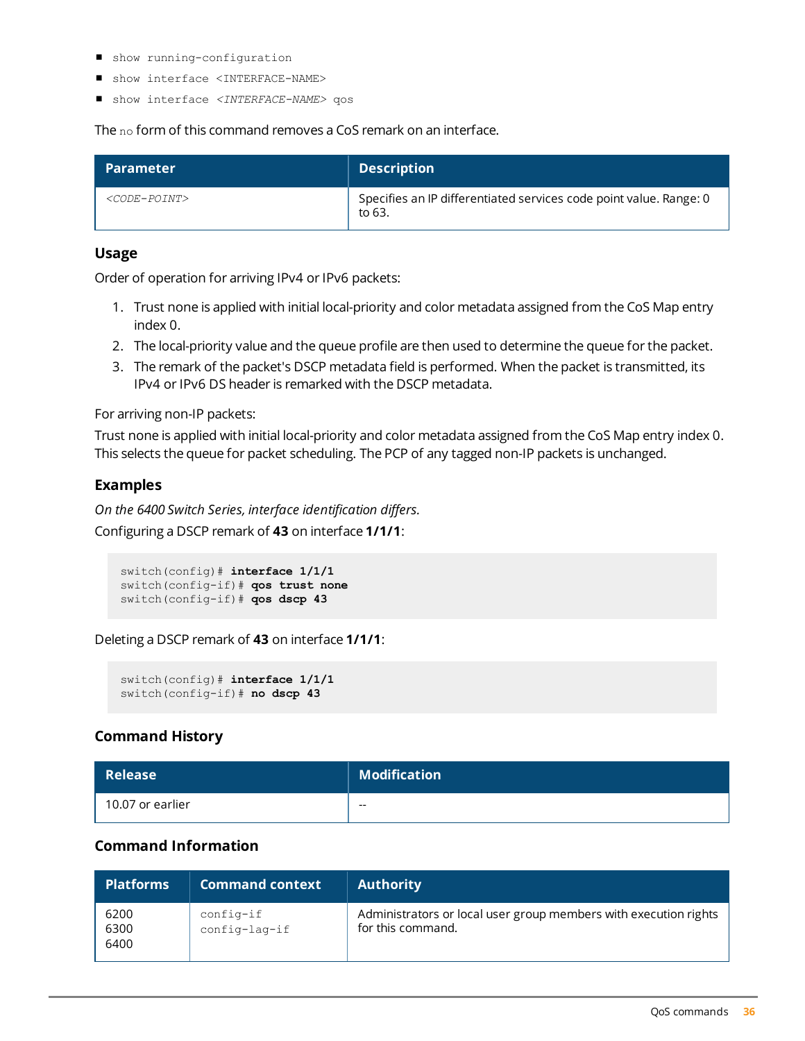- `show running-configuration`
- `show interface <INTERFACE-NAME>`
- `show interface <INTERFACE-NAME> qos`

The `no` form of this command removes a CoS remark on an interface.

| Parameter | Description |
|---|---|
| `<CODE-POINT>` | Specifies an IP differentiated services code point value. Range: 0 to 63. |

### Usage

Order of operation for arriving IPv4 or IPv6 packets:

1. Trust none is applied with initial local-priority and color metadata assigned from the CoS Map entry index 0.
2. The local-priority value and the queue profile are then used to determine the queue for the packet.
3. The remark of the packet's DSCP metadata field is performed. When the packet is transmitted, its IPv4 or IPv6 DS header is remarked with the DSCP metadata.

For arriving non-IP packets:

Trust none is applied with initial local-priority and color metadata assigned from the CoS Map entry index 0. This selects the queue for packet scheduling. The PCP of any tagged non-IP packets is unchanged.

### Examples

*On the 6400 Switch Series, interface identification differs.*

Configuring a DSCP remark of **43** on interface **1/1/1**:

```
switch(config)# interface 1/1/1
switch(config-if)# qos trust none
switch(config-if)# qos dscp 43
```

Deleting a DSCP remark of **43** on interface **1/1/1**:

```
switch(config)# interface 1/1/1
switch(config-if)# no dscp 43
```

### Command History

| Release | Modification |
|---|---|
| 10.07 or earlier | -- |

### Command Information

| Platforms | Command context | Authority |
|---|---|---|
| 6200<br>6300<br>6400 | `config-if`<br>`config-lag-if` | Administrators or local user group members with execution rights for this command. |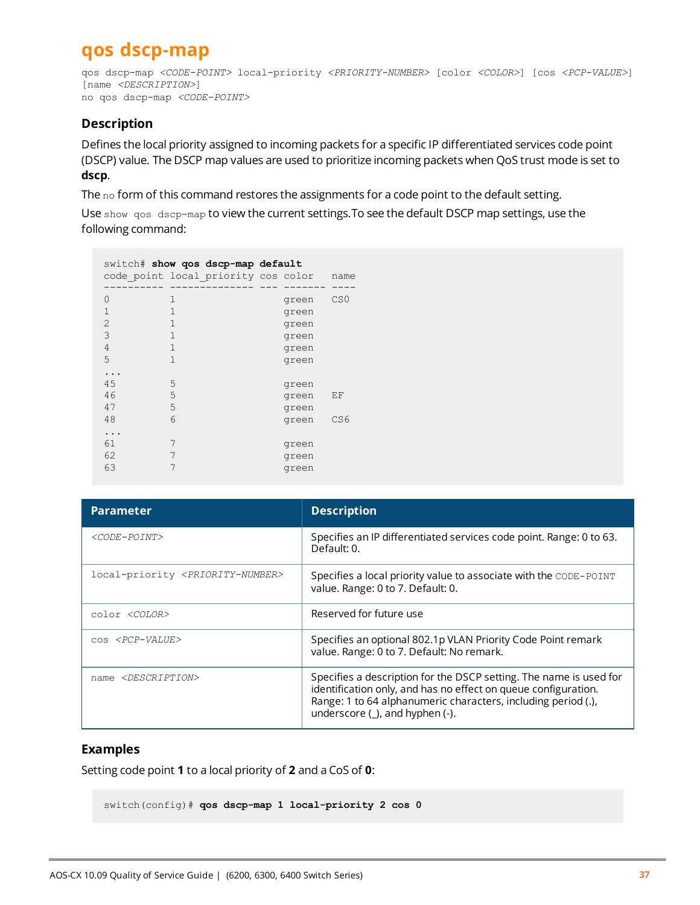# qos dscp-map

```
qos dscp-map <CODE-POINT> local-priority <PRIORITY-NUMBER> [color <COLOR>] [cos <PCP-VALUE>]
[name <DESCRIPTION>]
no qos dscp-map <CODE-POINT>
```

## Description

Defines the local priority assigned to incoming packets for a specific IP differentiated services code point (DSCP) value. The DSCP map values are used to prioritize incoming packets when QoS trust mode is set to **dscp**.

The `no` form of this command restores the assignments for a code point to the default setting.

Use `show qos dscp-map` to view the current settings.To see the default DSCP map settings, use the following command:

```
switch# show qos dscp-map default
code_point local_priority cos color   name
---------- -------------- --- ------- ----
0          1                  green   CS0
1          1                  green
2          1                  green
3          1                  green
4          1                  green
5          1                  green
...
45         5                  green
46         5                  green   EF
47         5                  green
48         6                  green   CS6
...
61         7                  green
62         7                  green
63         7                  green
```

| Parameter | Description |
|---|---|
| `<CODE-POINT>` | Specifies an IP differentiated services code point. Range: 0 to 63. Default: 0. |
| `local-priority <PRIORITY-NUMBER>` | Specifies a local priority value to associate with the `CODE-POINT` value. Range: 0 to 7. Default: 0. |
| `color <COLOR>` | Reserved for future use |
| `cos <PCP-VALUE>` | Specifies an optional 802.1p VLAN Priority Code Point remark value. Range: 0 to 7. Default: No remark. |
| `name <DESCRIPTION>` | Specifies a description for the DSCP setting. The name is used for identification only, and has no effect on queue configuration. Range: 1 to 64 alphanumeric characters, including period (.), underscore (_), and hyphen (-). |

## Examples

Setting code point **1** to a local priority of **2** and a CoS of **0**:

```
switch(config)# qos dscp-map 1 local-priority 2 cos 0
```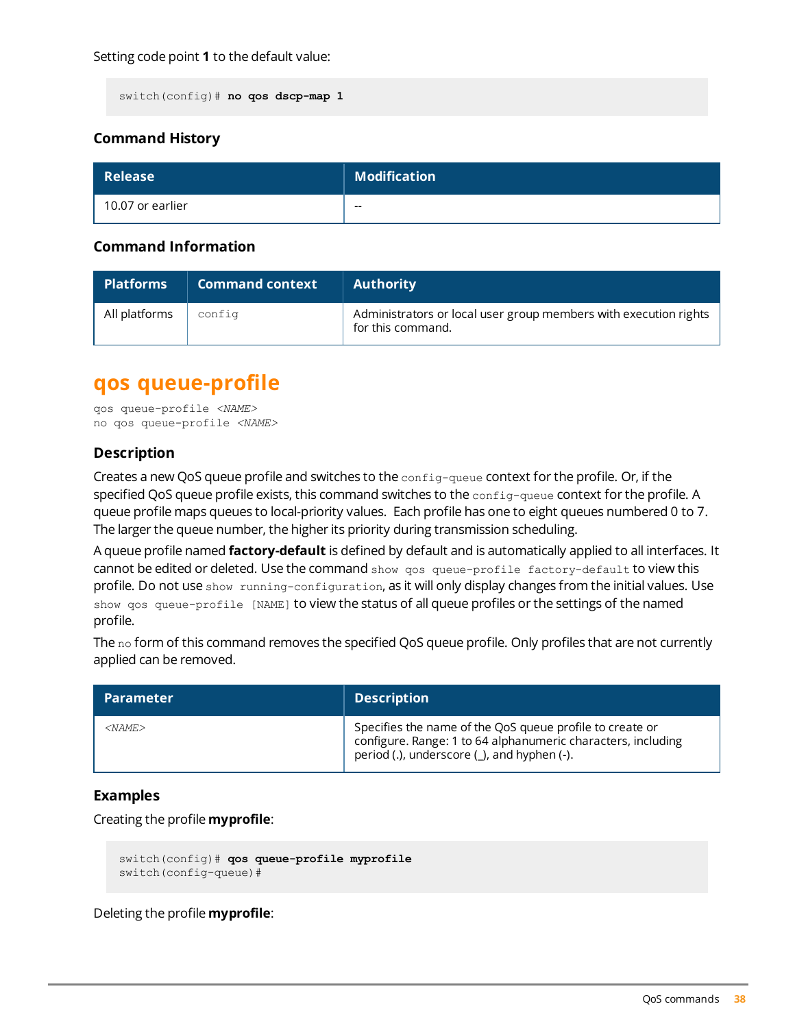Setting code point **1** to the default value:

```
switch(config)# no qos dscp-map 1
```

### Command History

| Release | Modification |
|---|---|
| 10.07 or earlier | -- |

### Command Information

| Platforms | Command context | Authority |
|---|---|---|
| All platforms | config | Administrators or local user group members with execution rights for this command. |

## qos queue-profile

```
qos queue-profile <NAME>
no qos queue-profile <NAME>
```

### Description

Creates a new QoS queue profile and switches to the `config-queue` context for the profile. Or, if the specified QoS queue profile exists, this command switches to the `config-queue` context for the profile. A queue profile maps queues to local-priority values. Each profile has one to eight queues numbered 0 to 7. The larger the queue number, the higher its priority during transmission scheduling.

A queue profile named **factory-default** is defined by default and is automatically applied to all interfaces. It cannot be edited or deleted. Use the command `show qos queue-profile factory-default` to view this profile. Do not use `show running-configuration`, as it will only display changes from the initial values. Use `show qos queue-profile [NAME]` to view the status of all queue profiles or the settings of the named profile.

The `no` form of this command removes the specified QoS queue profile. Only profiles that are not currently applied can be removed.

| Parameter | Description |
|---|---|
| *<NAME>* | Specifies the name of the QoS queue profile to create or configure. Range: 1 to 64 alphanumeric characters, including period (.), underscore (_), and hyphen (-). |

### Examples

Creating the profile **myprofile**:

```
switch(config)# qos queue-profile myprofile
switch(config-queue)#
```

Deleting the profile **myprofile**: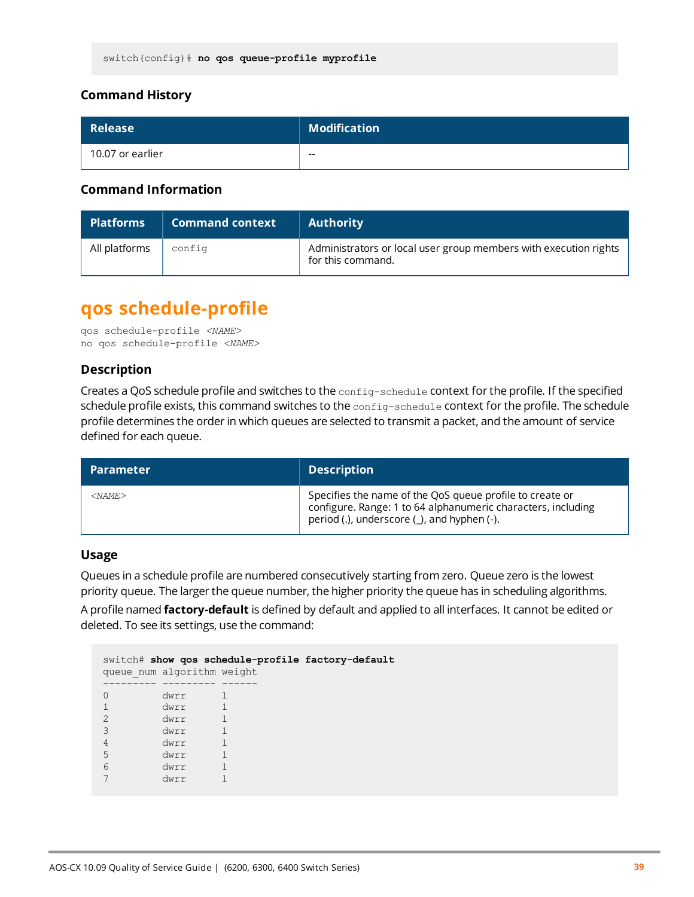```
switch(config)# no qos queue-profile myprofile
```

### Command History

| Release | Modification |
|---|---|
| 10.07 or earlier | -- |

### Command Information

| Platforms | Command context | Authority |
|---|---|---|
| All platforms | `config` | Administrators or local user group members with execution rights for this command. |

## qos schedule-profile

```
qos schedule-profile <NAME>
no qos schedule-profile <NAME>
```

### Description

Creates a QoS schedule profile and switches to the `config-schedule` context for the profile. If the specified schedule profile exists, this command switches to the `config-schedule` context for the profile. The schedule profile determines the order in which queues are selected to transmit a packet, and the amount of service defined for each queue.

| Parameter | Description |
|---|---|
| *<NAME>* | Specifies the name of the QoS queue profile to create or configure. Range: 1 to 64 alphanumeric characters, including period (.), underscore (_), and hyphen (-). |

### Usage

Queues in a schedule profile are numbered consecutively starting from zero. Queue zero is the lowest priority queue. The larger the queue number, the higher priority the queue has in scheduling algorithms.

A profile named **factory-default** is defined by default and applied to all interfaces. It cannot be edited or deleted. To see its settings, use the command:

```
switch# show qos schedule-profile factory-default
queue_num algorithm weight
--------- --------- ------
0         dwrr      1
1         dwrr      1
2         dwrr      1
3         dwrr      1
4         dwrr      1
5         dwrr      1
6         dwrr      1
7         dwrr      1
```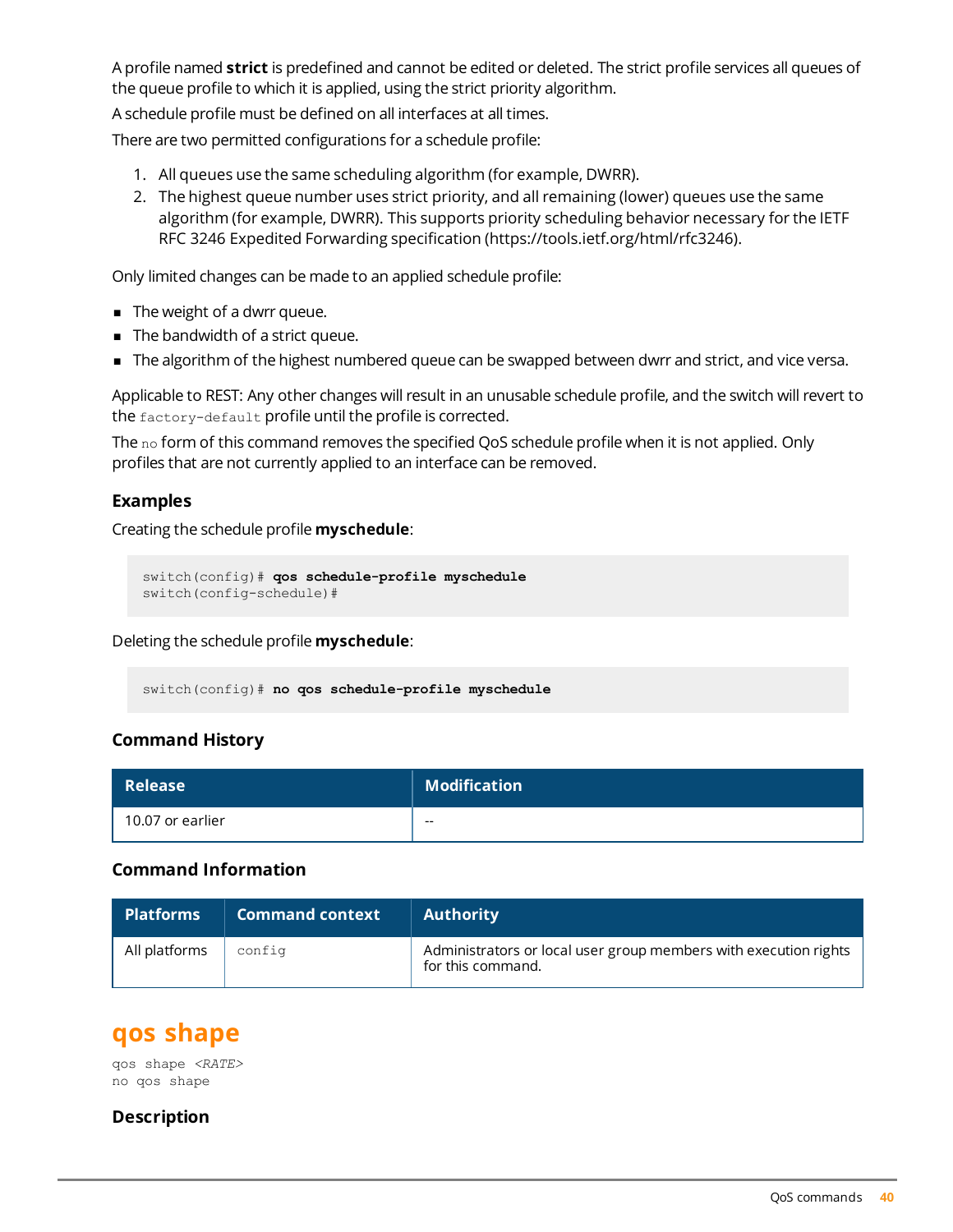A profile named **strict** is predefined and cannot be edited or deleted. The strict profile services all queues of the queue profile to which it is applied, using the strict priority algorithm.

A schedule profile must be defined on all interfaces at all times.

There are two permitted configurations for a schedule profile:

1. All queues use the same scheduling algorithm (for example, DWRR).
2. The highest queue number uses strict priority, and all remaining (lower) queues use the same algorithm (for example, DWRR). This supports priority scheduling behavior necessary for the IETF RFC 3246 Expedited Forwarding specification (https://tools.ietf.org/html/rfc3246).

Only limited changes can be made to an applied schedule profile:

- The weight of a dwrr queue.
- The bandwidth of a strict queue.
- The algorithm of the highest numbered queue can be swapped between dwrr and strict, and vice versa.

Applicable to REST: Any other changes will result in an unusable schedule profile, and the switch will revert to the `factory-default` profile until the profile is corrected.

The `no` form of this command removes the specified QoS schedule profile when it is not applied. Only profiles that are not currently applied to an interface can be removed.

### Examples

Creating the schedule profile **myschedule**:

```
switch(config)# qos schedule-profile myschedule
switch(config-schedule)#
```

Deleting the schedule profile **myschedule**:

```
switch(config)# no qos schedule-profile myschedule
```

### Command History

| Release | Modification |
|---|---|
| 10.07 or earlier | -- |

### Command Information

| Platforms | Command context | Authority |
|---|---|---|
| All platforms | `config` | Administrators or local user group members with execution rights for this command. |

## qos shape

```
qos shape <RATE>
no qos shape
```

### Description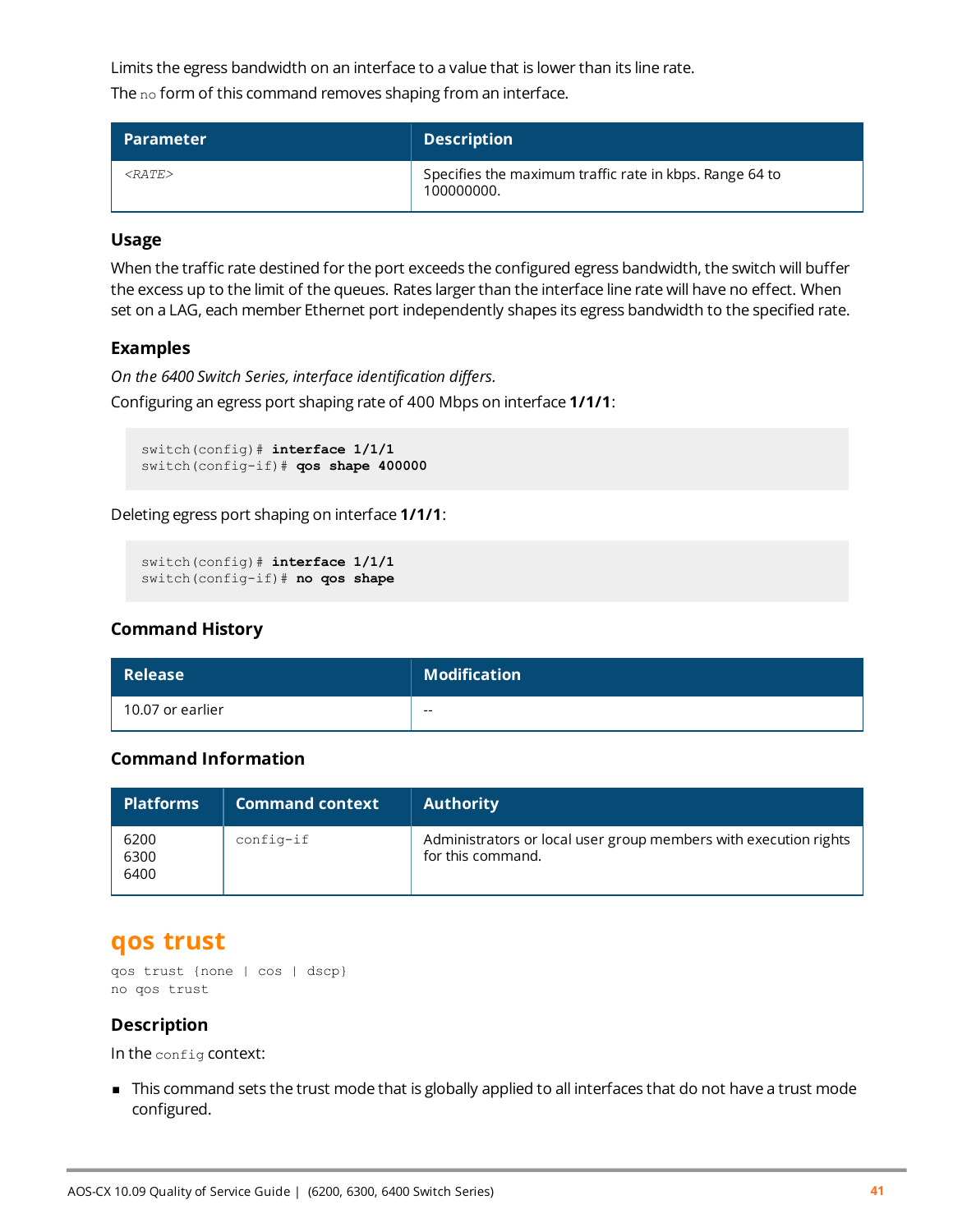Limits the egress bandwidth on an interface to a value that is lower than its line rate.

The `no` form of this command removes shaping from an interface.

| Parameter | Description |
|---|---|
| *<RATE>* | Specifies the maximum traffic rate in kbps. Range 64 to 100000000. |

### Usage

When the traffic rate destined for the port exceeds the configured egress bandwidth, the switch will buffer the excess up to the limit of the queues. Rates larger than the interface line rate will have no effect. When set on a LAG, each member Ethernet port independently shapes its egress bandwidth to the specified rate.

### Examples

*On the 6400 Switch Series, interface identification differs.*

Configuring an egress port shaping rate of 400 Mbps on interface **1/1/1**:

```
switch(config)# interface 1/1/1
switch(config-if)# qos shape 400000
```

Deleting egress port shaping on interface **1/1/1**:

```
switch(config)# interface 1/1/1
switch(config-if)# no qos shape
```

### Command History

| Release | Modification |
|---|---|
| 10.07 or earlier | -- |

### Command Information

| Platforms | Command context | Authority |
|---|---|---|
| 6200<br>6300<br>6400 | `config-if` | Administrators or local user group members with execution rights for this command. |

## qos trust

```
qos trust {none | cos | dscp}
no qos trust
```

### Description

In the `config` context:

- This command sets the trust mode that is globally applied to all interfaces that do not have a trust mode configured.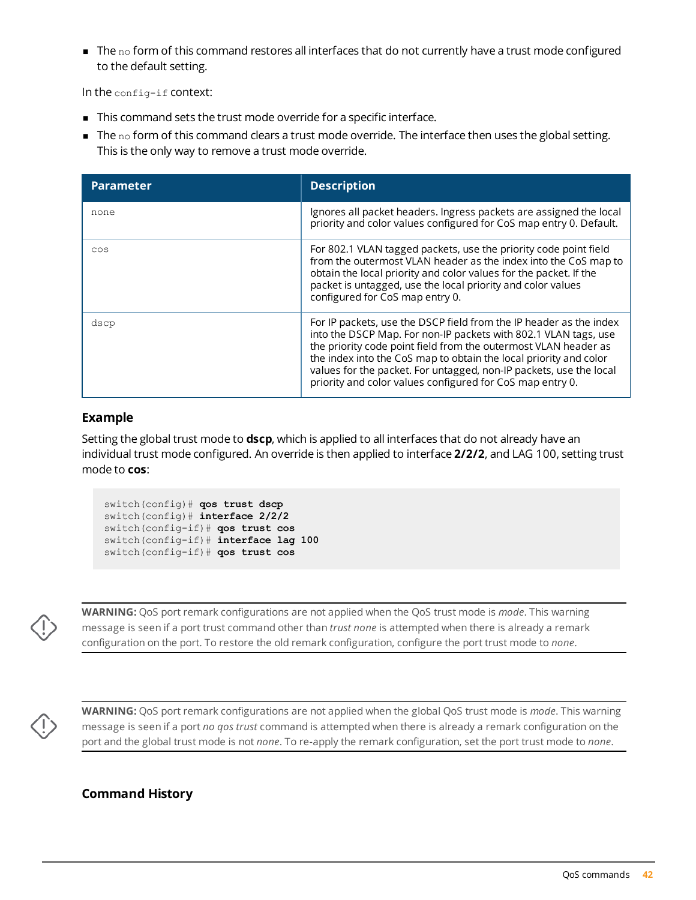- The `no` form of this command restores all interfaces that do not currently have a trust mode configured to the default setting.

In the `config-if` context:

- This command sets the trust mode override for a specific interface.
- The `no` form of this command clears a trust mode override. The interface then uses the global setting. This is the only way to remove a trust mode override.

| Parameter | Description |
|---|---|
| `none` | Ignores all packet headers. Ingress packets are assigned the local priority and color values configured for CoS map entry 0. Default. |
| `cos` | For 802.1 VLAN tagged packets, use the priority code point field from the outermost VLAN header as the index into the CoS map to obtain the local priority and color values for the packet. If the packet is untagged, use the local priority and color values configured for CoS map entry 0. |
| `dscp` | For IP packets, use the DSCP field from the IP header as the index into the DSCP Map. For non-IP packets with 802.1 VLAN tags, use the priority code point field from the outermost VLAN header as the index into the CoS map to obtain the local priority and color values for the packet. For untagged, non-IP packets, use the local priority and color values configured for CoS map entry 0. |

### Example

Setting the global trust mode to **dscp**, which is applied to all interfaces that do not already have an individual trust mode configured. An override is then applied to interface **2/2/2**, and LAG 100, setting trust mode to **cos**:

```
switch(config)# qos trust dscp
switch(config)# interface 2/2/2
switch(config-if)# qos trust cos
switch(config-if)# interface lag 100
switch(config-if)# qos trust cos
```

**WARNING:** QoS port remark configurations are not applied when the QoS trust mode is *mode*. This warning message is seen if a port trust command other than *trust none* is attempted when there is already a remark configuration on the port. To restore the old remark configuration, configure the port trust mode to *none*.

**WARNING:** QoS port remark configurations are not applied when the global QoS trust mode is *mode*. This warning message is seen if a port *no qos trust* command is attempted when there is already a remark configuration on the port and the global trust mode is not *none*. To re-apply the remark configuration, set the port trust mode to *none*.

### Command History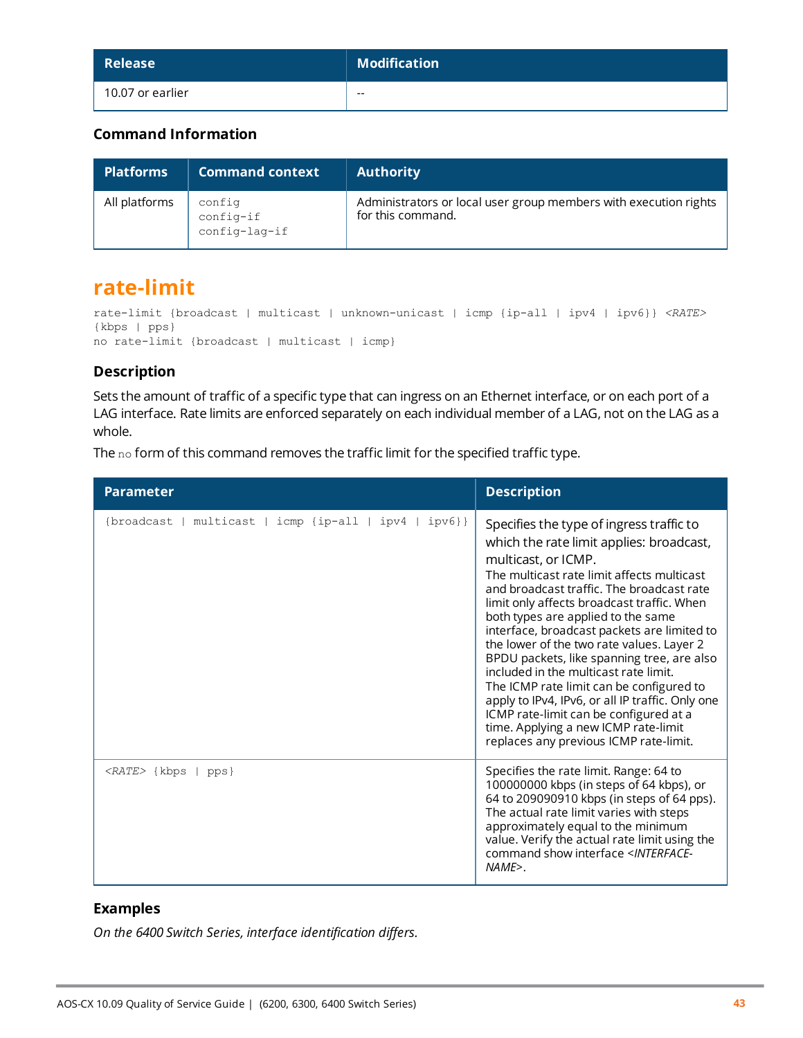| Release | Modification |
| --- | --- |
| 10.07 or earlier | -- |

### Command Information

| Platforms | Command context | Authority |
| --- | --- | --- |
| All platforms | `config`<br>`config-if`<br>`config-lag-if` | Administrators or local user group members with execution rights for this command. |

## rate-limit

```
rate-limit {broadcast | multicast | unknown-unicast | icmp {ip-all | ipv4 | ipv6}} <RATE>
{kbps | pps}
no rate-limit {broadcast | multicast | icmp}
```

### Description

Sets the amount of traffic of a specific type that can ingress on an Ethernet interface, or on each port of a LAG interface. Rate limits are enforced separately on each individual member of a LAG, not on the LAG as a whole.

The `no` form of this command removes the traffic limit for the specified traffic type.

| Parameter | Description |
| --- | --- |
| `{broadcast \| multicast \| icmp {ip-all \| ipv4 \| ipv6}}` | Specifies the type of ingress traffic to which the rate limit applies: broadcast, multicast, or ICMP.<br>The multicast rate limit affects multicast and broadcast traffic. The broadcast rate limit only affects broadcast traffic. When both types are applied to the same interface, broadcast packets are limited to the lower of the two rate values. Layer 2 BPDU packets, like spanning tree, are also included in the multicast rate limit.<br>The ICMP rate limit can be configured to apply to IPv4, IPv6, or all IP traffic. Only one ICMP rate-limit can be configured at a time. Applying a new ICMP rate-limit replaces any previous ICMP rate-limit. |
| `<RATE> {kbps \| pps}` | Specifies the rate limit. Range: 64 to 100000000 kbps (in steps of 64 kbps), or 64 to 209090910 kbps (in steps of 64 pps). The actual rate limit varies with steps approximately equal to the minimum value. Verify the actual rate limit using the command show interface *<INTERFACE-NAME>*. |

### Examples

*On the 6400 Switch Series, interface identification differs.*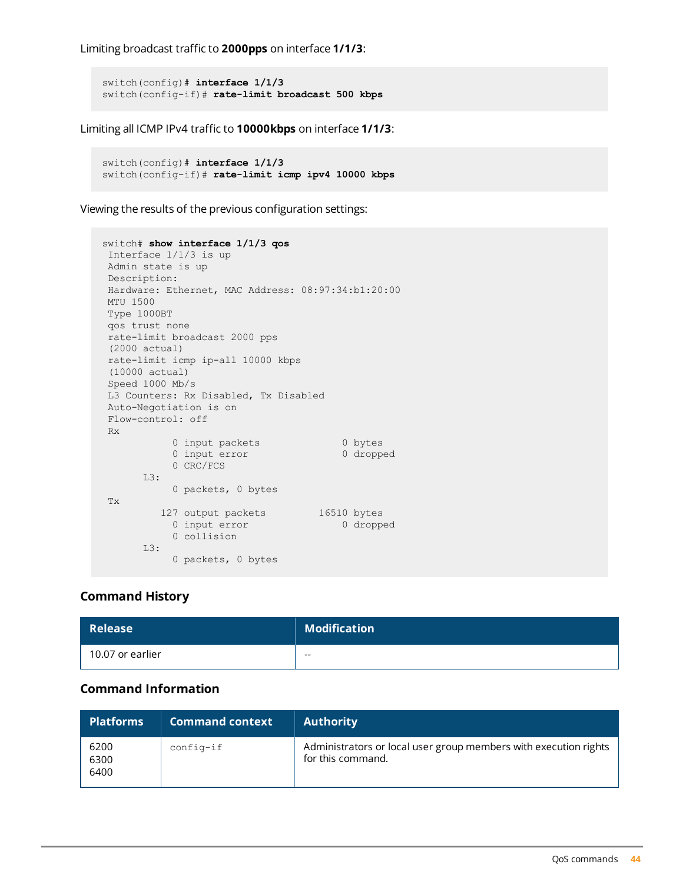Limiting broadcast traffic to **2000pps** on interface **1/1/3**:

```
switch(config)# interface 1/1/3
switch(config-if)# rate-limit broadcast 500 kbps
```

Limiting all ICMP IPv4 traffic to **10000kbps** on interface **1/1/3**:

```
switch(config)# interface 1/1/3
switch(config-if)# rate-limit icmp ipv4 10000 kbps
```

Viewing the results of the previous configuration settings:

```
switch# show interface 1/1/3 qos
 Interface 1/1/3 is up
 Admin state is up
 Description:
 Hardware: Ethernet, MAC Address: 08:97:34:b1:20:00
 MTU 1500
 Type 1000BT
 qos trust none
 rate-limit broadcast 2000 pps
 (2000 actual)
 rate-limit icmp ip-all 10000 kbps
 (10000 actual)
 Speed 1000 Mb/s
 L3 Counters: Rx Disabled, Tx Disabled
 Auto-Negotiation is on
 Flow-control: off
 Rx
            0 input packets              0 bytes
            0 input error                0 dropped
            0 CRC/FCS
       L3:
            0 packets, 0 bytes
 Tx
          127 output packets         16510 bytes
            0 input error                0 dropped
            0 collision
       L3:
            0 packets, 0 bytes
```

### Command History

| Release | Modification |
|---|---|
| 10.07 or earlier | -- |

### Command Information

| Platforms | Command context | Authority |
|---|---|---|
| 6200<br>6300<br>6400 | `config-if` | Administrators or local user group members with execution rights for this command. |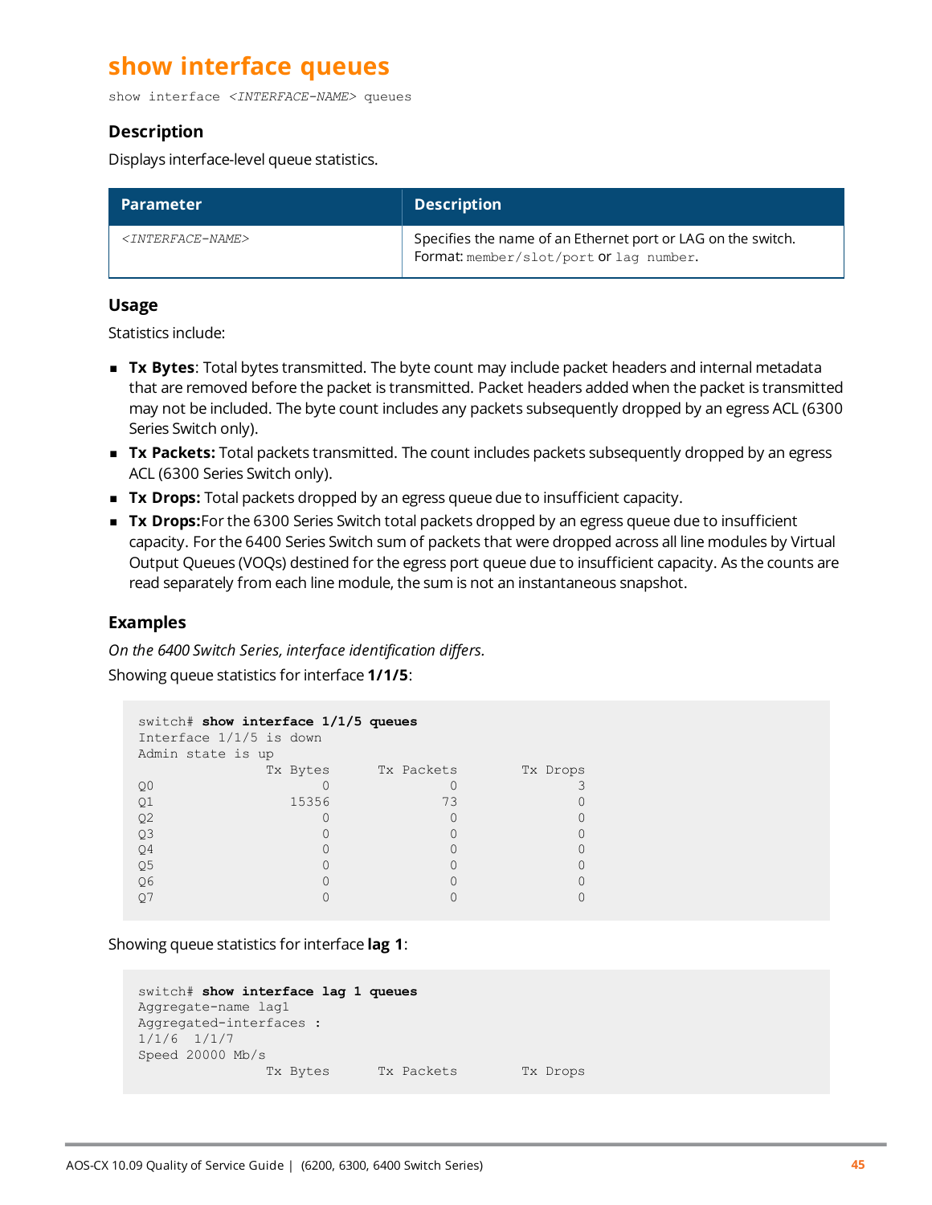## show interface queues

```
show interface <INTERFACE-NAME> queues
```

### Description

Displays interface-level queue statistics.

| Parameter | Description |
|---|---|
| `<INTERFACE-NAME>` | Specifies the name of an Ethernet port or LAG on the switch. Format: `member/slot/port` or `lag number`. |

### Usage

Statistics include:

- **Tx Bytes**: Total bytes transmitted. The byte count may include packet headers and internal metadata that are removed before the packet is transmitted. Packet headers added when the packet is transmitted may not be included. The byte count includes any packets subsequently dropped by an egress ACL (6300 Series Switch only).
- **Tx Packets:** Total packets transmitted. The count includes packets subsequently dropped by an egress ACL (6300 Series Switch only).
- **Tx Drops:** Total packets dropped by an egress queue due to insufficient capacity.
- **Tx Drops:**For the 6300 Series Switch total packets dropped by an egress queue due to insufficient capacity. For the 6400 Series Switch sum of packets that were dropped across all line modules by Virtual Output Queues (VOQs) destined for the egress port queue due to insufficient capacity. As the counts are read separately from each line module, the sum is not an instantaneous snapshot.

### Examples

*On the 6400 Switch Series, interface identification differs.*

Showing queue statistics for interface **1/1/5**:

```
switch# show interface 1/1/5 queues
Interface 1/1/5 is down
Admin state is up
                Tx Bytes      Tx Packets        Tx Drops
Q0                     0               0               3
Q1                 15356              73               0
Q2                     0               0               0
Q3                     0               0               0
Q4                     0               0               0
Q5                     0               0               0
Q6                     0               0               0
Q7                     0               0               0
```

Showing queue statistics for interface **lag 1**:

```
switch# show interface lag 1 queues
Aggregate-name lag1
Aggregated-interfaces :
1/1/6  1/1/7
Speed 20000 Mb/s
                Tx Bytes      Tx Packets        Tx Drops
```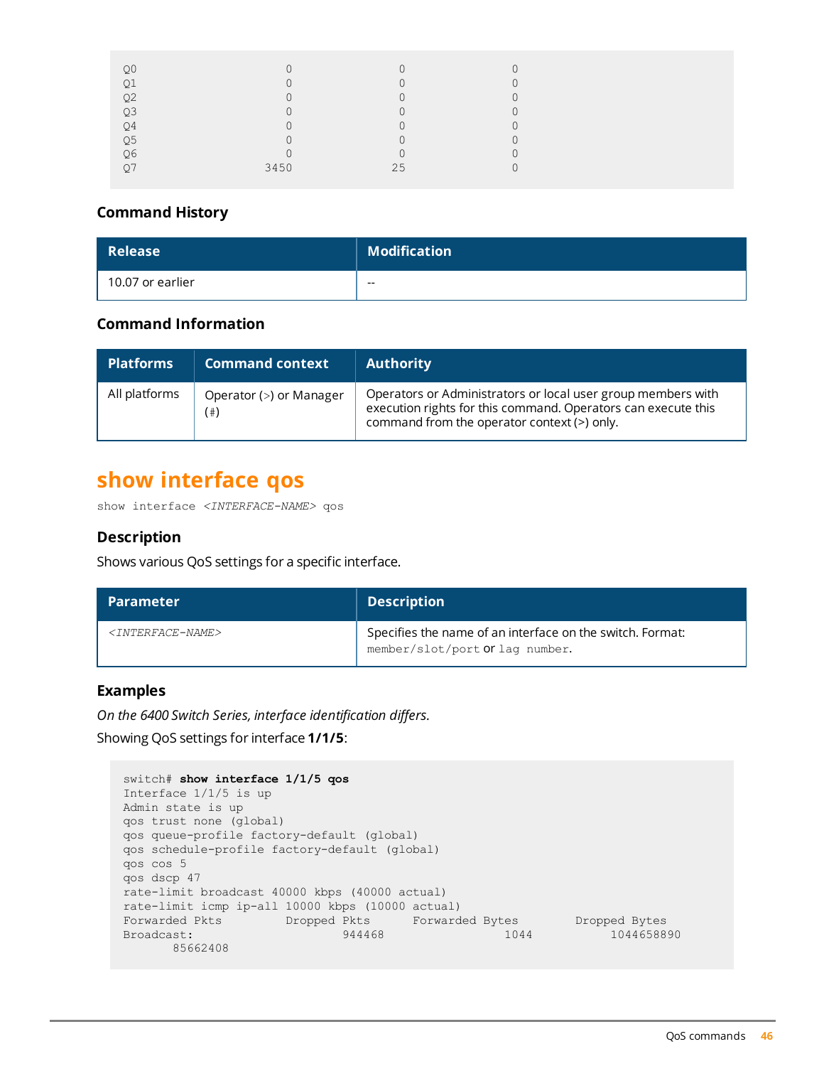```
Q0                        0                   0                   0
Q1                        0                   0                   0
Q2                        0                   0                   0
Q3                        0                   0                   0
Q4                        0                   0                   0
Q5                        0                   0                   0
Q6                        0                   0                   0
Q7                     3450                  25                   0
```

### Command History

| Release | Modification |
|---|---|
| 10.07 or earlier | -- |

### Command Information

| Platforms | Command context | Authority |
|---|---|---|
| All platforms | Operator (>) or Manager (#) | Operators or Administrators or local user group members with execution rights for this command. Operators can execute this command from the operator context (>) only. |

## show interface qos

`show interface <INTERFACE-NAME> qos`

### Description

Shows various QoS settings for a specific interface.

| Parameter | Description |
|---|---|
| *<INTERFACE-NAME>* | Specifies the name of an interface on the switch. Format: `member/slot/port` or `lag number`. |

### Examples

*On the 6400 Switch Series, interface identification differs.*

Showing QoS settings for interface **1/1/5**:

```
switch# show interface 1/1/5 qos
Interface 1/1/5 is up
Admin state is up
qos trust none (global)
qos queue-profile factory-default (global)
qos schedule-profile factory-default (global)
qos cos 5
qos dscp 47
rate-limit broadcast 40000 kbps (40000 actual)
rate-limit icmp ip-all 10000 kbps (10000 actual)
Forwarded Pkts         Dropped Pkts      Forwarded Bytes        Dropped Bytes
Broadcast:                     944468                1044           1044658890
       85662408
```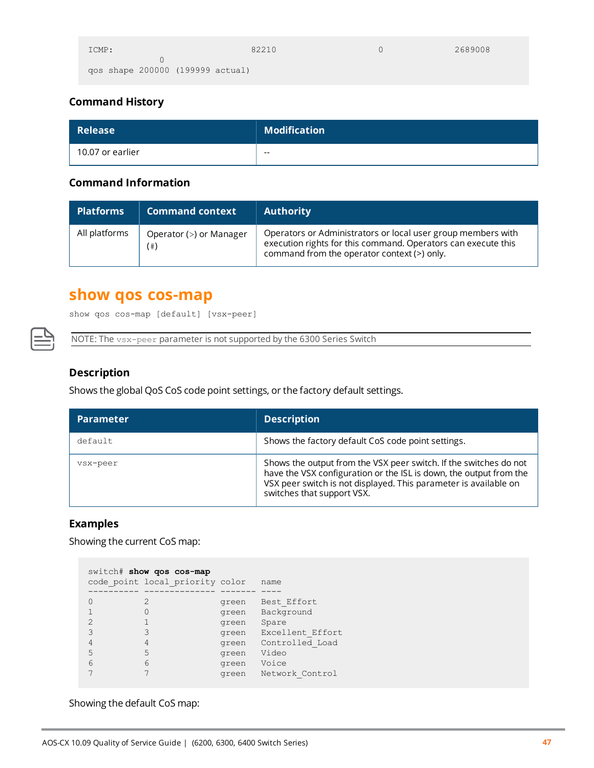```
ICMP:                          82210                0              2689008
                 0
qos shape 200000 (199999 actual)
```

### Command History

| Release | Modification |
|---|---|
| 10.07 or earlier | -- |

### Command Information

| Platforms | Command context | Authority |
|---|---|---|
| All platforms | Operator (>) or Manager (#) | Operators or Administrators or local user group members with execution rights for this command. Operators can execute this command from the operator context (>) only. |

## show qos cos-map

```
show qos cos-map [default] [vsx-peer]
```

NOTE: The `vsx-peer` parameter is not supported by the 6300 Series Switch

### Description

Shows the global QoS CoS code point settings, or the factory default settings.

| Parameter | Description |
|---|---|
| `default` | Shows the factory default CoS code point settings. |
| `vsx-peer` | Shows the output from the VSX peer switch. If the switches do not have the VSX configuration or the ISL is down, the output from the VSX peer switch is not displayed. This parameter is available on switches that support VSX. |

### Examples

Showing the current CoS map:

```
switch# show qos cos-map
code_point local_priority color   name
---------- -------------- ------- ----
0          2              green   Best_Effort
1          0              green   Background
2          1              green   Spare
3          3              green   Excellent_Effort
4          4              green   Controlled_Load
5          5              green   Video
6          6              green   Voice
7          7              green   Network_Control
```

Showing the default CoS map: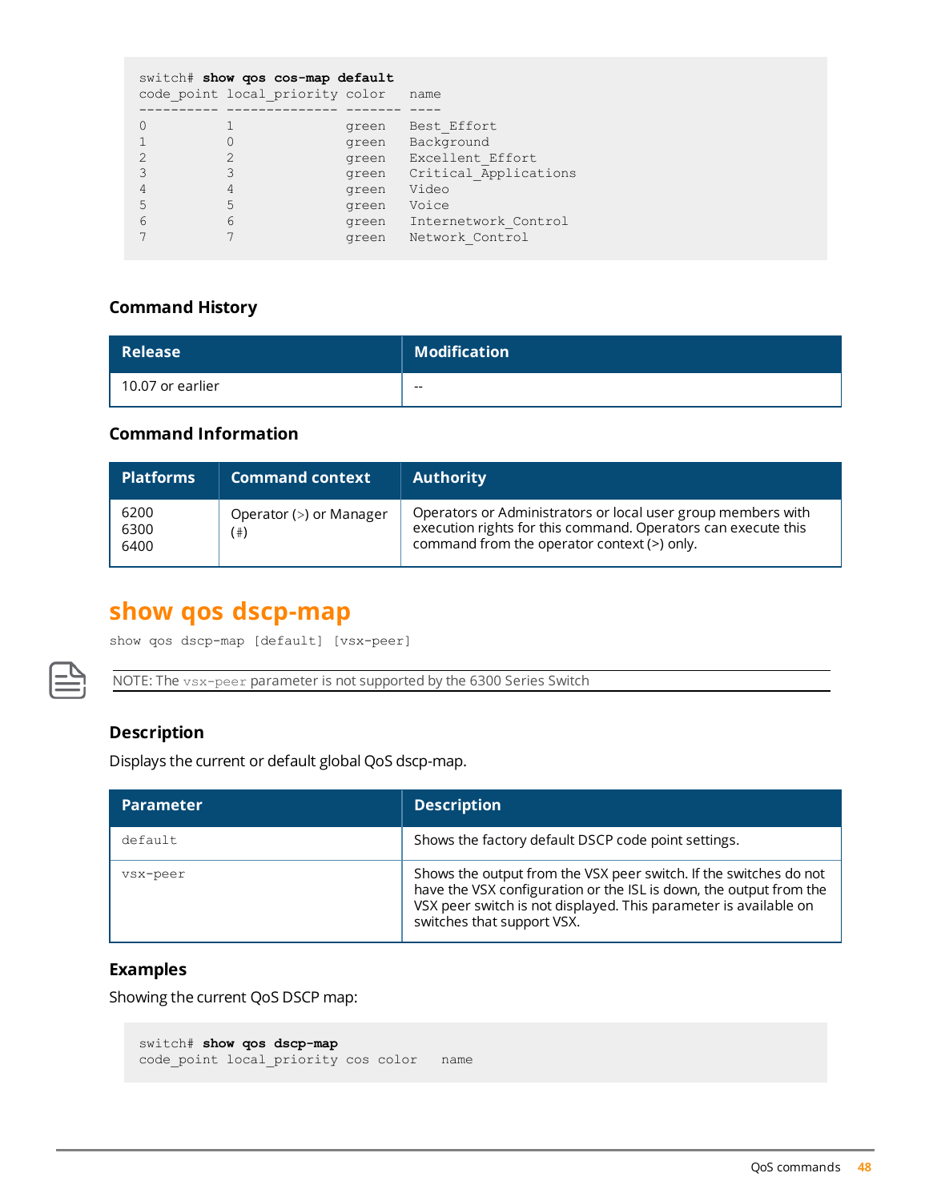```
switch# show qos cos-map default
code_point local_priority color   name
---------- -------------- ------- ----
0          1              green   Best_Effort
1          0              green   Background
2          2              green   Excellent_Effort
3          3              green   Critical_Applications
4          4              green   Video
5          5              green   Voice
6          6              green   Internetwork_Control
7          7              green   Network_Control
```

### Command History

| Release | Modification |
|---|---|
| 10.07 or earlier | -- |

### Command Information

| Platforms | Command context | Authority |
|---|---|---|
| 6200<br>6300<br>6400 | Operator (>) or Manager (#) | Operators or Administrators or local user group members with execution rights for this command. Operators can execute this command from the operator context (>) only. |

## show qos dscp-map

```
show qos dscp-map [default] [vsx-peer]
```

NOTE: The `vsx-peer` parameter is not supported by the 6300 Series Switch

### Description

Displays the current or default global QoS dscp-map.

| Parameter | Description |
|---|---|
| `default` | Shows the factory default DSCP code point settings. |
| `vsx-peer` | Shows the output from the VSX peer switch. If the switches do not have the VSX configuration or the ISL is down, the output from the VSX peer switch is not displayed. This parameter is available on switches that support VSX. |

### Examples

Showing the current QoS DSCP map:

```
switch# show qos dscp-map
code_point local_priority cos color   name
```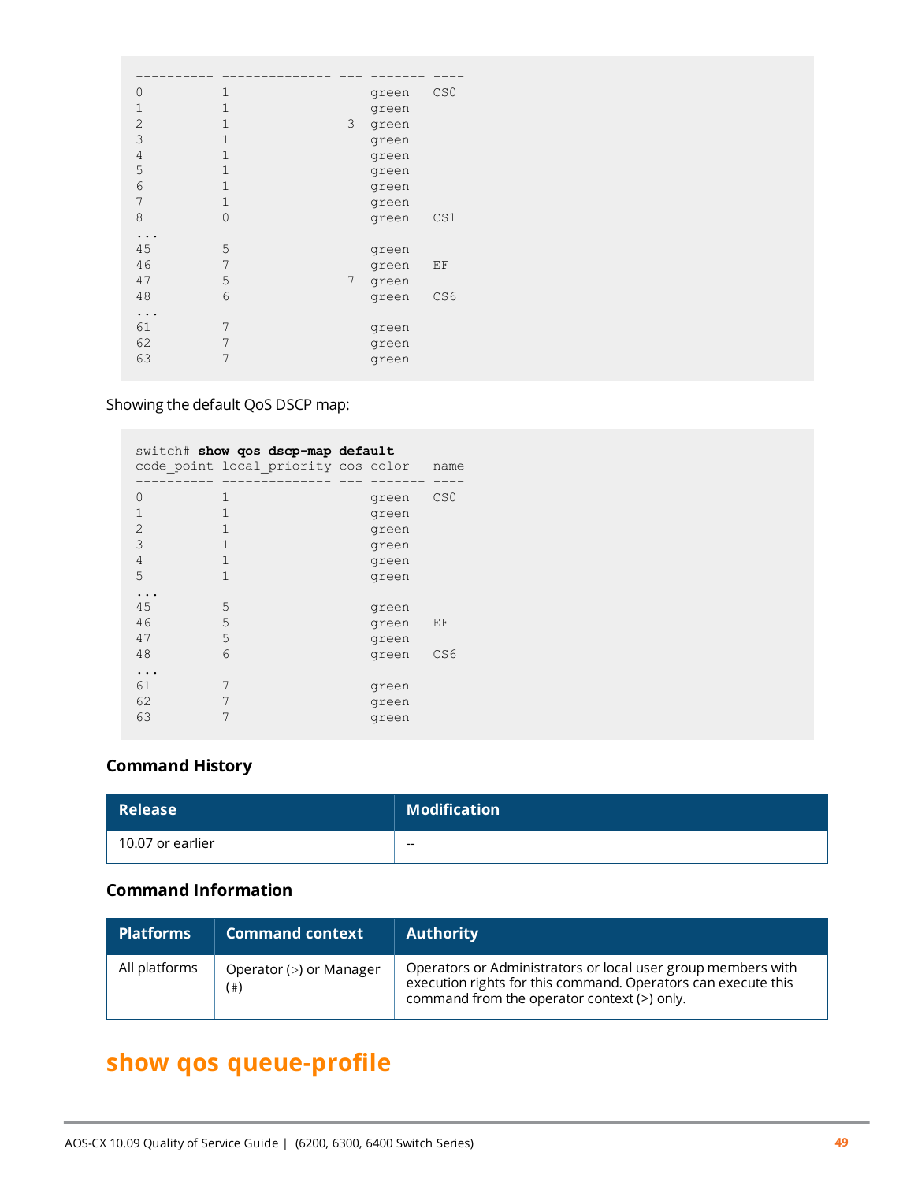```
---------- -------------- --- ------- ----
0          1                  green   CS0
1          1                  green
2          1               3  green
3          1                  green
4          1                  green
5          1                  green
6          1                  green
7          1                  green
8          0                  green   CS1
...
45         5                  green
46         7                  green   EF
47         5               7  green
48         6                  green   CS6
...
61         7                  green
62         7                  green
63         7                  green
```

Showing the default QoS DSCP map:

```
switch# show qos dscp-map default
code_point local_priority cos color   name
---------- -------------- --- ------- ----
0          1                  green   CS0
1          1                  green
2          1                  green
3          1                  green
4          1                  green
5          1                  green
...
45         5                  green
46         5                  green   EF
47         5                  green
48         6                  green   CS6
...
61         7                  green
62         7                  green
63         7                  green
```

### Command History

| Release | Modification |
|---|---|
| 10.07 or earlier | -- |

### Command Information

| Platforms | Command context | Authority |
|---|---|---|
| All platforms | Operator (>) or Manager (#) | Operators or Administrators or local user group members with execution rights for this command. Operators can execute this command from the operator context (>) only. |

## show qos queue-profile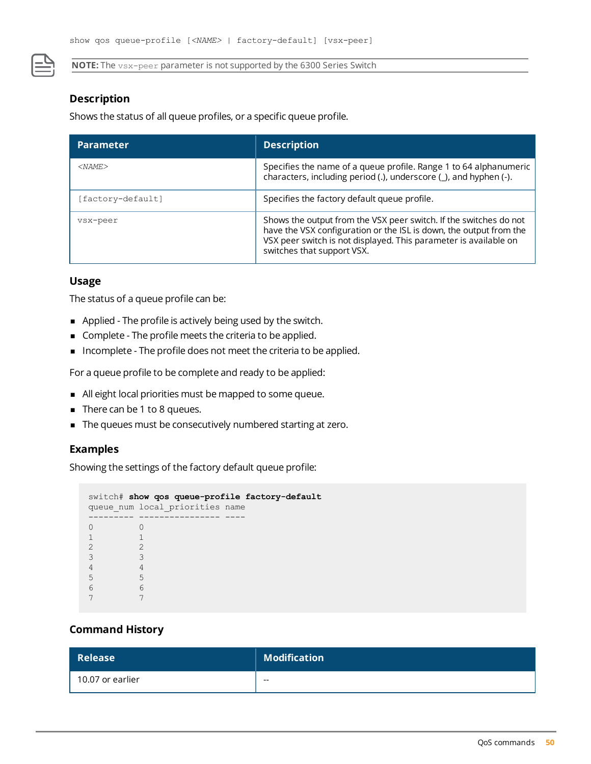```
show qos queue-profile [<NAME> | factory-default] [vsx-peer]
```

**NOTE:** The `vsx-peer` parameter is not supported by the 6300 Series Switch

### Description

Shows the status of all queue profiles, or a specific queue profile.

| Parameter | Description |
|---|---|
| *<NAME>* | Specifies the name of a queue profile. Range 1 to 64 alphanumeric characters, including period (.), underscore (_), and hyphen (-). |
| [factory-default] | Specifies the factory default queue profile. |
| vsx-peer | Shows the output from the VSX peer switch. If the switches do not have the VSX configuration or the ISL is down, the output from the VSX peer switch is not displayed. This parameter is available on switches that support VSX. |

### Usage

The status of a queue profile can be:

- Applied - The profile is actively being used by the switch.
- Complete - The profile meets the criteria to be applied.
- Incomplete - The profile does not meet the criteria to be applied.

For a queue profile to be complete and ready to be applied:

- All eight local priorities must be mapped to some queue.
- There can be 1 to 8 queues.
- The queues must be consecutively numbered starting at zero.

### Examples

Showing the settings of the factory default queue profile:

```
switch# show qos queue-profile factory-default
queue_num local_priorities name
--------- ---------------- ----
0         0
1         1
2         2
3         3
4         4
5         5
6         6
7         7
```

### Command History

| Release | Modification |
|---|---|
| 10.07 or earlier | -- |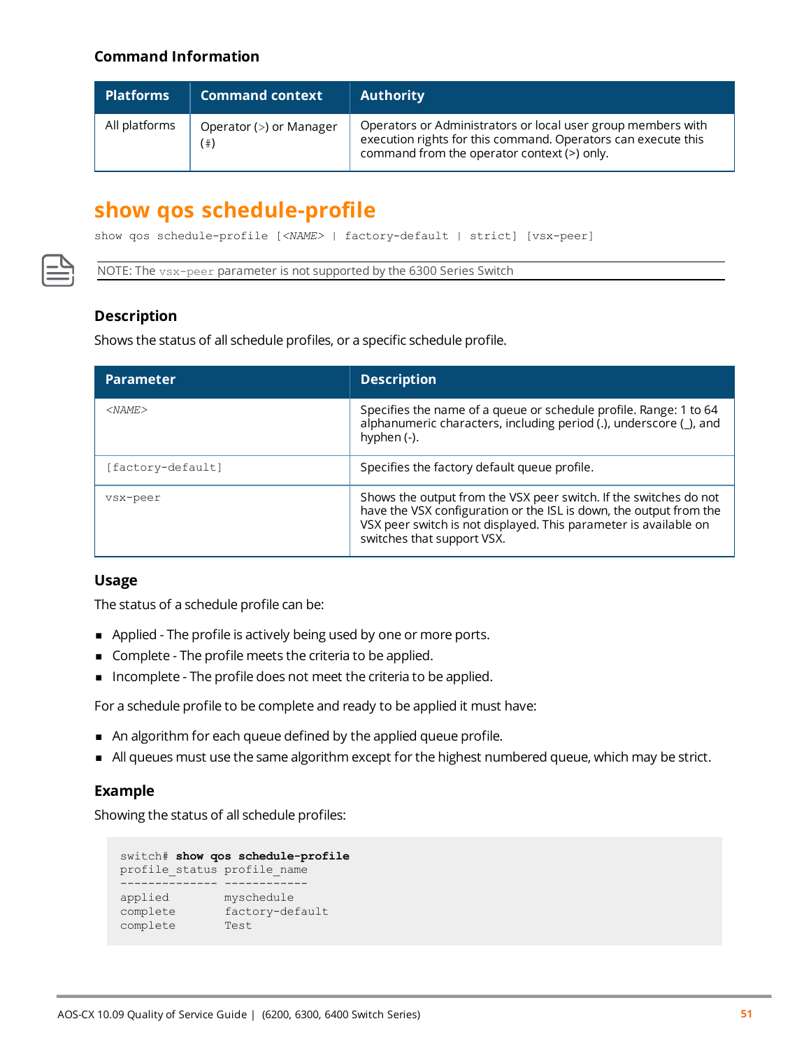### Command Information

| Platforms | Command context | Authority |
| --- | --- | --- |
| All platforms | Operator (>) or Manager (#) | Operators or Administrators or local user group members with execution rights for this command. Operators can execute this command from the operator context (>) only. |

## show qos schedule-profile

`show qos schedule-profile [<NAME> | factory-default | strict] [vsx-peer]`

NOTE: The `vsx-peer` parameter is not supported by the 6300 Series Switch

### Description

Shows the status of all schedule profiles, or a specific schedule profile.

| Parameter | Description |
| --- | --- |
| *<NAME>* | Specifies the name of a queue or schedule profile. Range: 1 to 64 alphanumeric characters, including period (.), underscore (_), and hyphen (-). |
| `[factory-default]` | Specifies the factory default queue profile. |
| `vsx-peer` | Shows the output from the VSX peer switch. If the switches do not have the VSX configuration or the ISL is down, the output from the VSX peer switch is not displayed. This parameter is available on switches that support VSX. |

### Usage

The status of a schedule profile can be:

- Applied - The profile is actively being used by one or more ports.
- Complete - The profile meets the criteria to be applied.
- Incomplete - The profile does not meet the criteria to be applied.

For a schedule profile to be complete and ready to be applied it must have:

- An algorithm for each queue defined by the applied queue profile.
- All queues must use the same algorithm except for the highest numbered queue, which may be strict.

### Example

Showing the status of all schedule profiles:

```
switch# show qos schedule-profile
profile_status profile_name
-------------- ------------
applied        myschedule
complete       factory-default
complete       Test
```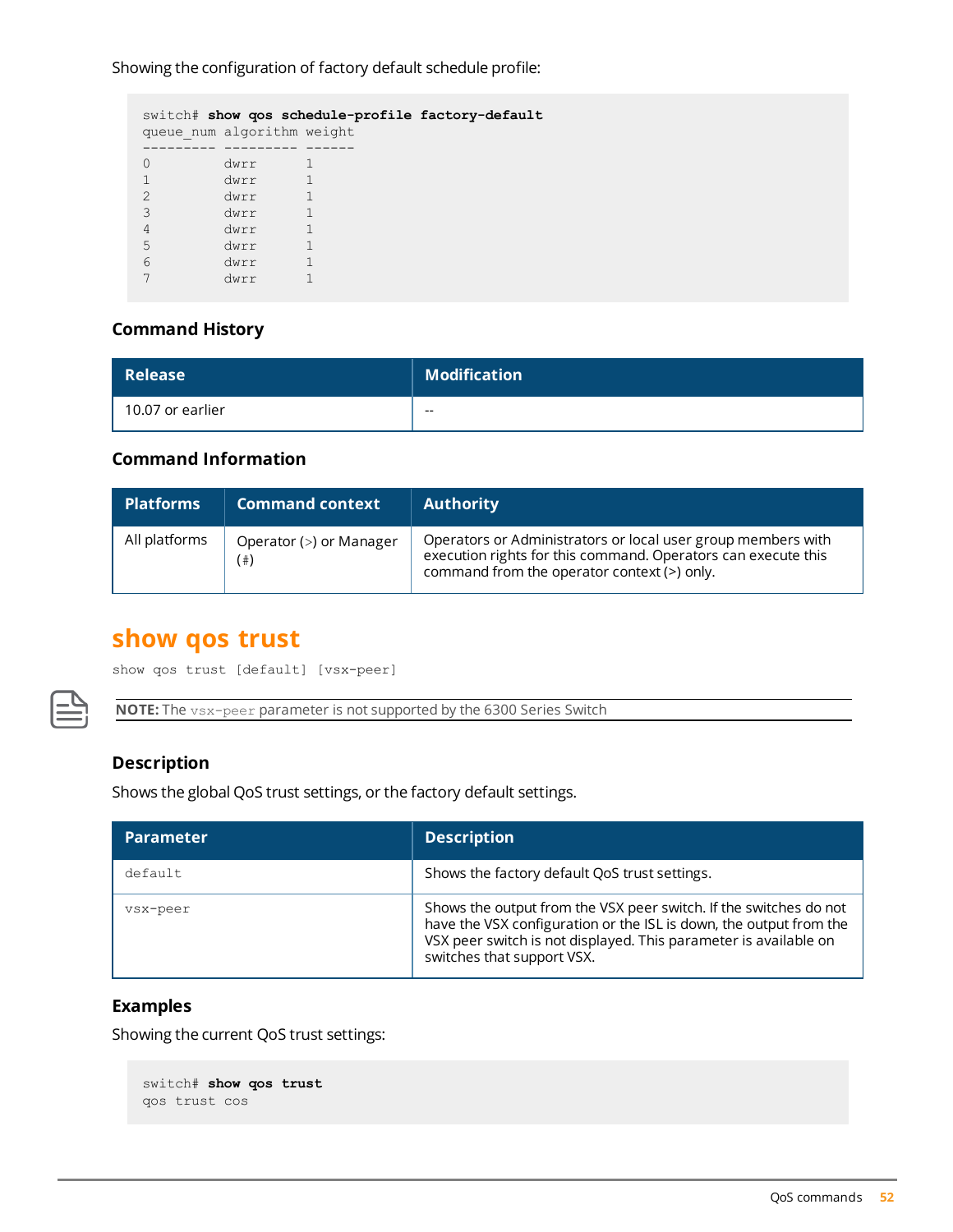Showing the configuration of factory default schedule profile:

```
switch# show qos schedule-profile factory-default
queue_num algorithm weight
--------- --------- ------
0         dwrr      1
1         dwrr      1
2         dwrr      1
3         dwrr      1
4         dwrr      1
5         dwrr      1
6         dwrr      1
7         dwrr      1
```

### Command History

| Release | Modification |
|---|---|
| 10.07 or earlier | -- |

### Command Information

| Platforms | Command context | Authority |
|---|---|---|
| All platforms | Operator (>) or Manager (#) | Operators or Administrators or local user group members with execution rights for this command. Operators can execute this command from the operator context (>) only. |

## show qos trust

```
show qos trust [default] [vsx-peer]
```

**NOTE:** The `vsx-peer` parameter is not supported by the 6300 Series Switch

### Description

Shows the global QoS trust settings, or the factory default settings.

| Parameter | Description |
|---|---|
| `default` | Shows the factory default QoS trust settings. |
| `vsx-peer` | Shows the output from the VSX peer switch. If the switches do not have the VSX configuration or the ISL is down, the output from the VSX peer switch is not displayed. This parameter is available on switches that support VSX. |

### Examples

Showing the current QoS trust settings:

```
switch# show qos trust
qos trust cos
```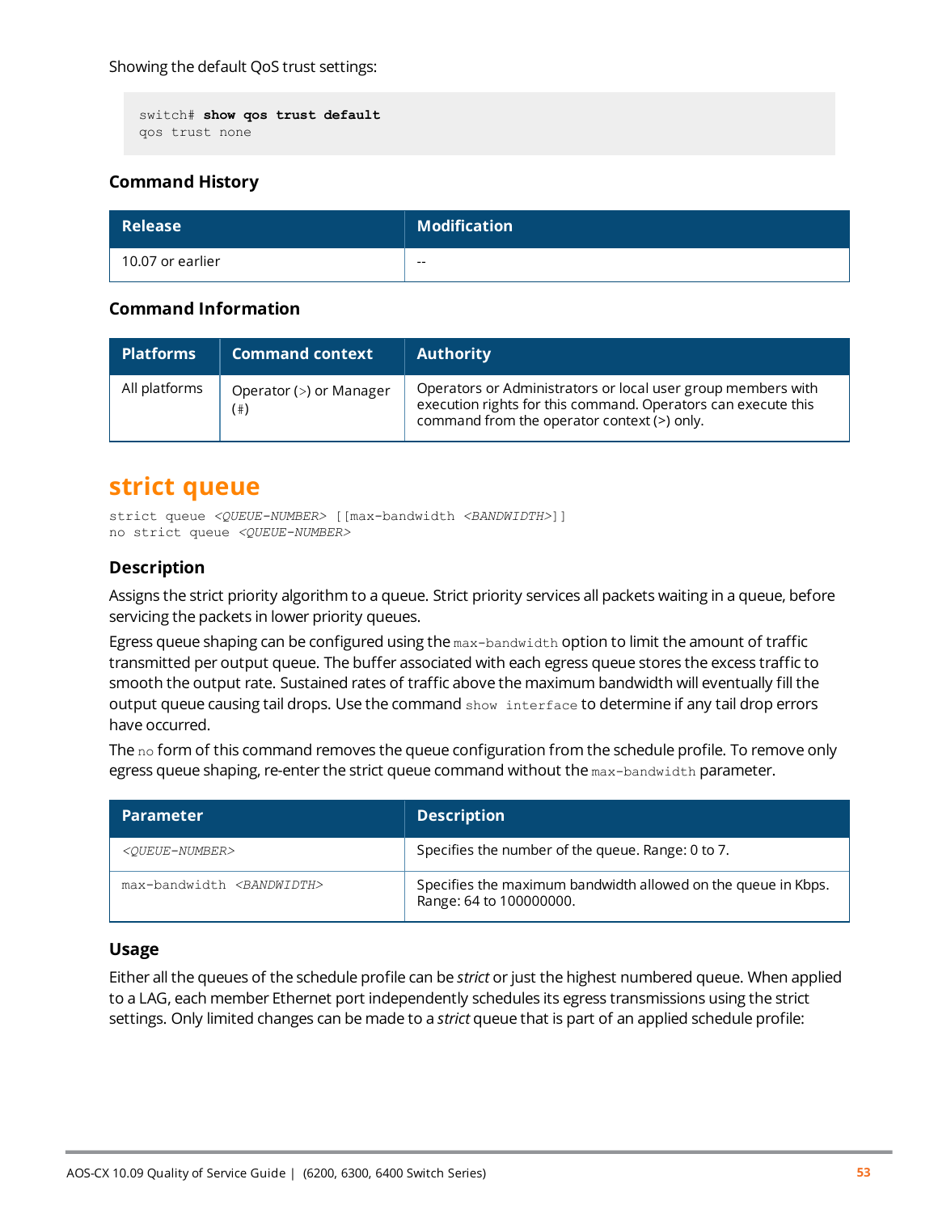Showing the default QoS trust settings:

```
switch# show qos trust default
qos trust none
```

### Command History

| Release | Modification |
|---|---|
| 10.07 or earlier | -- |

### Command Information

| Platforms | Command context | Authority |
|---|---|---|
| All platforms | Operator (>) or Manager (#) | Operators or Administrators or local user group members with execution rights for this command. Operators can execute this command from the operator context (>) only. |

## strict queue

```
strict queue <QUEUE-NUMBER> [[max-bandwidth <BANDWIDTH>]]
no strict queue <QUEUE-NUMBER>
```

### Description

Assigns the strict priority algorithm to a queue. Strict priority services all packets waiting in a queue, before servicing the packets in lower priority queues.

Egress queue shaping can be configured using the `max-bandwidth` option to limit the amount of traffic transmitted per output queue. The buffer associated with each egress queue stores the excess traffic to smooth the output rate. Sustained rates of traffic above the maximum bandwidth will eventually fill the output queue causing tail drops. Use the command `show interface` to determine if any tail drop errors have occurred.

The `no` form of this command removes the queue configuration from the schedule profile. To remove only egress queue shaping, re-enter the strict queue command without the `max-bandwidth` parameter.

| Parameter | Description |
|---|---|
| *<QUEUE-NUMBER>* | Specifies the number of the queue. Range: 0 to 7. |
| max-bandwidth *<BANDWIDTH>* | Specifies the maximum bandwidth allowed on the queue in Kbps. Range: 64 to 100000000. |

### Usage

Either all the queues of the schedule profile can be *strict* or just the highest numbered queue. When applied to a LAG, each member Ethernet port independently schedules its egress transmissions using the strict settings. Only limited changes can be made to a *strict* queue that is part of an applied schedule profile: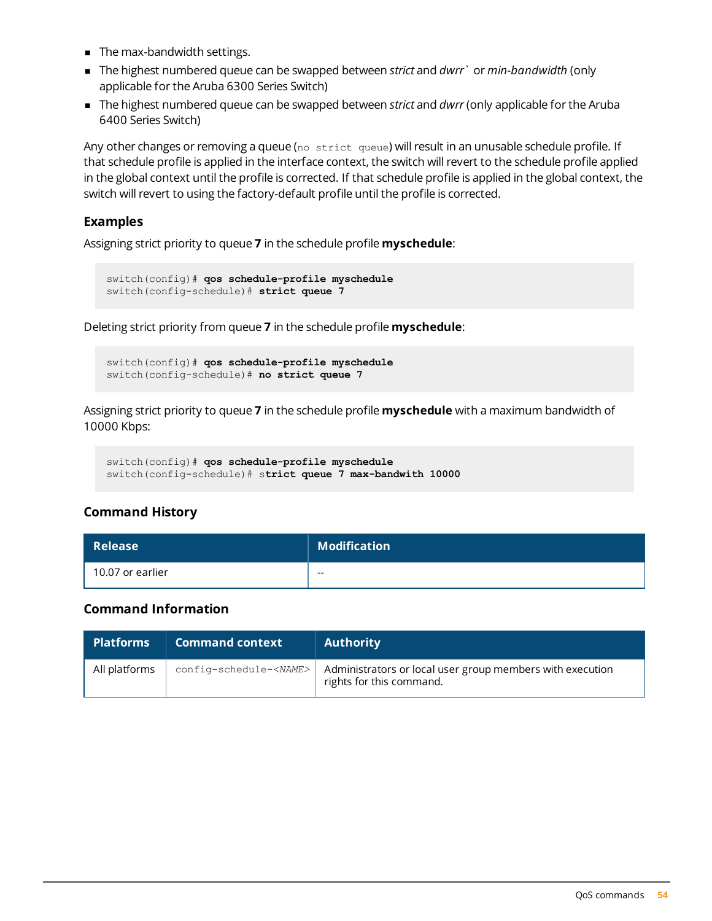- The max-bandwidth settings.
- The highest numbered queue can be swapped between *strict* and *dwrr*` or *min-bandwidth* (only applicable for the Aruba 6300 Series Switch)
- The highest numbered queue can be swapped between *strict* and *dwrr* (only applicable for the Aruba 6400 Series Switch)

Any other changes or removing a queue (`no strict queue`) will result in an unusable schedule profile. If that schedule profile is applied in the interface context, the switch will revert to the schedule profile applied in the global context until the profile is corrected. If that schedule profile is applied in the global context, the switch will revert to using the factory-default profile until the profile is corrected.

### Examples

Assigning strict priority to queue **7** in the schedule profile **myschedule**:

```
switch(config)# qos schedule-profile myschedule
switch(config-schedule)# strict queue 7
```

Deleting strict priority from queue **7** in the schedule profile **myschedule**:

```
switch(config)# qos schedule-profile myschedule
switch(config-schedule)# no strict queue 7
```

Assigning strict priority to queue **7** in the schedule profile **myschedule** with a maximum bandwidth of 10000 Kbps:

```
switch(config)# qos schedule-profile myschedule
switch(config-schedule)# strict queue 7 max-bandwith 10000
```

### Command History

| Release | Modification |
|---|---|
| 10.07 or earlier | -- |

### Command Information

| Platforms | Command context | Authority |
|---|---|---|
| All platforms | `config-schedule-<NAME>` | Administrators or local user group members with execution rights for this command. |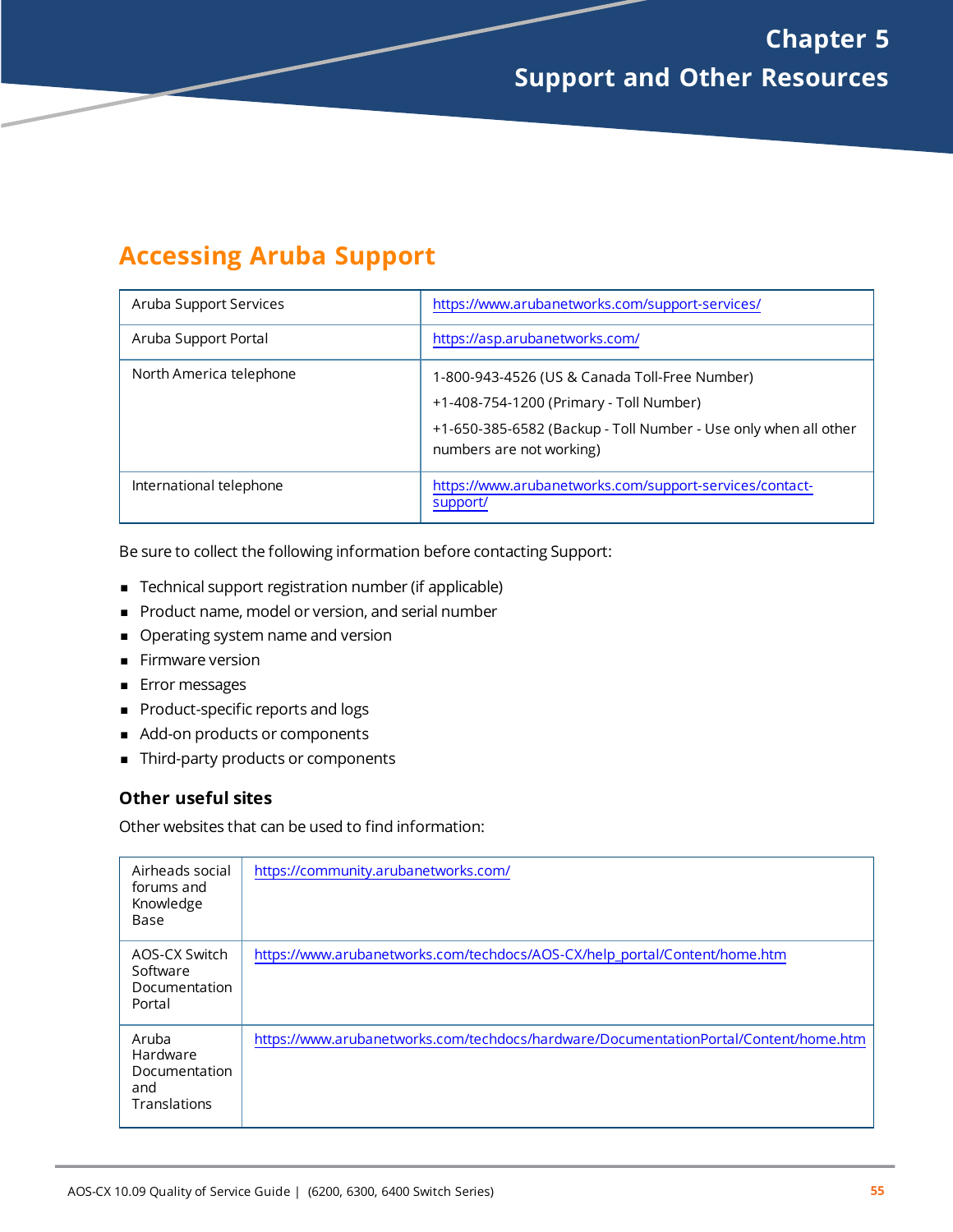# Chapter 5 Support and Other Resources

## Accessing Aruba Support

| | |
|---|---|
| Aruba Support Services | https://www.arubanetworks.com/support-services/ |
| Aruba Support Portal | https://asp.arubanetworks.com/ |
| North America telephone | 1-800-943-4526 (US & Canada Toll-Free Number)<br>+1-408-754-1200 (Primary - Toll Number)<br>+1-650-385-6582 (Backup - Toll Number - Use only when all other numbers are not working) |
| International telephone | https://www.arubanetworks.com/support-services/contact-support/ |

Be sure to collect the following information before contacting Support:

- Technical support registration number (if applicable)
- Product name, model or version, and serial number
- Operating system name and version
- Firmware version
- Error messages
- Product-specific reports and logs
- Add-on products or components
- Third-party products or components

### Other useful sites

Other websites that can be used to find information:

| | |
|---|---|
| Airheads social forums and Knowledge Base | https://community.arubanetworks.com/ |
| AOS-CX Switch Software Documentation Portal | https://www.arubanetworks.com/techdocs/AOS-CX/help_portal/Content/home.htm |
| Aruba Hardware Documentation and Translations | https://www.arubanetworks.com/techdocs/hardware/DocumentationPortal/Content/home.htm |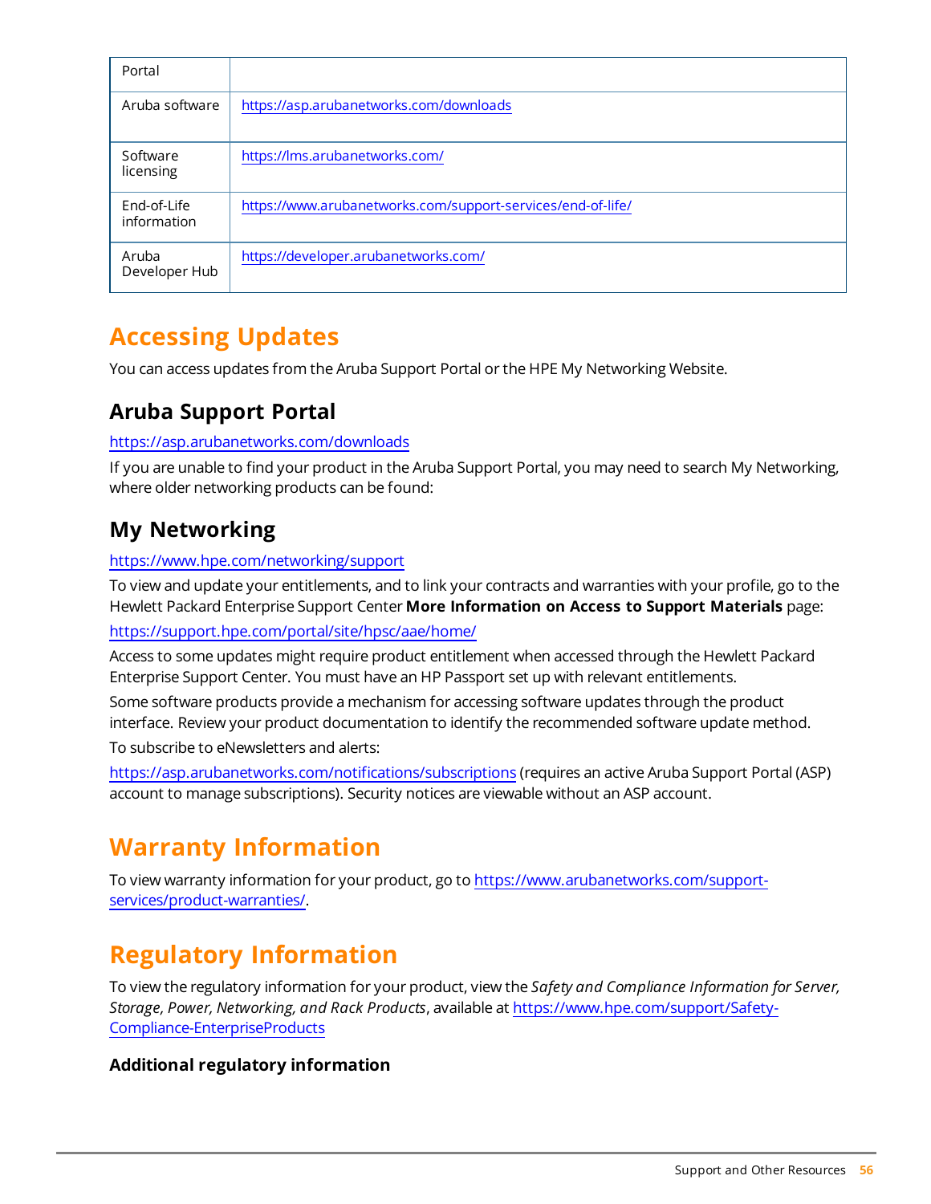| | |
|---|---|
| Portal | |
| Aruba software | https://asp.arubanetworks.com/downloads |
| Software licensing | https://lms.arubanetworks.com/ |
| End-of-Life information | https://www.arubanetworks.com/support-services/end-of-life/ |
| Aruba Developer Hub | https://developer.arubanetworks.com/ |

# Accessing Updates

You can access updates from the Aruba Support Portal or the HPE My Networking Website.

## Aruba Support Portal

https://asp.arubanetworks.com/downloads

If you are unable to find your product in the Aruba Support Portal, you may need to search My Networking, where older networking products can be found:

## My Networking

https://www.hpe.com/networking/support

To view and update your entitlements, and to link your contracts and warranties with your profile, go to the Hewlett Packard Enterprise Support Center **More Information on Access to Support Materials** page:

https://support.hpe.com/portal/site/hpsc/aae/home/

Access to some updates might require product entitlement when accessed through the Hewlett Packard Enterprise Support Center. You must have an HP Passport set up with relevant entitlements.

Some software products provide a mechanism for accessing software updates through the product interface. Review your product documentation to identify the recommended software update method.

To subscribe to eNewsletters and alerts:

https://asp.arubanetworks.com/notifications/subscriptions (requires an active Aruba Support Portal (ASP) account to manage subscriptions). Security notices are viewable without an ASP account.

# Warranty Information

To view warranty information for your product, go to https://www.arubanetworks.com/support-services/product-warranties/.

# Regulatory Information

To view the regulatory information for your product, view the *Safety and Compliance Information for Server, Storage, Power, Networking, and Rack Products*, available at https://www.hpe.com/support/Safety-Compliance-EnterpriseProducts

### Additional regulatory information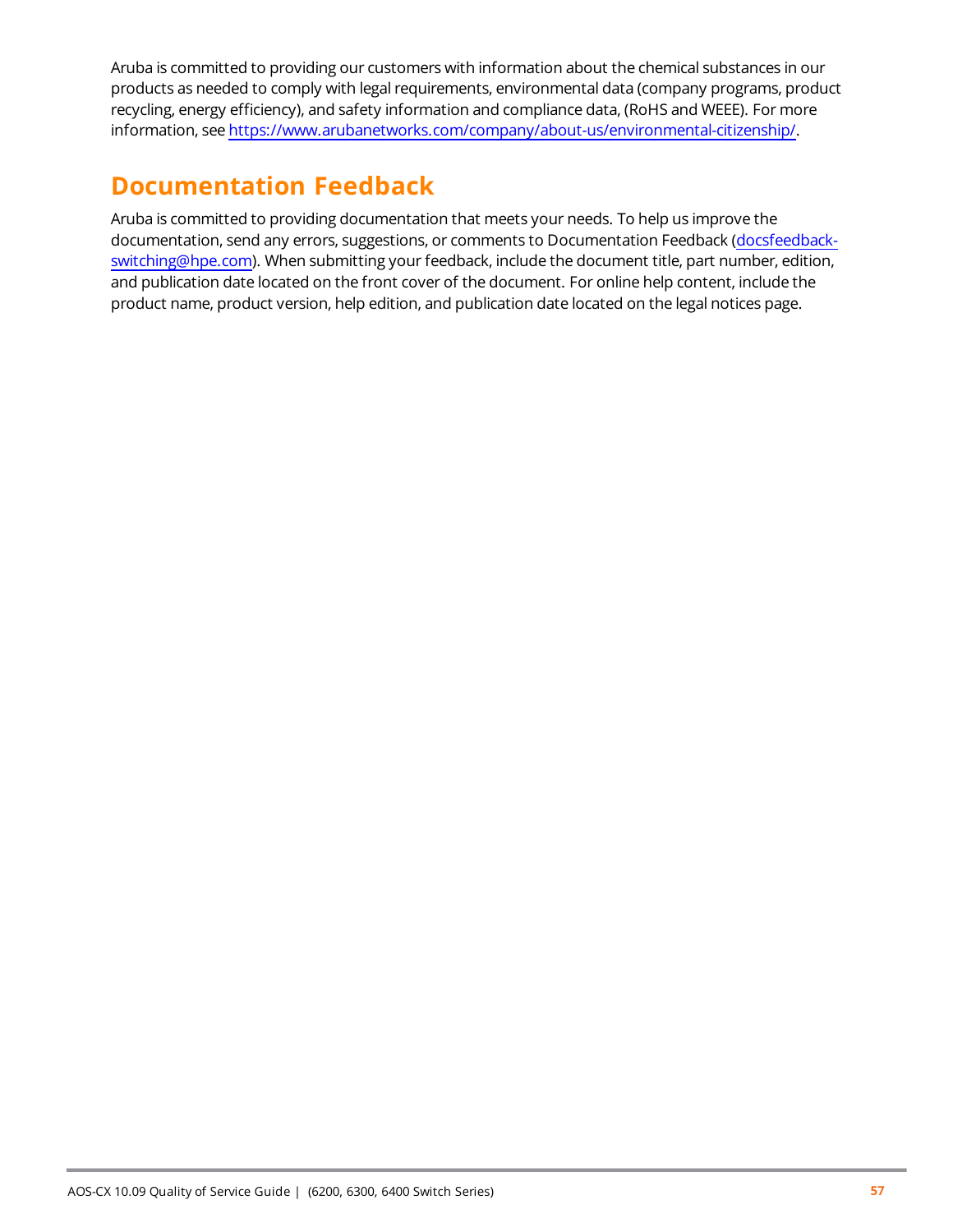Aruba is committed to providing our customers with information about the chemical substances in our products as needed to comply with legal requirements, environmental data (company programs, product recycling, energy efficiency), and safety information and compliance data, (RoHS and WEEE). For more information, see https://www.arubanetworks.com/company/about-us/environmental-citizenship/.

## Documentation Feedback

Aruba is committed to providing documentation that meets your needs. To help us improve the documentation, send any errors, suggestions, or comments to Documentation Feedback (docsfeedback-switching@hpe.com). When submitting your feedback, include the document title, part number, edition, and publication date located on the front cover of the document. For online help content, include the product name, product version, help edition, and publication date located on the legal notices page.